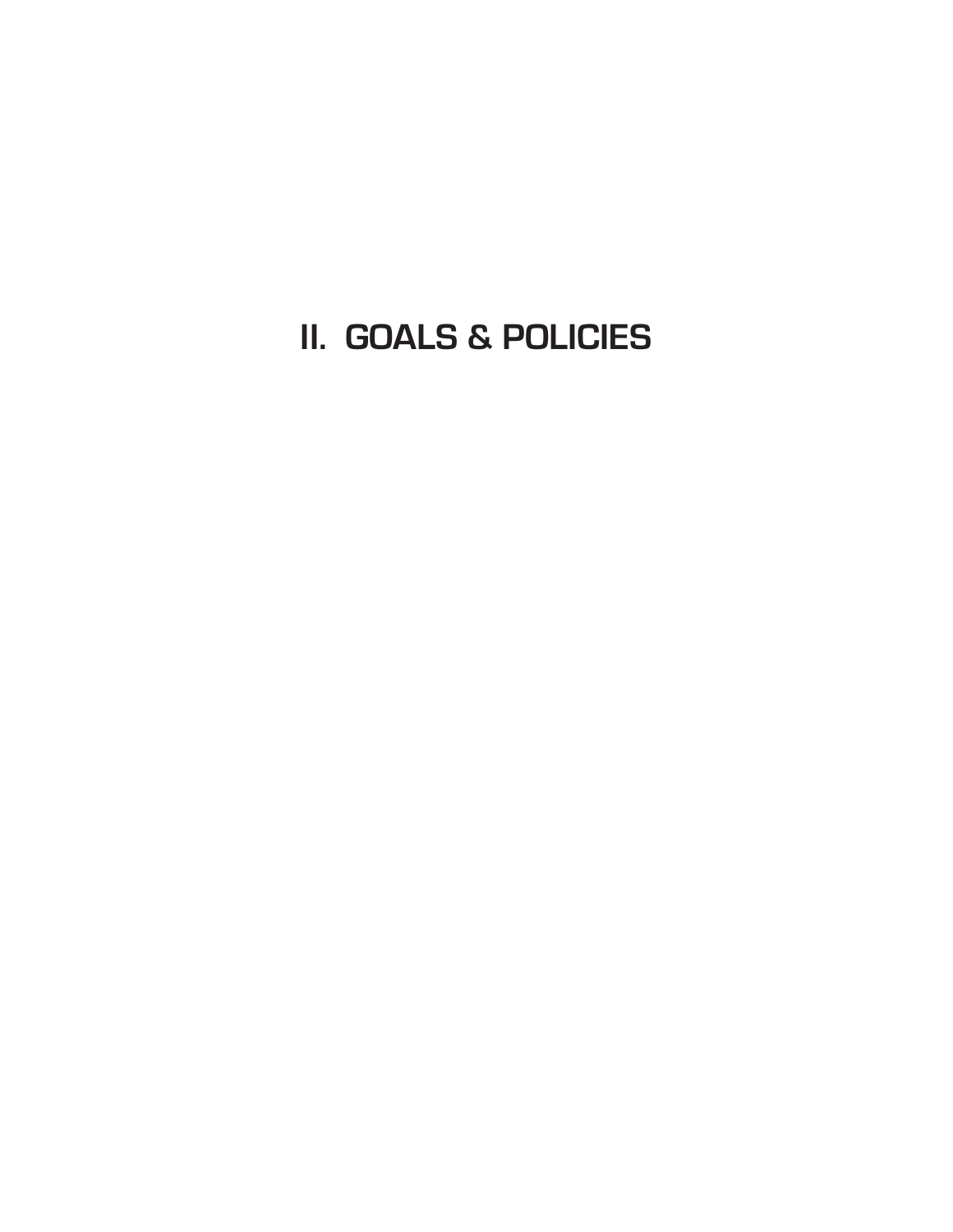# II. GOALS & POLICIES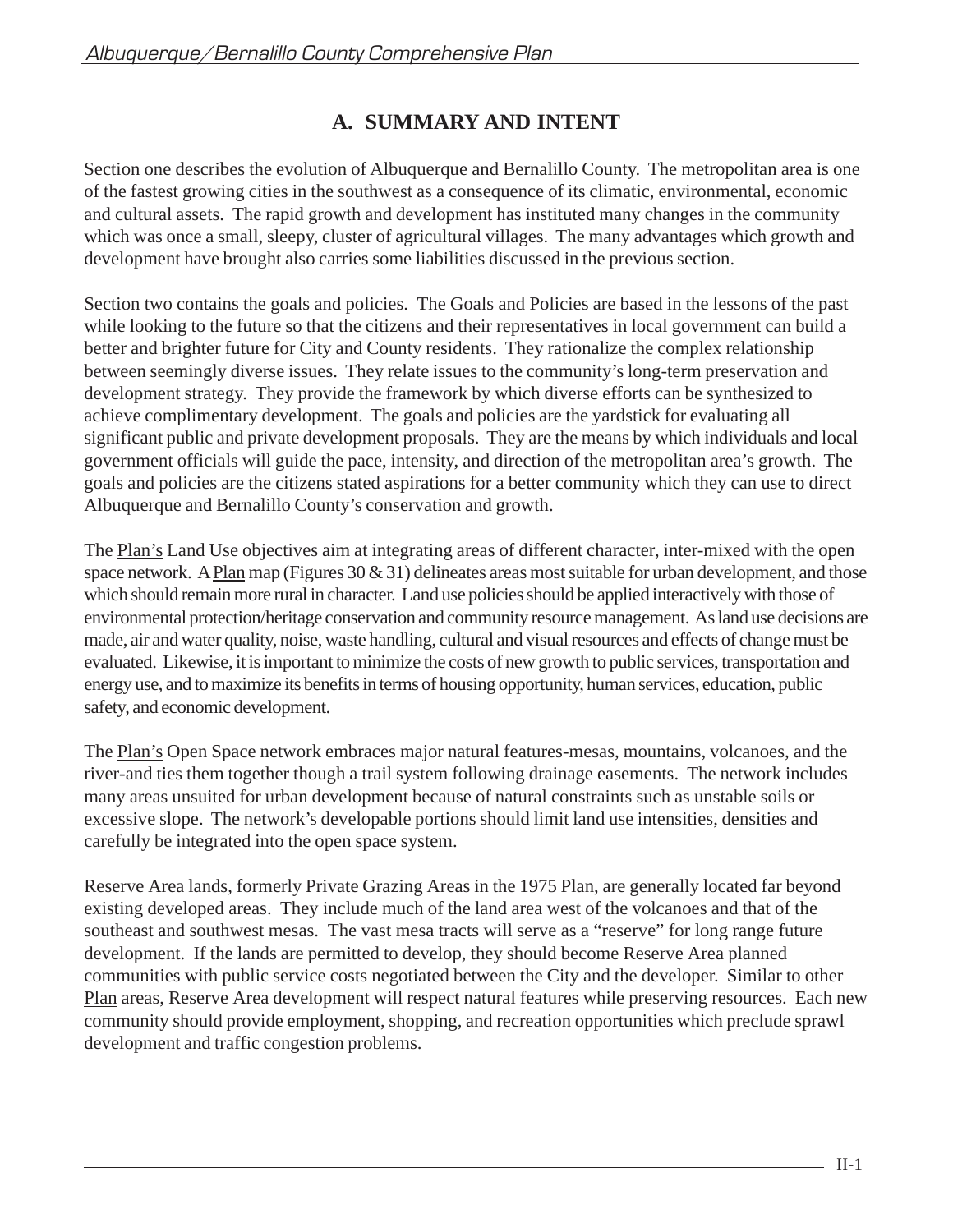## A. SUMMARY AND INTENT

Section one describes the evolution of Albuquerque and Bernalillo County. The metropolitan area is one of the fastest growing cities in the southwest as a consequence of its climatic, environmental, economic and cultural assets. The rapid growth and development has instituted many changes in the community which was once a small, sleepy, cluster of agricultural villages. The many advantages which growth and development have brought also carries some liabilities discussed in the previous section.

Section two contains the goals and policies. The Goals and Policies are based in the lessons of the past while looking to the future so that the citizens and their representatives in local government can build a better and brighter future for City and County residents. They rationalize the complex relationship between seemingly diverse issues. They relate issues to the community's long-term preservation and development strategy. They provide the framework by which diverse efforts can be synthesized to achieve complimentary development. The goals and policies are the yardstick for evaluating all significant public and private development proposals. They are the means by which individuals and local government officials will guide the pace, intensity, and direction of the metropolitan area's growth. The goals and policies are the citizens stated aspirations for a better community which they can use to direct Albuquerque and Bernalillo County's conservation and growth.

The Plan's Land Use objectives aim at integrating areas of different character, inter-mixed with the open space network. A Plan map (Figures 30 & 31) delineates areas most suitable for urban development, and those which should remain more rural in character. Land use policies should be applied interactively with those of environmental protection/heritage conservation and community resource management. As land use decisions are made, air and water quality, noise, waste handling, cultural and visual resources and effects of change must be evaluated. Likewise, it is important to minimize the costs of new growth to public services, transportation and energy use, and to maximize its benefits in terms of housing opportunity, human services, education, public safety, and economic development.

The Plan's Open Space network embraces major natural features-mesas, mountains, volcanoes, and the river-and ties them together though a trail system following drainage easements. The network includes many areas unsuited for urban development because of natural constraints such as unstable soils or excessive slope. The network's developable portions should limit land use intensities, densities and carefully be integrated into the open space system.

Reserve Area lands, formerly Private Grazing Areas in the 1975 Plan, are generally located far beyond existing developed areas. They include much of the land area west of the volcanoes and that of the southeast and southwest mesas. The vast mesa tracts will serve as a "reserve" for long range future development. If the lands are permitted to develop, they should become Reserve Area planned communities with public service costs negotiated between the City and the developer. Similar to other Plan areas, Reserve Area development will respect natural features while preserving resources. Each new community should provide employment, shopping, and recreation opportunities which preclude sprawl development and traffic congestion problems.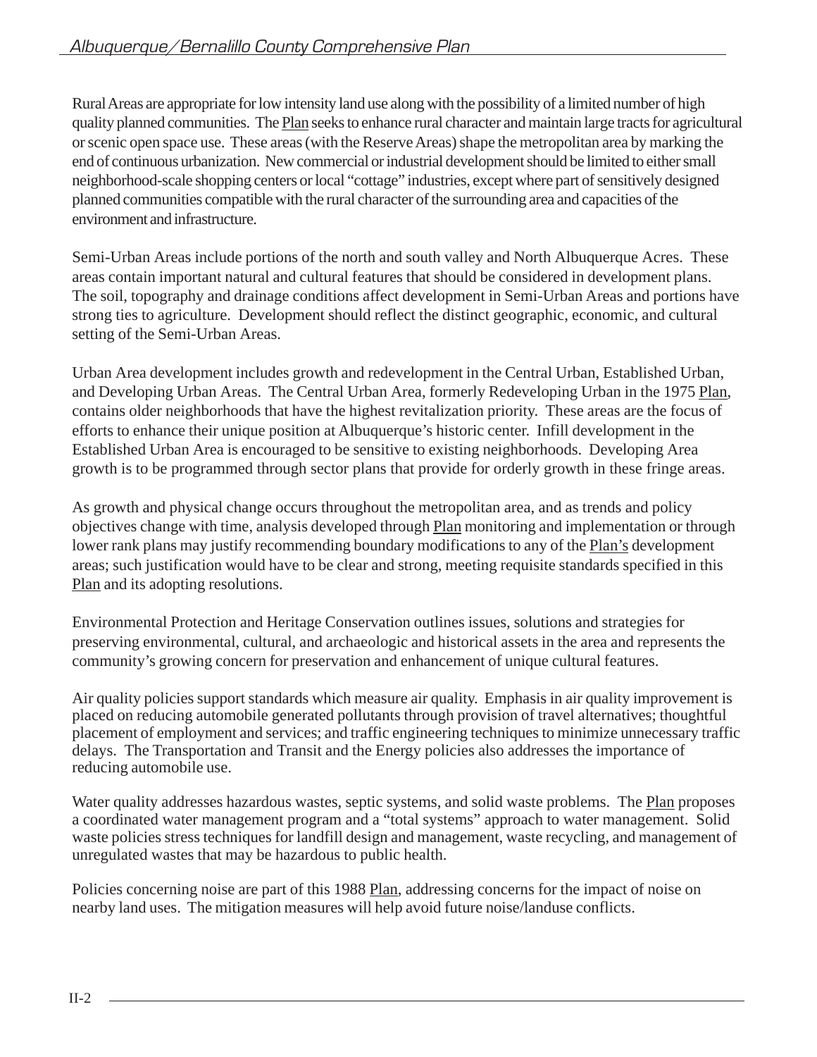Rural Areas are appropriate for low intensity land use along with the possibility of a limited number of high quality planned communities. The Plan seeks to enhance rural character and maintain large tracts for agricultural or scenic open space use. These areas (with the Reserve Areas) shape the metropolitan area by marking the end of continuous urbanization. New commercial or industrial development should be limited to either small neighborhood-scale shopping centers or local "cottage" industries, except where part of sensitively designed planned communities compatible with the rural character of the surrounding area and capacities of the environment and infrastructure.

Semi-Urban Areas include portions of the north and south valley and North Albuquerque Acres. These areas contain important natural and cultural features that should be considered in development plans. The soil, topography and drainage conditions affect development in Semi-Urban Areas and portions have strong ties to agriculture. Development should reflect the distinct geographic, economic, and cultural setting of the Semi-Urban Areas.

Urban Area development includes growth and redevelopment in the Central Urban, Established Urban, and Developing Urban Areas. The Central Urban Area, formerly Redeveloping Urban in the 1975 Plan, contains older neighborhoods that have the highest revitalization priority. These areas are the focus of efforts to enhance their unique position at Albuquerque's historic center. Infill development in the Established Urban Area is encouraged to be sensitive to existing neighborhoods. Developing Area growth is to be programmed through sector plans that provide for orderly growth in these fringe areas.

As growth and physical change occurs throughout the metropolitan area, and as trends and policy objectives change with time, analysis developed through Plan monitoring and implementation or through lower rank plans may justify recommending boundary modifications to any of the Plan's development areas; such justification would have to be clear and strong, meeting requisite standards specified in this Plan and its adopting resolutions.

Environmental Protection and Heritage Conservation outlines issues, solutions and strategies for preserving environmental, cultural, and archaeologic and historical assets in the area and represents the community's growing concern for preservation and enhancement of unique cultural features.

Air quality policies support standards which measure air quality. Emphasis in air quality improvement is placed on reducing automobile generated pollutants through provision of travel alternatives; thoughtful placement of employment and services; and traffic engineering techniques to minimize unnecessary traffic delays. The Transportation and Transit and the Energy policies also addresses the importance of reducing automobile use.

Water quality addresses hazardous wastes, septic systems, and solid waste problems. The Plan proposes a coordinated water management program and a "total systems" approach to water management. Solid waste policies stress techniques for landfill design and management, waste recycling, and management of unregulated wastes that may be hazardous to public health.

Policies concerning noise are part of this 1988 Plan, addressing concerns for the impact of noise on nearby land uses. The mitigation measures will help avoid future noise/landuse conflicts.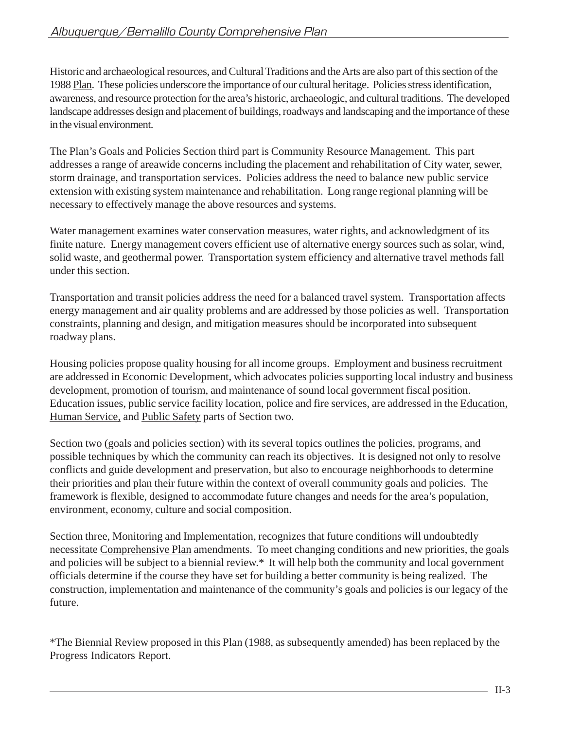Historic and archaeological resources, and Cultural Traditions and the Arts are also part of this section of the 1988 Plan. These policies underscore the importance of our cultural heritage. Policies stress identification, awareness, and resource protection for the area's historic, archaeologic, and cultural traditions. The developed landscape addresses design and placement of buildings, roadways and landscaping and the importance of these in the visual environment.

The Plan's Goals and Policies Section third part is Community Resource Management. This part addresses a range of areawide concerns including the placement and rehabilitation of City water, sewer, storm drainage, and transportation services. Policies address the need to balance new public service extension with existing system maintenance and rehabilitation. Long range regional planning will be necessary to effectively manage the above resources and systems.

Water management examines water conservation measures, water rights, and acknowledgment of its finite nature. Energy management covers efficient use of alternative energy sources such as solar, wind, solid waste, and geothermal power. Transportation system efficiency and alternative travel methods fall under this section.

Transportation and transit policies address the need for a balanced travel system. Transportation affects energy management and air quality problems and are addressed by those policies as well. Transportation constraints, planning and design, and mitigation measures should be incorporated into subsequent roadway plans.

Housing policies propose quality housing for all income groups. Employment and business recruitment are addressed in Economic Development, which advocates policies supporting local industry and business development, promotion of tourism, and maintenance of sound local government fiscal position. Education issues, public service facility location, police and fire services, are addressed in the Education, Human Service, and Public Safety parts of Section two.

Section two (goals and policies section) with its several topics outlines the policies, programs, and possible techniques by which the community can reach its objectives. It is designed not only to resolve conflicts and guide development and preservation, but also to encourage neighborhoods to determine their priorities and plan their future within the context of overall community goals and policies. The framework is flexible, designed to accommodate future changes and needs for the area's population, environment, economy, culture and social composition.

Section three, Monitoring and Implementation, recognizes that future conditions will undoubtedly necessitate Comprehensive Plan amendments. To meet changing conditions and new priorities, the goals and policies will be subject to a biennial review.* It will help both the community and local government officials determine if the course they have set for building a better community is being realized. The construction, implementation and maintenance of the community's goals and policies is our legacy of the future.

*The Biennial Review proposed in this Plan (1988, as subsequently amended) has been replaced by the Progress Indicators Report.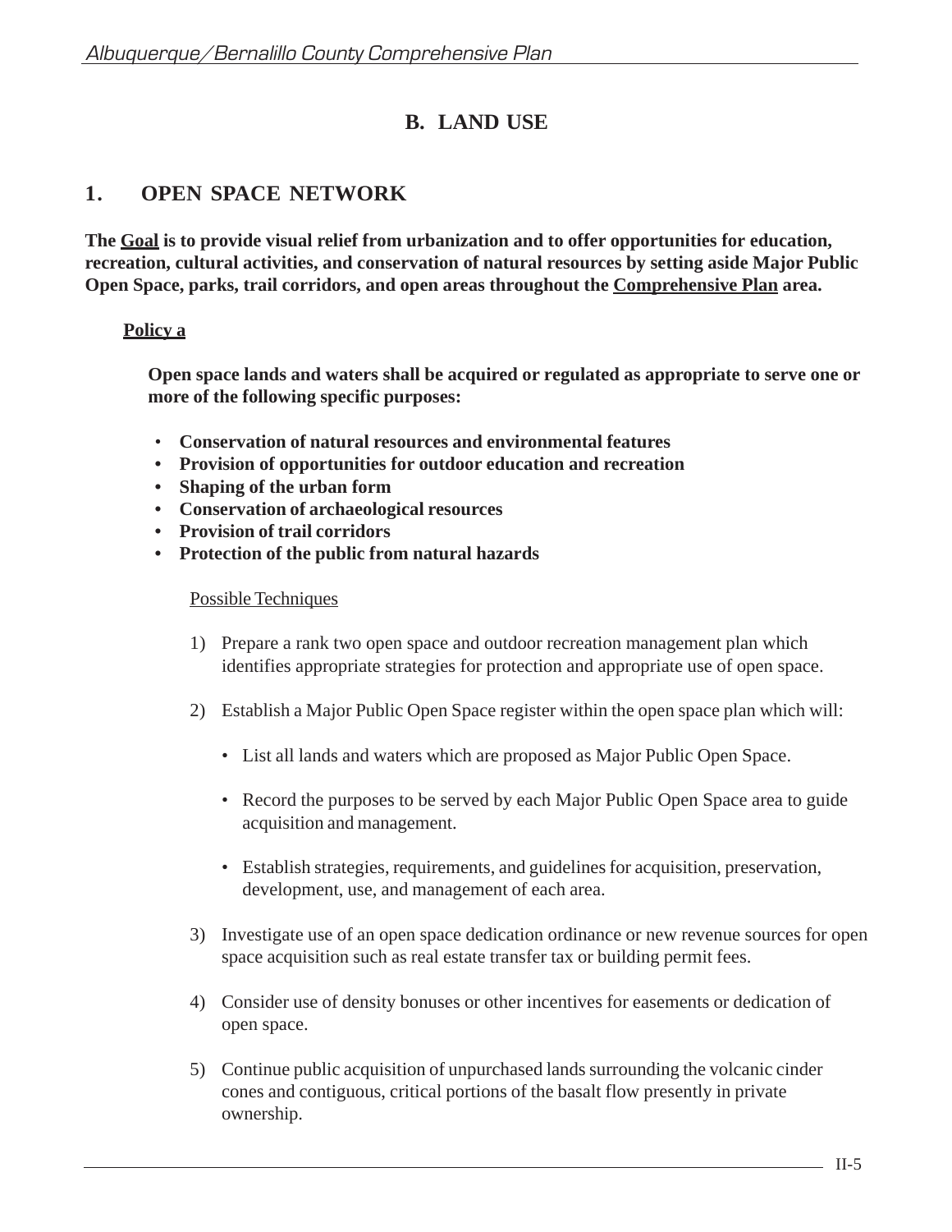# B. LAND USE

## 1. OPEN SPACE NETWORK

**The <u>Goal</u> is to provide visual relief from urbanization and to offer opportunities for education, recreation, cultural activities, and conservation of natural resources by setting aside Major Public Open Space, parks, trail corridors, and open areas throughout the <u>Comprehensive Plan</u> area.**

**<u>Policy a</u>**

**Open space lands and waters shall be acquired or regulated as appropriate to serve one or more of the following specific purposes:**

- **Conservation of natural resources and environmental features**
- **Provision of opportunities for outdoor education and recreation**
- **Shaping of the urban form**
- **Conservation of archaeological resources**
- **Provision of trail corridors**
- **Protection of the public from natural hazards**

<u>Possible Techniques</u>

1) Prepare a rank two open space and outdoor recreation management plan which identifies appropriate strategies for protection and appropriate use of open space.

2) Establish a Major Public Open Space register within the open space plan which will:

   - List all lands and waters which are proposed as Major Public Open Space.

   - Record the purposes to be served by each Major Public Open Space area to guide acquisition and management.

   - Establish strategies, requirements, and guidelines for acquisition, preservation, development, use, and management of each area.

3) Investigate use of an open space dedication ordinance or new revenue sources for open space acquisition such as real estate transfer tax or building permit fees.

4) Consider use of density bonuses or other incentives for easements or dedication of open space.

5) Continue public acquisition of unpurchased lands surrounding the volcanic cinder cones and contiguous, critical portions of the basalt flow presently in private ownership.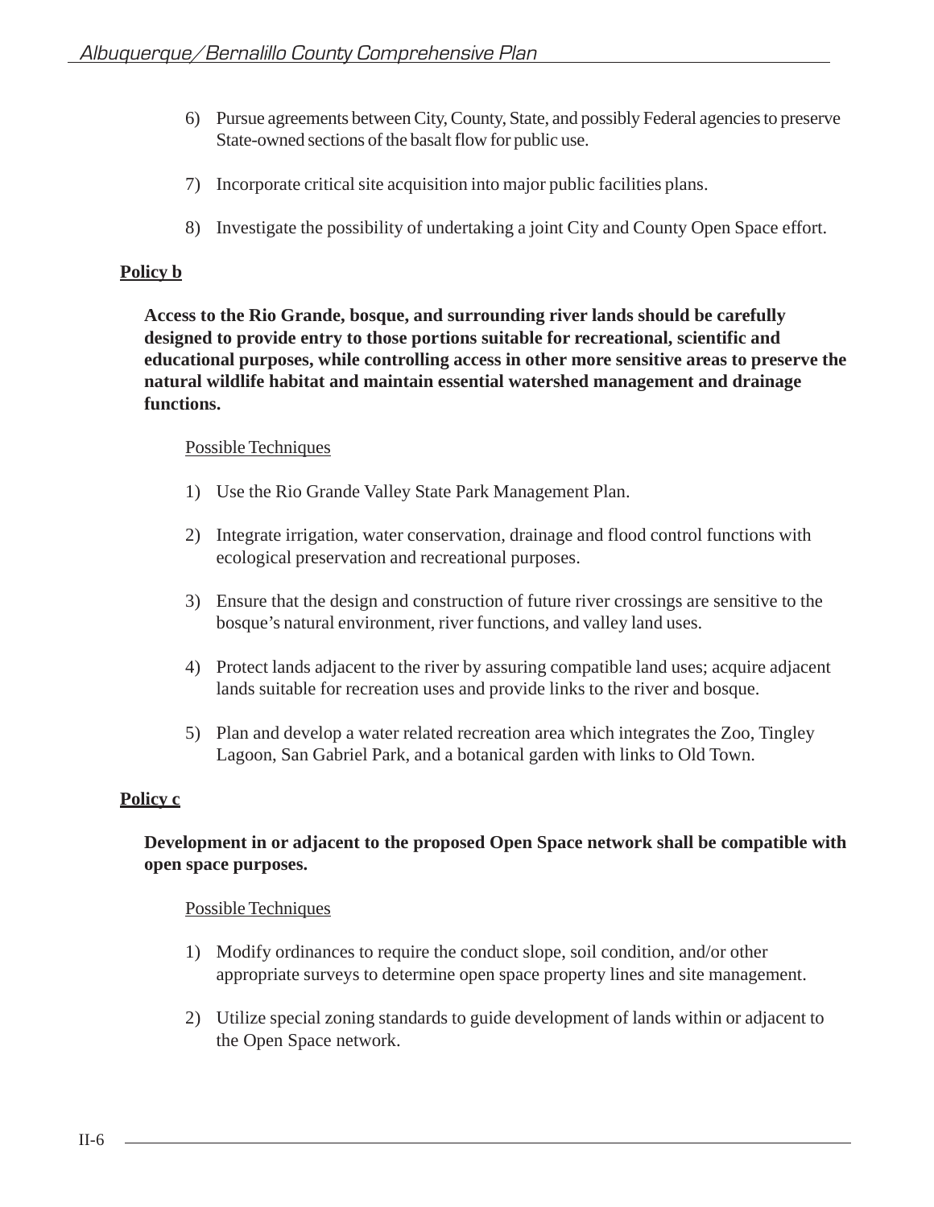6) Pursue agreements between City, County, State, and possibly Federal agencies to preserve State-owned sections of the basalt flow for public use.

7) Incorporate critical site acquisition into major public facilities plans.

8) Investigate the possibility of undertaking a joint City and County Open Space effort.

**Policy b**

**Access to the Rio Grande, bosque, and surrounding river lands should be carefully designed to provide entry to those portions suitable for recreational, scientific and educational purposes, while controlling access in other more sensitive areas to preserve the natural wildlife habitat and maintain essential watershed management and drainage functions.**

Possible Techniques

1) Use the Rio Grande Valley State Park Management Plan.

2) Integrate irrigation, water conservation, drainage and flood control functions with ecological preservation and recreational purposes.

3) Ensure that the design and construction of future river crossings are sensitive to the bosque's natural environment, river functions, and valley land uses.

4) Protect lands adjacent to the river by assuring compatible land uses; acquire adjacent lands suitable for recreation uses and provide links to the river and bosque.

5) Plan and develop a water related recreation area which integrates the Zoo, Tingley Lagoon, San Gabriel Park, and a botanical garden with links to Old Town.

**Policy c**

**Development in or adjacent to the proposed Open Space network shall be compatible with open space purposes.**

Possible Techniques

1) Modify ordinances to require the conduct slope, soil condition, and/or other appropriate surveys to determine open space property lines and site management.

2) Utilize special zoning standards to guide development of lands within or adjacent to the Open Space network.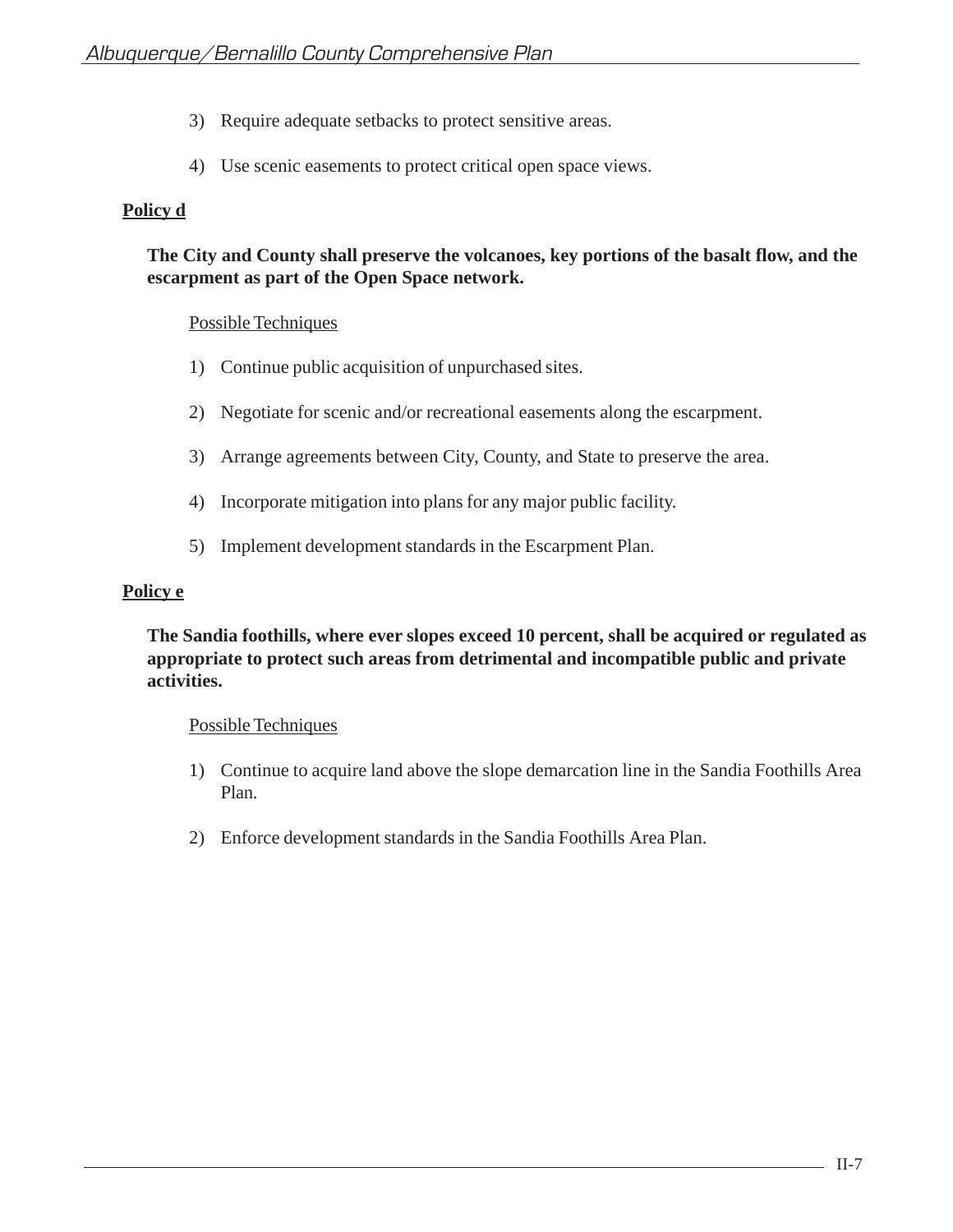3) Require adequate setbacks to protect sensitive areas.

4) Use scenic easements to protect critical open space views.

**Policy d**

**The City and County shall preserve the volcanoes, key portions of the basalt flow, and the escarpment as part of the Open Space network.**

Possible Techniques

1) Continue public acquisition of unpurchased sites.

2) Negotiate for scenic and/or recreational easements along the escarpment.

3) Arrange agreements between City, County, and State to preserve the area.

4) Incorporate mitigation into plans for any major public facility.

5) Implement development standards in the Escarpment Plan.

**Policy e**

**The Sandia foothills, where ever slopes exceed 10 percent, shall be acquired or regulated as appropriate to protect such areas from detrimental and incompatible public and private activities.**

Possible Techniques

1) Continue to acquire land above the slope demarcation line in the Sandia Foothills Area Plan.

2) Enforce development standards in the Sandia Foothills Area Plan.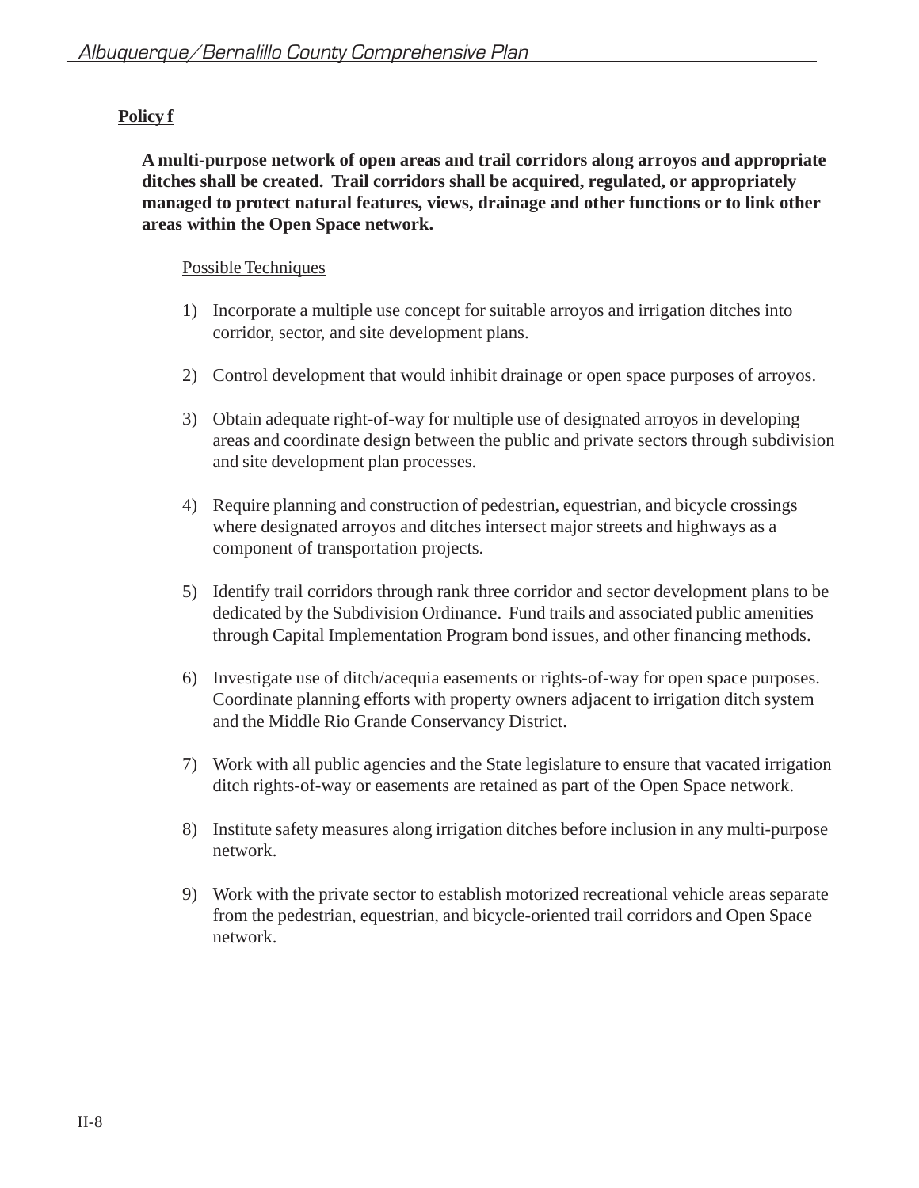**Policy f**

**A multi-purpose network of open areas and trail corridors along arroyos and appropriate ditches shall be created. Trail corridors shall be acquired, regulated, or appropriately managed to protect natural features, views, drainage and other functions or to link other areas within the Open Space network.**

Possible Techniques

1) Incorporate a multiple use concept for suitable arroyos and irrigation ditches into corridor, sector, and site development plans.

2) Control development that would inhibit drainage or open space purposes of arroyos.

3) Obtain adequate right-of-way for multiple use of designated arroyos in developing areas and coordinate design between the public and private sectors through subdivision and site development plan processes.

4) Require planning and construction of pedestrian, equestrian, and bicycle crossings where designated arroyos and ditches intersect major streets and highways as a component of transportation projects.

5) Identify trail corridors through rank three corridor and sector development plans to be dedicated by the Subdivision Ordinance. Fund trails and associated public amenities through Capital Implementation Program bond issues, and other financing methods.

6) Investigate use of ditch/acequia easements or rights-of-way for open space purposes. Coordinate planning efforts with property owners adjacent to irrigation ditch system and the Middle Rio Grande Conservancy District.

7) Work with all public agencies and the State legislature to ensure that vacated irrigation ditch rights-of-way or easements are retained as part of the Open Space network.

8) Institute safety measures along irrigation ditches before inclusion in any multi-purpose network.

9) Work with the private sector to establish motorized recreational vehicle areas separate from the pedestrian, equestrian, and bicycle-oriented trail corridors and Open Space network.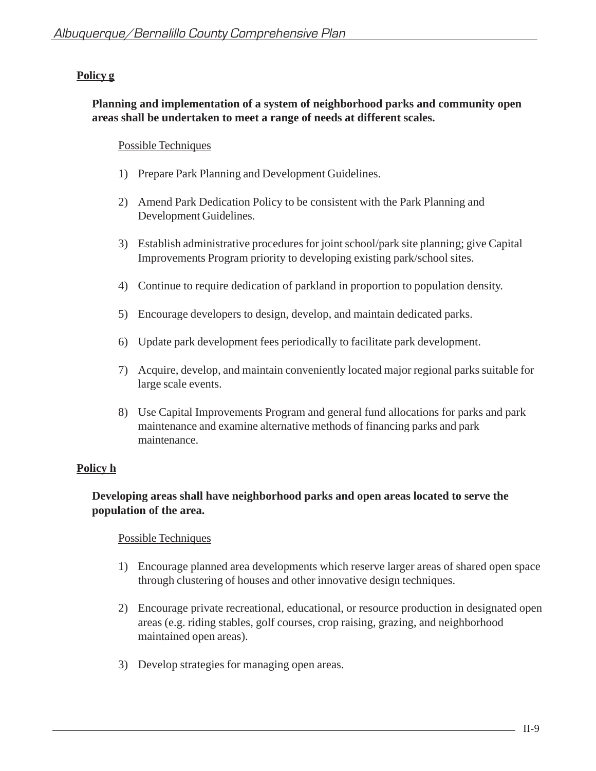**Policy g**

**Planning and implementation of a system of neighborhood parks and community open areas shall be undertaken to meet a range of needs at different scales.**

Possible Techniques

1) Prepare Park Planning and Development Guidelines.
2) Amend Park Dedication Policy to be consistent with the Park Planning and Development Guidelines.
3) Establish administrative procedures for joint school/park site planning; give Capital Improvements Program priority to developing existing park/school sites.
4) Continue to require dedication of parkland in proportion to population density.
5) Encourage developers to design, develop, and maintain dedicated parks.
6) Update park development fees periodically to facilitate park development.
7) Acquire, develop, and maintain conveniently located major regional parks suitable for large scale events.
8) Use Capital Improvements Program and general fund allocations for parks and park maintenance and examine alternative methods of financing parks and park maintenance.

**Policy h**

**Developing areas shall have neighborhood parks and open areas located to serve the population of the area.**

Possible Techniques

1) Encourage planned area developments which reserve larger areas of shared open space through clustering of houses and other innovative design techniques.
2) Encourage private recreational, educational, or resource production in designated open areas (e.g. riding stables, golf courses, crop raising, grazing, and neighborhood maintained open areas).
3) Develop strategies for managing open areas.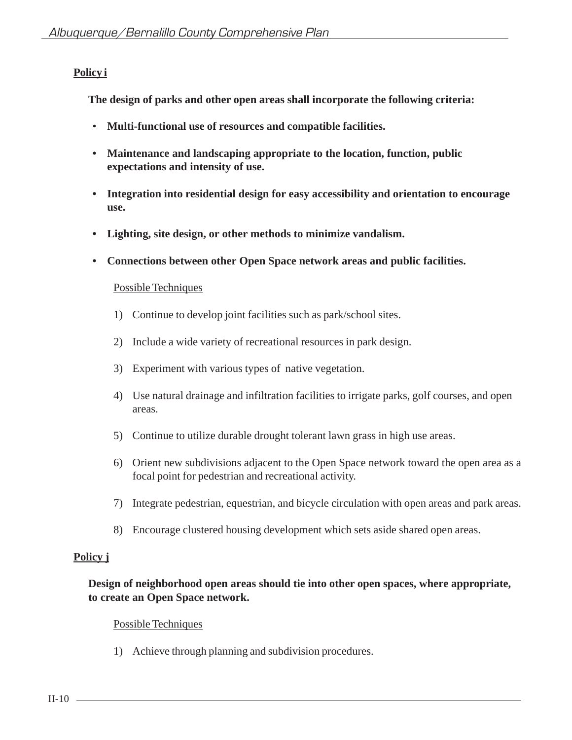**Policy i**

**The design of parks and other open areas shall incorporate the following criteria:**

- **Multi-functional use of resources and compatible facilities.**
- **Maintenance and landscaping appropriate to the location, function, public expectations and intensity of use.**
- **Integration into residential design for easy accessibility and orientation to encourage use.**
- **Lighting, site design, or other methods to minimize vandalism.**
- **Connections between other Open Space network areas and public facilities.**

Possible Techniques

1) Continue to develop joint facilities such as park/school sites.
2) Include a wide variety of recreational resources in park design.
3) Experiment with various types of native vegetation.
4) Use natural drainage and infiltration facilities to irrigate parks, golf courses, and open areas.
5) Continue to utilize durable drought tolerant lawn grass in high use areas.
6) Orient new subdivisions adjacent to the Open Space network toward the open area as a focal point for pedestrian and recreational activity.
7) Integrate pedestrian, equestrian, and bicycle circulation with open areas and park areas.
8) Encourage clustered housing development which sets aside shared open areas.

**Policy j**

**Design of neighborhood open areas should tie into other open spaces, where appropriate, to create an Open Space network.**

Possible Techniques

1) Achieve through planning and subdivision procedures.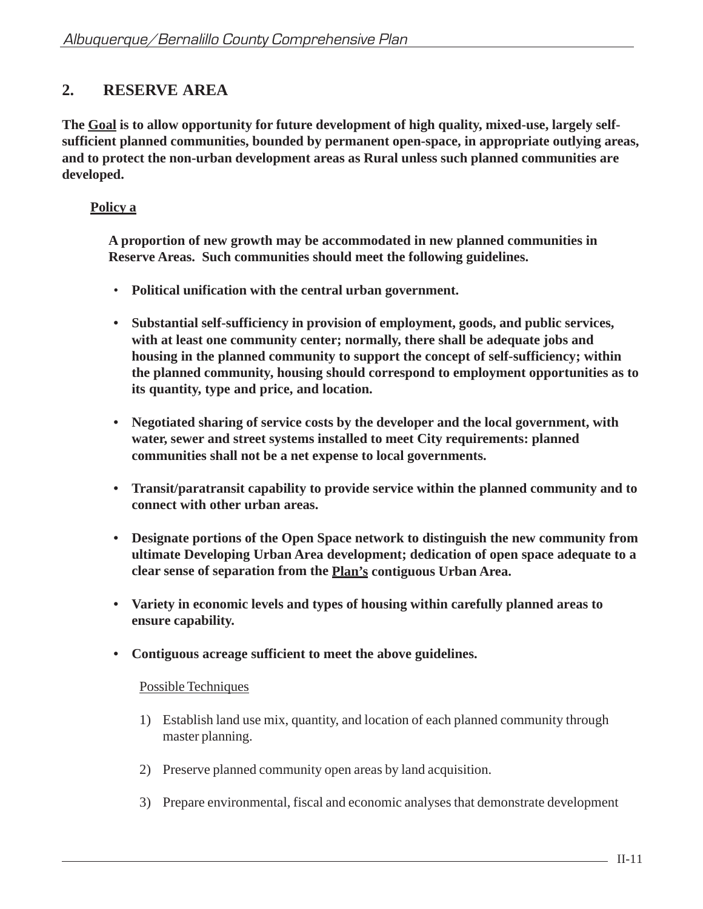## 2. RESERVE AREA

**The <u>Goal</u> is to allow opportunity for future development of high quality, mixed-use, largely self-sufficient planned communities, bounded by permanent open-space, in appropriate outlying areas, and to protect the non-urban development areas as Rural unless such planned communities are developed.**

**<u>Policy a</u>**

**A proportion of new growth may be accommodated in new planned communities in Reserve Areas. Such communities should meet the following guidelines.**

- **Political unification with the central urban government.**
- **Substantial self-sufficiency in provision of employment, goods, and public services, with at least one community center; normally, there shall be adequate jobs and housing in the planned community to support the concept of self-sufficiency; within the planned community, housing should correspond to employment opportunities as to its quantity, type and price, and location.**
- **Negotiated sharing of service costs by the developer and the local government, with water, sewer and street systems installed to meet City requirements: planned communities shall not be a net expense to local governments.**
- **Transit/paratransit capability to provide service within the planned community and to connect with other urban areas.**
- **Designate portions of the Open Space network to distinguish the new community from ultimate Developing Urban Area development; dedication of open space adequate to a clear sense of separation from the <u>Plan's</u> contiguous Urban Area.**
- **Variety in economic levels and types of housing within carefully planned areas to ensure capability.**
- **Contiguous acreage sufficient to meet the above guidelines.**

<u>Possible Techniques</u>

1) Establish land use mix, quantity, and location of each planned community through master planning.

2) Preserve planned community open areas by land acquisition.

3) Prepare environmental, fiscal and economic analyses that demonstrate development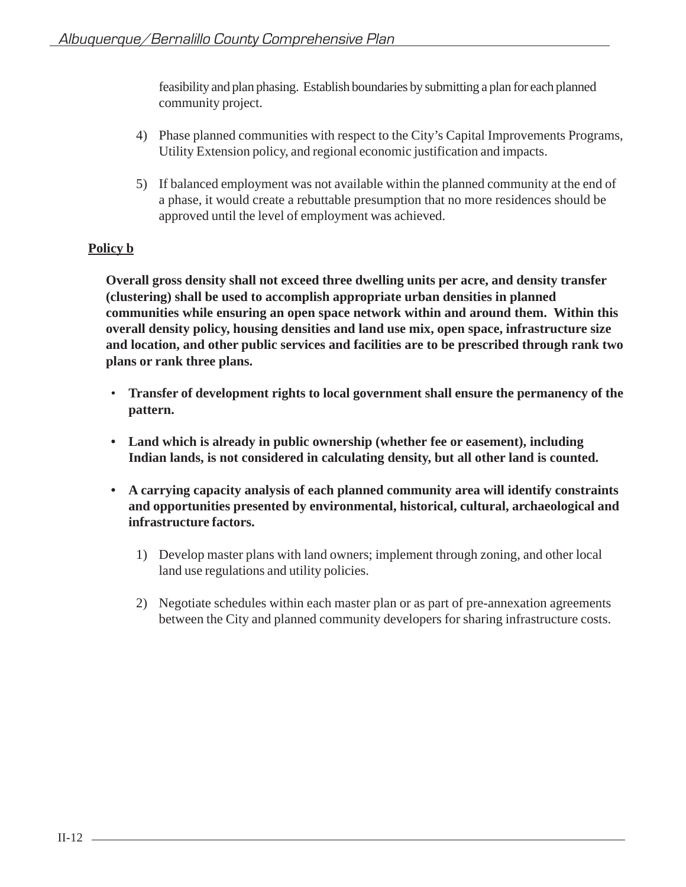feasibility and plan phasing. Establish boundaries by submitting a plan for each planned community project.

4) Phase planned communities with respect to the City's Capital Improvements Programs, Utility Extension policy, and regional economic justification and impacts.

5) If balanced employment was not available within the planned community at the end of a phase, it would create a rebuttable presumption that no more residences should be approved until the level of employment was achieved.

**Policy b**

**Overall gross density shall not exceed three dwelling units per acre, and density transfer (clustering) shall be used to accomplish appropriate urban densities in planned communities while ensuring an open space network within and around them. Within this overall density policy, housing densities and land use mix, open space, infrastructure size and location, and other public services and facilities are to be prescribed through rank two plans or rank three plans.**

- **Transfer of development rights to local government shall ensure the permanency of the pattern.**
- **Land which is already in public ownership (whether fee or easement), including Indian lands, is not considered in calculating density, but all other land is counted.**
- **A carrying capacity analysis of each planned community area will identify constraints and opportunities presented by environmental, historical, cultural, archaeological and infrastructure factors.**

1) Develop master plans with land owners; implement through zoning, and other local land use regulations and utility policies.

2) Negotiate schedules within each master plan or as part of pre-annexation agreements between the City and planned community developers for sharing infrastructure costs.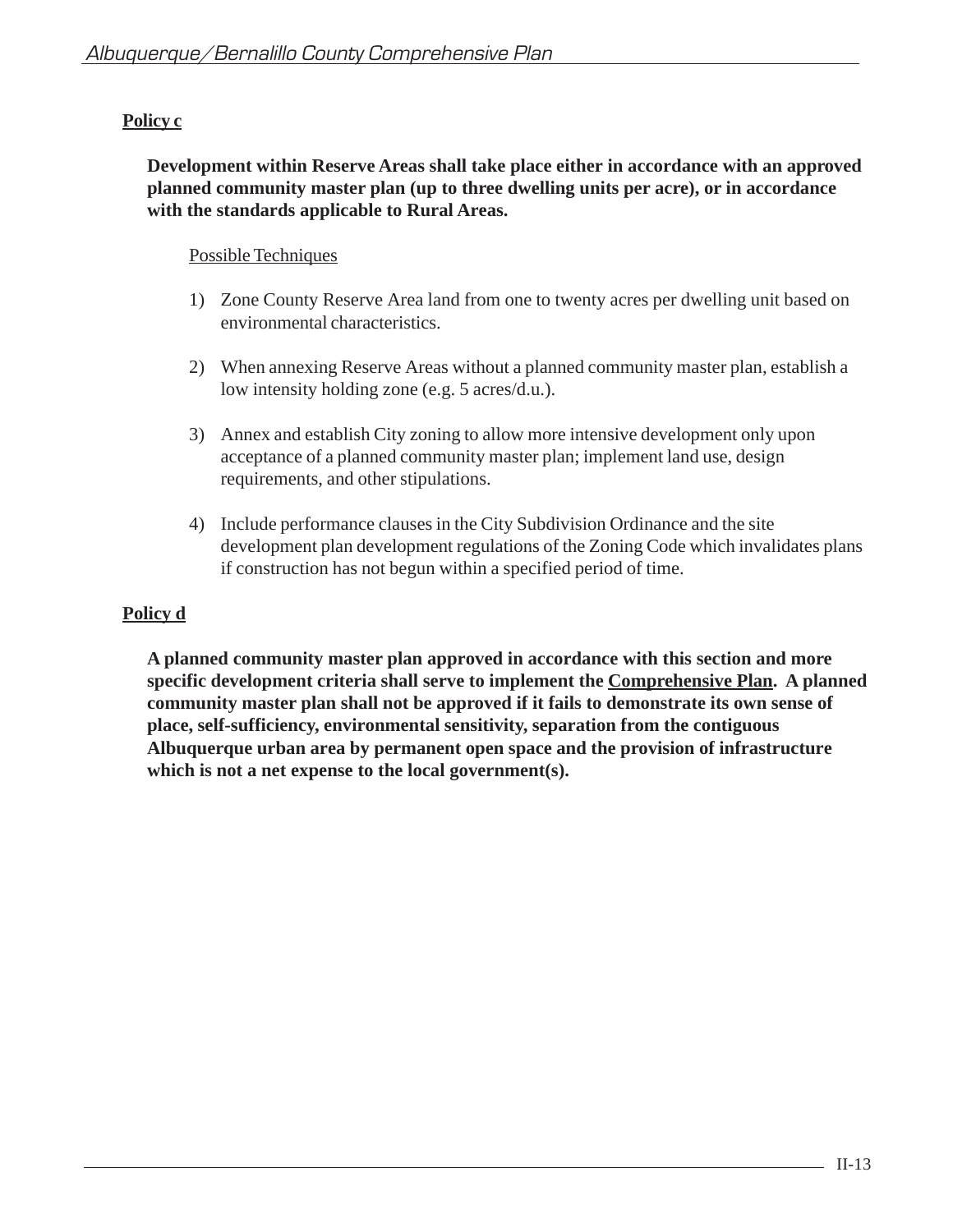**Policy c**

**Development within Reserve Areas shall take place either in accordance with an approved planned community master plan (up to three dwelling units per acre), or in accordance with the standards applicable to Rural Areas.**

Possible Techniques

1) Zone County Reserve Area land from one to twenty acres per dwelling unit based on environmental characteristics.

2) When annexing Reserve Areas without a planned community master plan, establish a low intensity holding zone (e.g. 5 acres/d.u.).

3) Annex and establish City zoning to allow more intensive development only upon acceptance of a planned community master plan; implement land use, design requirements, and other stipulations.

4) Include performance clauses in the City Subdivision Ordinance and the site development plan development regulations of the Zoning Code which invalidates plans if construction has not begun within a specified period of time.

**Policy d**

**A planned community master plan approved in accordance with this section and more specific development criteria shall serve to implement the Comprehensive Plan. A planned community master plan shall not be approved if it fails to demonstrate its own sense of place, self-sufficiency, environmental sensitivity, separation from the contiguous Albuquerque urban area by permanent open space and the provision of infrastructure which is not a net expense to the local government(s).**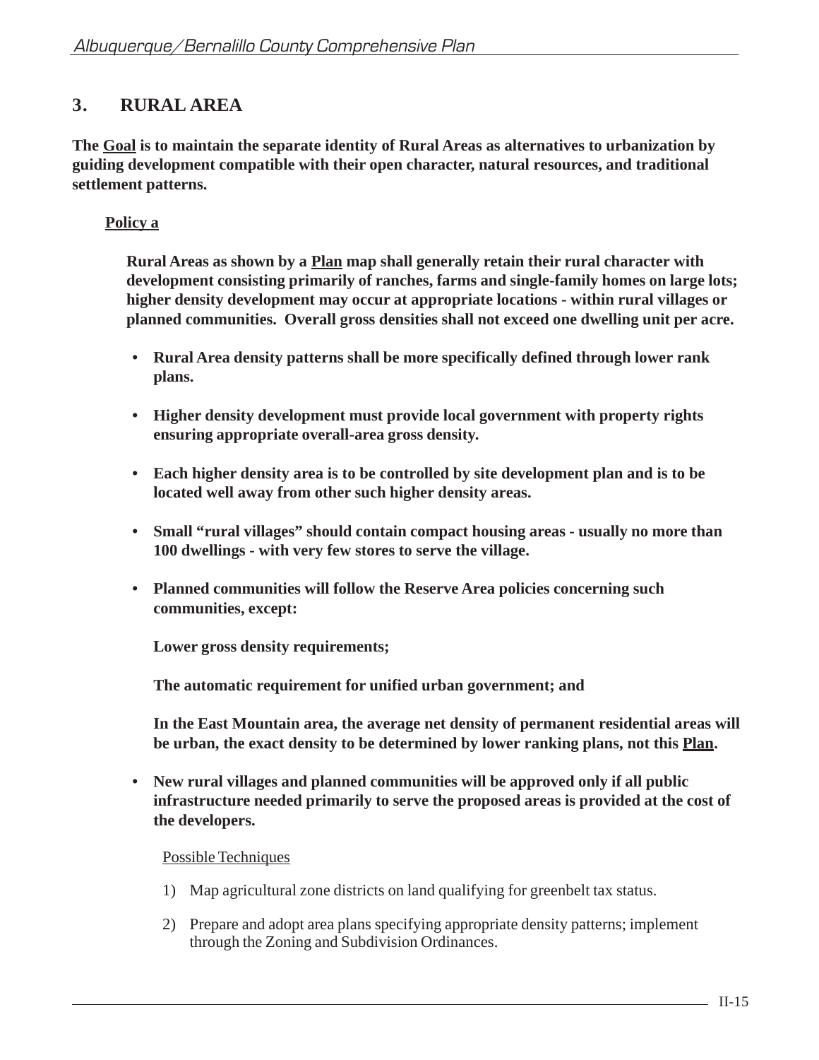## 3. RURAL AREA

**The <u>Goal</u> is to maintain the separate identity of Rural Areas as alternatives to urbanization by guiding development compatible with their open character, natural resources, and traditional settlement patterns.**

**<u>Policy a</u>**

**Rural Areas as shown by a <u>Plan</u> map shall generally retain their rural character with development consisting primarily of ranches, farms and single-family homes on large lots; higher density development may occur at appropriate locations - within rural villages or planned communities. Overall gross densities shall not exceed one dwelling unit per acre.**

- **Rural Area density patterns shall be more specifically defined through lower rank plans.**
- **Higher density development must provide local government with property rights ensuring appropriate overall-area gross density.**
- **Each higher density area is to be controlled by site development plan and is to be located well away from other such higher density areas.**
- **Small "rural villages" should contain compact housing areas - usually no more than 100 dwellings - with very few stores to serve the village.**
- **Planned communities will follow the Reserve Area policies concerning such communities, except:**

  **Lower gross density requirements;**

  **The automatic requirement for unified urban government; and**

  **In the East Mountain area, the average net density of permanent residential areas will be urban, the exact density to be determined by lower ranking plans, not this <u>Plan</u>.**

- **New rural villages and planned communities will be approved only if all public infrastructure needed primarily to serve the proposed areas is provided at the cost of the developers.**

<u>Possible Techniques</u>

1) Map agricultural zone districts on land qualifying for greenbelt tax status.
2) Prepare and adopt area plans specifying appropriate density patterns; implement through the Zoning and Subdivision Ordinances.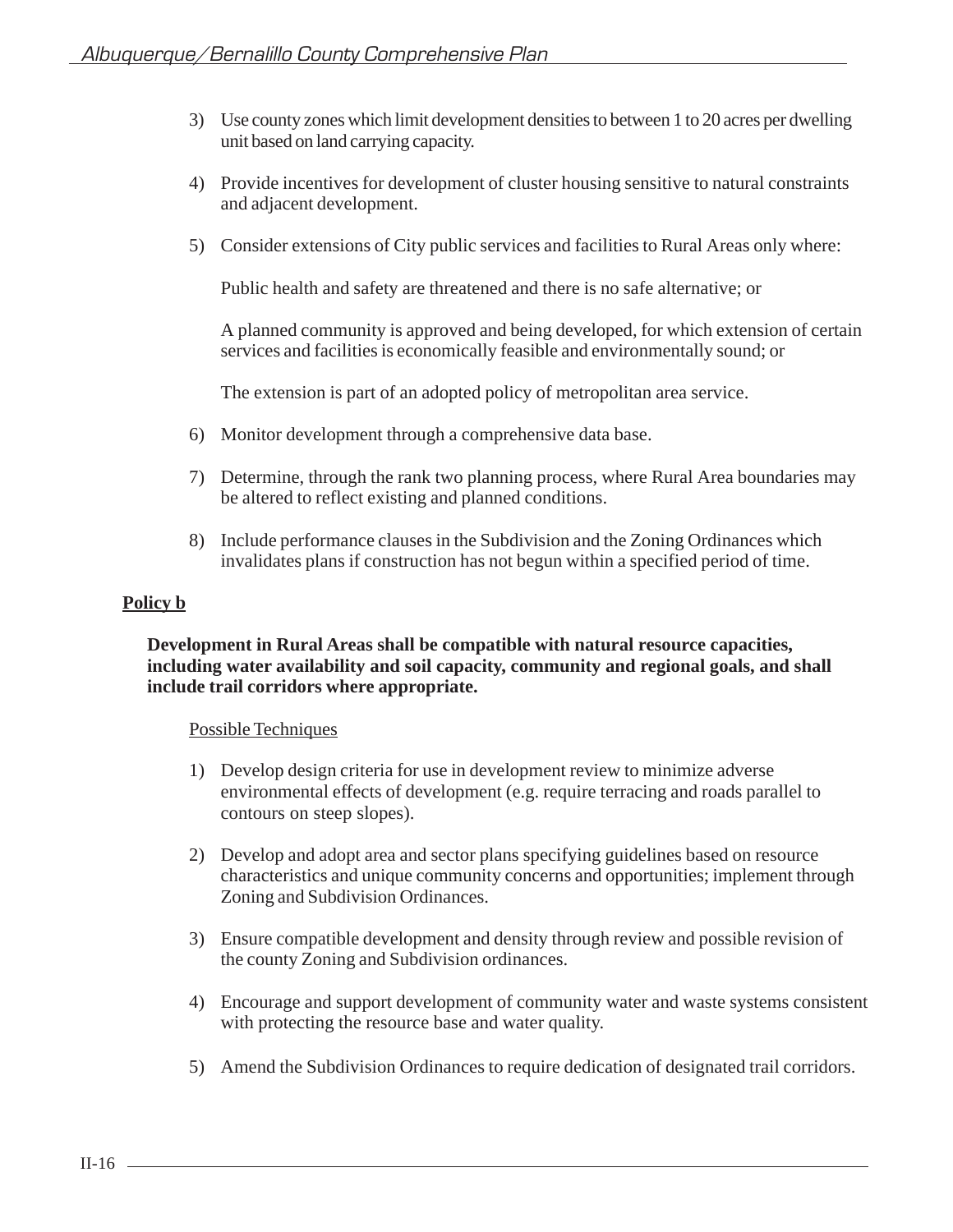3) Use county zones which limit development densities to between 1 to 20 acres per dwelling unit based on land carrying capacity.

4) Provide incentives for development of cluster housing sensitive to natural constraints and adjacent development.

5) Consider extensions of City public services and facilities to Rural Areas only where:

   Public health and safety are threatened and there is no safe alternative; or

   A planned community is approved and being developed, for which extension of certain services and facilities is economically feasible and environmentally sound; or

   The extension is part of an adopted policy of metropolitan area service.

6) Monitor development through a comprehensive data base.

7) Determine, through the rank two planning process, where Rural Area boundaries may be altered to reflect existing and planned conditions.

8) Include performance clauses in the Subdivision and the Zoning Ordinances which invalidates plans if construction has not begun within a specified period of time.

**Policy b**

**Development in Rural Areas shall be compatible with natural resource capacities, including water availability and soil capacity, community and regional goals, and shall include trail corridors where appropriate.**

Possible Techniques

1) Develop design criteria for use in development review to minimize adverse environmental effects of development (e.g. require terracing and roads parallel to contours on steep slopes).

2) Develop and adopt area and sector plans specifying guidelines based on resource characteristics and unique community concerns and opportunities; implement through Zoning and Subdivision Ordinances.

3) Ensure compatible development and density through review and possible revision of the county Zoning and Subdivision ordinances.

4) Encourage and support development of community water and waste systems consistent with protecting the resource base and water quality.

5) Amend the Subdivision Ordinances to require dedication of designated trail corridors.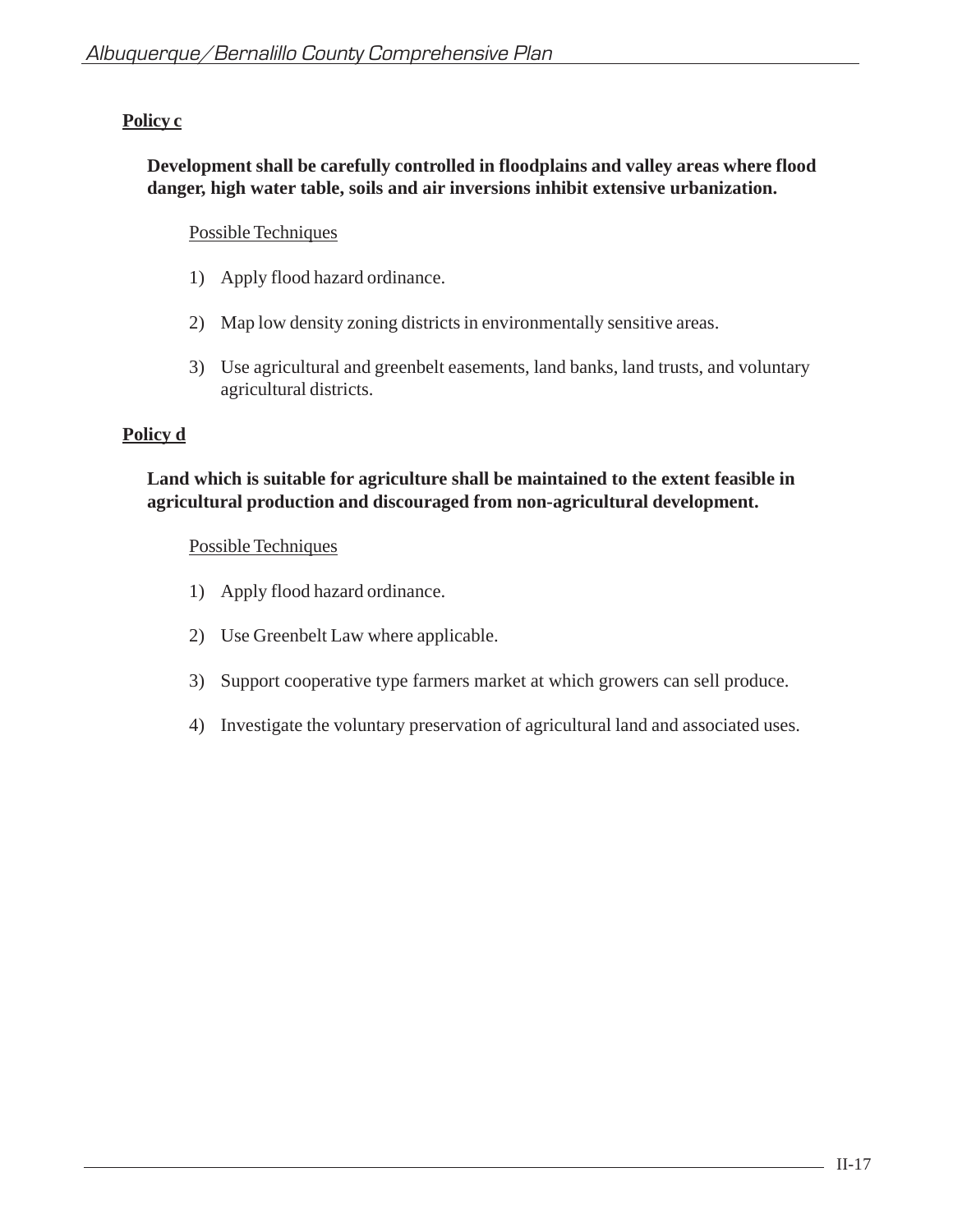**Policy c**

**Development shall be carefully controlled in floodplains and valley areas where flood danger, high water table, soils and air inversions inhibit extensive urbanization.**

Possible Techniques

1) Apply flood hazard ordinance.

2) Map low density zoning districts in environmentally sensitive areas.

3) Use agricultural and greenbelt easements, land banks, land trusts, and voluntary agricultural districts.

**Policy d**

**Land which is suitable for agriculture shall be maintained to the extent feasible in agricultural production and discouraged from non-agricultural development.**

Possible Techniques

1) Apply flood hazard ordinance.

2) Use Greenbelt Law where applicable.

3) Support cooperative type farmers market at which growers can sell produce.

4) Investigate the voluntary preservation of agricultural land and associated uses.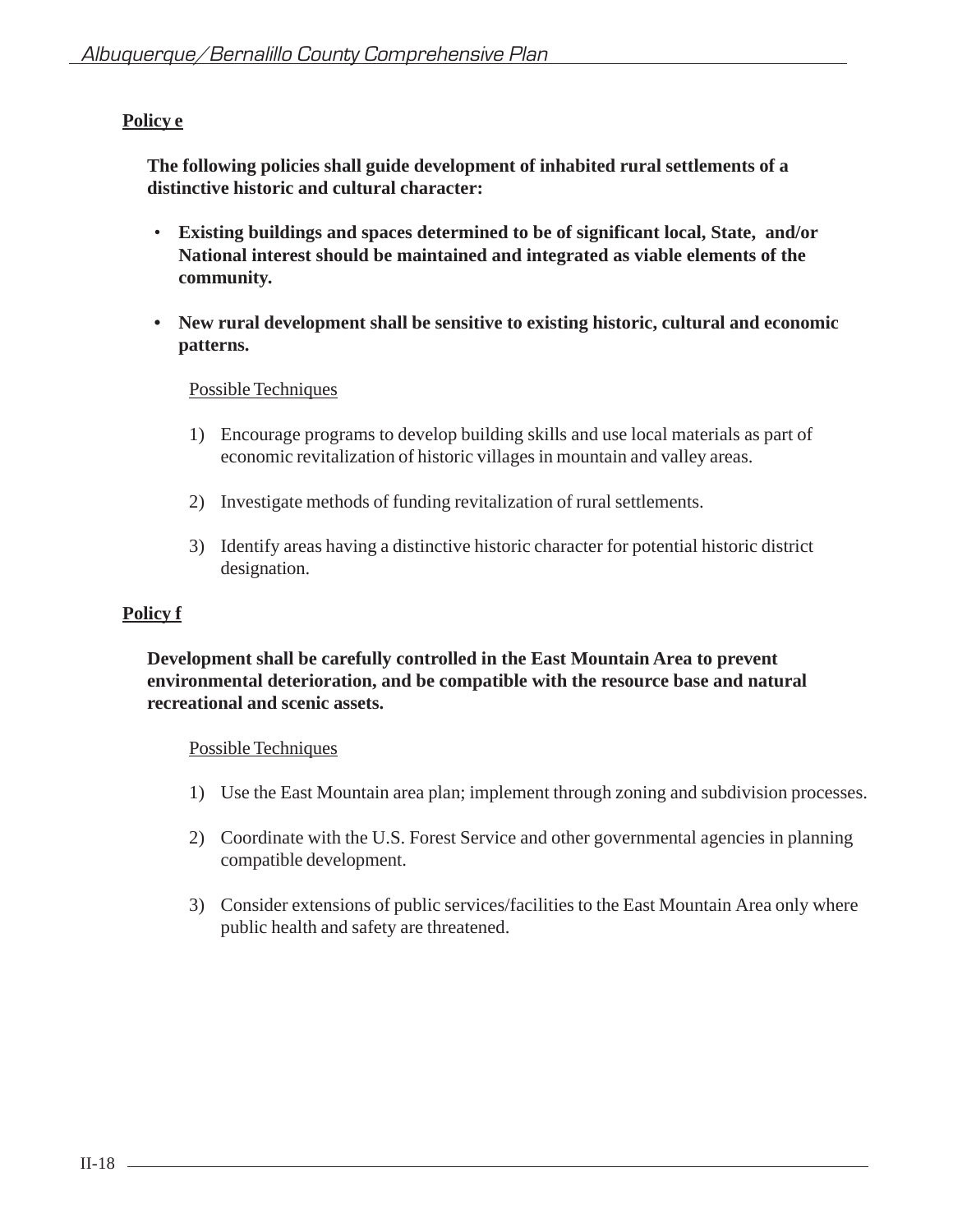**Policy e**

**The following policies shall guide development of inhabited rural settlements of a distinctive historic and cultural character:**

- **Existing buildings and spaces determined to be of significant local, State, and/or National interest should be maintained and integrated as viable elements of the community.**
- **New rural development shall be sensitive to existing historic, cultural and economic patterns.**

Possible Techniques

1) Encourage programs to develop building skills and use local materials as part of economic revitalization of historic villages in mountain and valley areas.

2) Investigate methods of funding revitalization of rural settlements.

3) Identify areas having a distinctive historic character for potential historic district designation.

**Policy f**

**Development shall be carefully controlled in the East Mountain Area to prevent environmental deterioration, and be compatible with the resource base and natural recreational and scenic assets.**

Possible Techniques

1) Use the East Mountain area plan; implement through zoning and subdivision processes.

2) Coordinate with the U.S. Forest Service and other governmental agencies in planning compatible development.

3) Consider extensions of public services/facilities to the East Mountain Area only where public health and safety are threatened.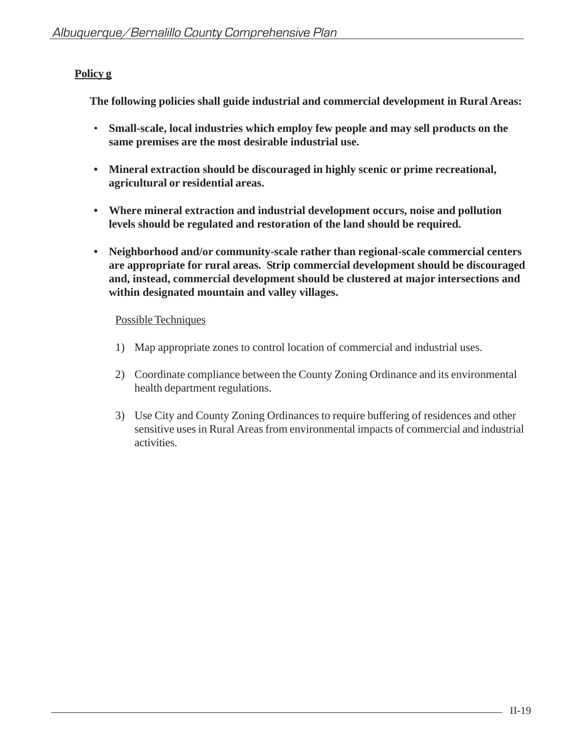**Policy g**

**The following policies shall guide industrial and commercial development in Rural Areas:**

- **Small-scale, local industries which employ few people and may sell products on the same premises are the most desirable industrial use.**

- **Mineral extraction should be discouraged in highly scenic or prime recreational, agricultural or residential areas.**

- **Where mineral extraction and industrial development occurs, noise and pollution levels should be regulated and restoration of the land should be required.**

- **Neighborhood and/or community-scale rather than regional-scale commercial centers are appropriate for rural areas. Strip commercial development should be discouraged and, instead, commercial development should be clustered at major intersections and within designated mountain and valley villages.**

Possible Techniques

1) Map appropriate zones to control location of commercial and industrial uses.

2) Coordinate compliance between the County Zoning Ordinance and its environmental health department regulations.

3) Use City and County Zoning Ordinances to require buffering of residences and other sensitive uses in Rural Areas from environmental impacts of commercial and industrial activities.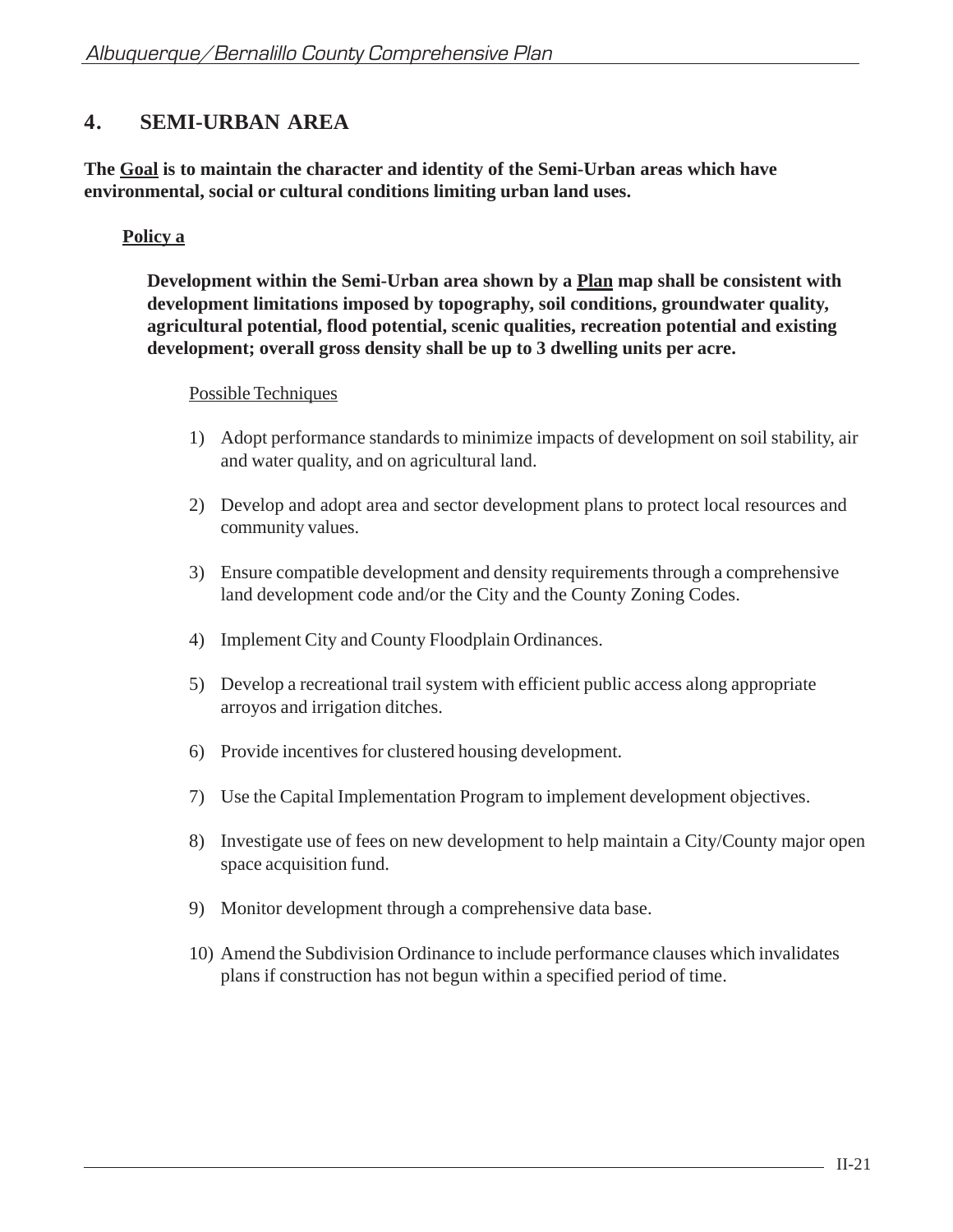## 4. SEMI-URBAN AREA

**The Goal is to maintain the character and identity of the Semi-Urban areas which have environmental, social or cultural conditions limiting urban land uses.**

**Policy a**

**Development within the Semi-Urban area shown by a Plan map shall be consistent with development limitations imposed by topography, soil conditions, groundwater quality, agricultural potential, flood potential, scenic qualities, recreation potential and existing development; overall gross density shall be up to 3 dwelling units per acre.**

Possible Techniques

1) Adopt performance standards to minimize impacts of development on soil stability, air and water quality, and on agricultural land.

2) Develop and adopt area and sector development plans to protect local resources and community values.

3) Ensure compatible development and density requirements through a comprehensive land development code and/or the City and the County Zoning Codes.

4) Implement City and County Floodplain Ordinances.

5) Develop a recreational trail system with efficient public access along appropriate arroyos and irrigation ditches.

6) Provide incentives for clustered housing development.

7) Use the Capital Implementation Program to implement development objectives.

8) Investigate use of fees on new development to help maintain a City/County major open space acquisition fund.

9) Monitor development through a comprehensive data base.

10) Amend the Subdivision Ordinance to include performance clauses which invalidates plans if construction has not begun within a specified period of time.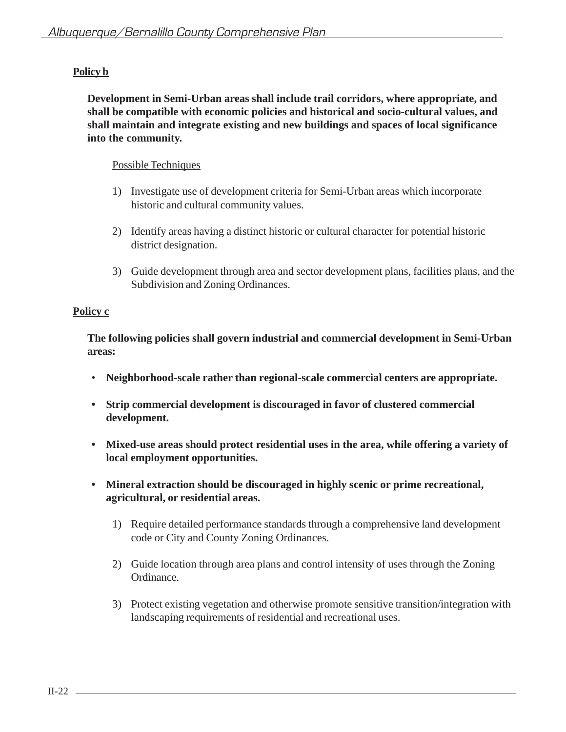**Policy b**

**Development in Semi-Urban areas shall include trail corridors, where appropriate, and shall be compatible with economic policies and historical and socio-cultural values, and shall maintain and integrate existing and new buildings and spaces of local significance into the community.**

Possible Techniques

1) Investigate use of development criteria for Semi-Urban areas which incorporate historic and cultural community values.

2) Identify areas having a distinct historic or cultural character for potential historic district designation.

3) Guide development through area and sector development plans, facilities plans, and the Subdivision and Zoning Ordinances.

**Policy c**

**The following policies shall govern industrial and commercial development in Semi-Urban areas:**

- **Neighborhood-scale rather than regional-scale commercial centers are appropriate.**
- **Strip commercial development is discouraged in favor of clustered commercial development.**
- **Mixed-use areas should protect residential uses in the area, while offering a variety of local employment opportunities.**
- **Mineral extraction should be discouraged in highly scenic or prime recreational, agricultural, or residential areas.**

1) Require detailed performance standards through a comprehensive land development code or City and County Zoning Ordinances.

2) Guide location through area plans and control intensity of uses through the Zoning Ordinance.

3) Protect existing vegetation and otherwise promote sensitive transition/integration with landscaping requirements of residential and recreational uses.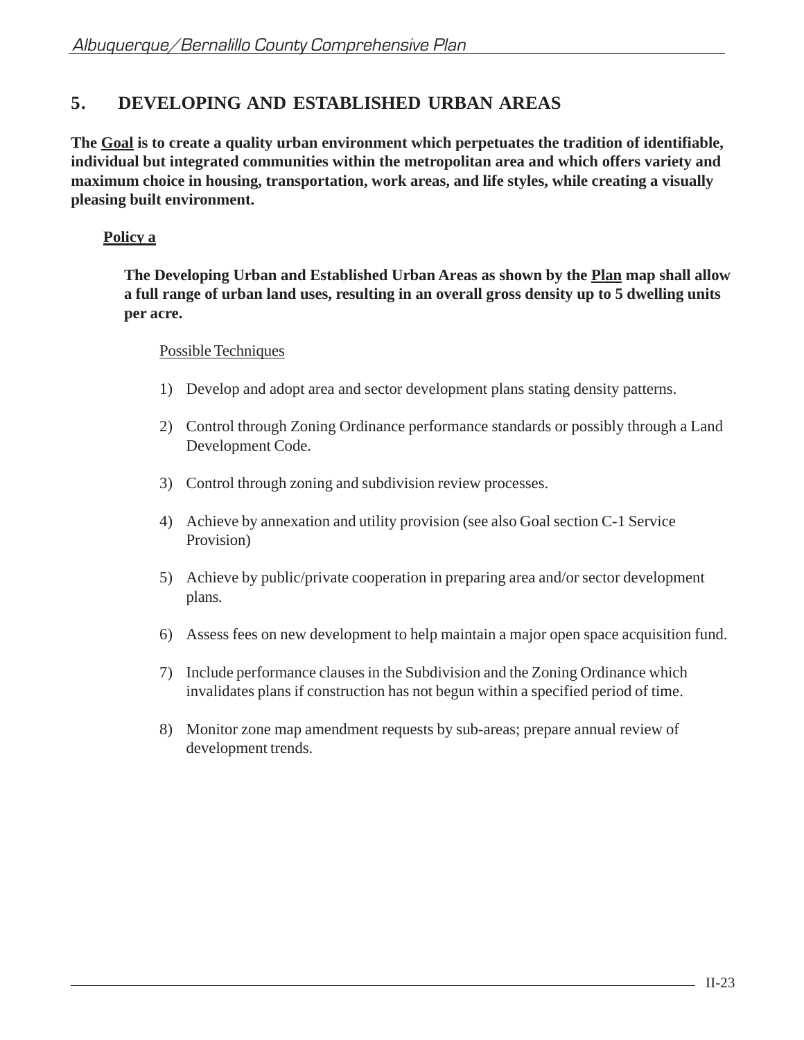## 5. DEVELOPING AND ESTABLISHED URBAN AREAS

**The Goal is to create a quality urban environment which perpetuates the tradition of identifiable, individual but integrated communities within the metropolitan area and which offers variety and maximum choice in housing, transportation, work areas, and life styles, while creating a visually pleasing built environment.**

**Policy a**

**The Developing Urban and Established Urban Areas as shown by the Plan map shall allow a full range of urban land uses, resulting in an overall gross density up to 5 dwelling units per acre.**

Possible Techniques

1) Develop and adopt area and sector development plans stating density patterns.

2) Control through Zoning Ordinance performance standards or possibly through a Land Development Code.

3) Control through zoning and subdivision review processes.

4) Achieve by annexation and utility provision (see also Goal section C-1 Service Provision)

5) Achieve by public/private cooperation in preparing area and/or sector development plans.

6) Assess fees on new development to help maintain a major open space acquisition fund.

7) Include performance clauses in the Subdivision and the Zoning Ordinance which invalidates plans if construction has not begun within a specified period of time.

8) Monitor zone map amendment requests by sub-areas; prepare annual review of development trends.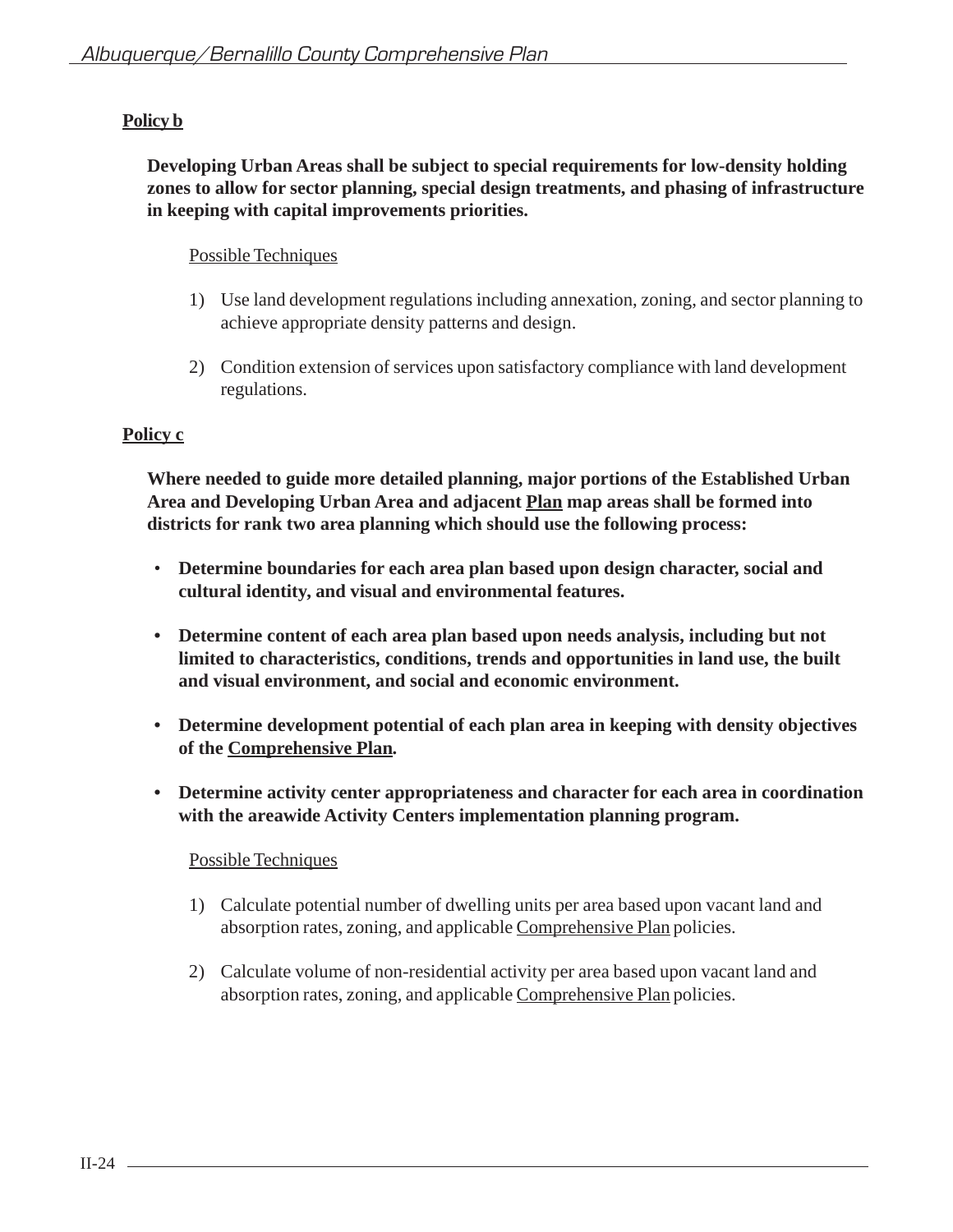**<u>Policy b</u>**

**Developing Urban Areas shall be subject to special requirements for low-density holding zones to allow for sector planning, special design treatments, and phasing of infrastructure in keeping with capital improvements priorities.**

<u>Possible Techniques</u>

1) Use land development regulations including annexation, zoning, and sector planning to achieve appropriate density patterns and design.

2) Condition extension of services upon satisfactory compliance with land development regulations.

**<u>Policy c</u>**

**Where needed to guide more detailed planning, major portions of the Established Urban Area and Developing Urban Area and adjacent <u>Plan</u> map areas shall be formed into districts for rank two area planning which should use the following process:**

- **Determine boundaries for each area plan based upon design character, social and cultural identity, and visual and environmental features.**

- **Determine content of each area plan based upon needs analysis, including but not limited to characteristics, conditions, trends and opportunities in land use, the built and visual environment, and social and economic environment.**

- **Determine development potential of each plan area in keeping with density objectives of the <u>Comprehensive Plan</u>.**

- **Determine activity center appropriateness and character for each area in coordination with the areawide Activity Centers implementation planning program.**

<u>Possible Techniques</u>

1) Calculate potential number of dwelling units per area based upon vacant land and absorption rates, zoning, and applicable <u>Comprehensive Plan</u> policies.

2) Calculate volume of non-residential activity per area based upon vacant land and absorption rates, zoning, and applicable <u>Comprehensive Plan</u> policies.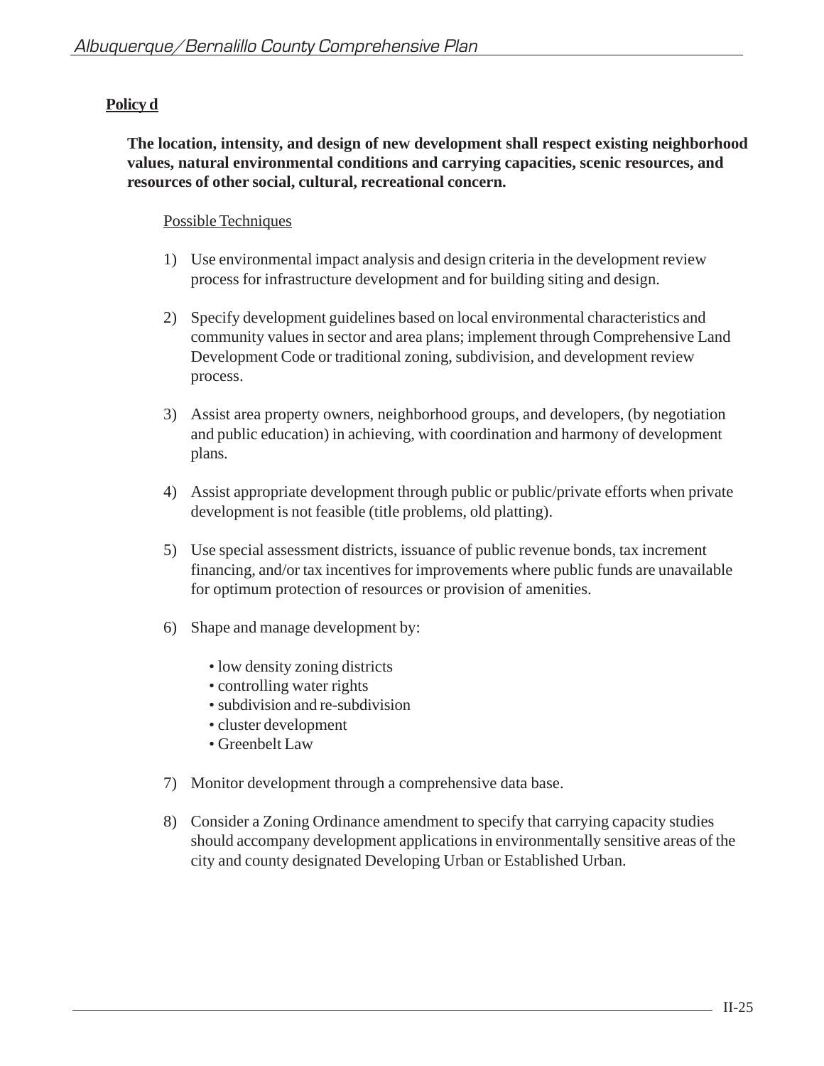**Policy d**

**The location, intensity, and design of new development shall respect existing neighborhood values, natural environmental conditions and carrying capacities, scenic resources, and resources of other social, cultural, recreational concern.**

Possible Techniques

1) Use environmental impact analysis and design criteria in the development review process for infrastructure development and for building siting and design.

2) Specify development guidelines based on local environmental characteristics and community values in sector and area plans; implement through Comprehensive Land Development Code or traditional zoning, subdivision, and development review process.

3) Assist area property owners, neighborhood groups, and developers, (by negotiation and public education) in achieving, with coordination and harmony of development plans.

4) Assist appropriate development through public or public/private efforts when private development is not feasible (title problems, old platting).

5) Use special assessment districts, issuance of public revenue bonds, tax increment financing, and/or tax incentives for improvements where public funds are unavailable for optimum protection of resources or provision of amenities.

6) Shape and manage development by:

   - low density zoning districts
   - controlling water rights
   - subdivision and re-subdivision
   - cluster development
   - Greenbelt Law

7) Monitor development through a comprehensive data base.

8) Consider a Zoning Ordinance amendment to specify that carrying capacity studies should accompany development applications in environmentally sensitive areas of the city and county designated Developing Urban or Established Urban.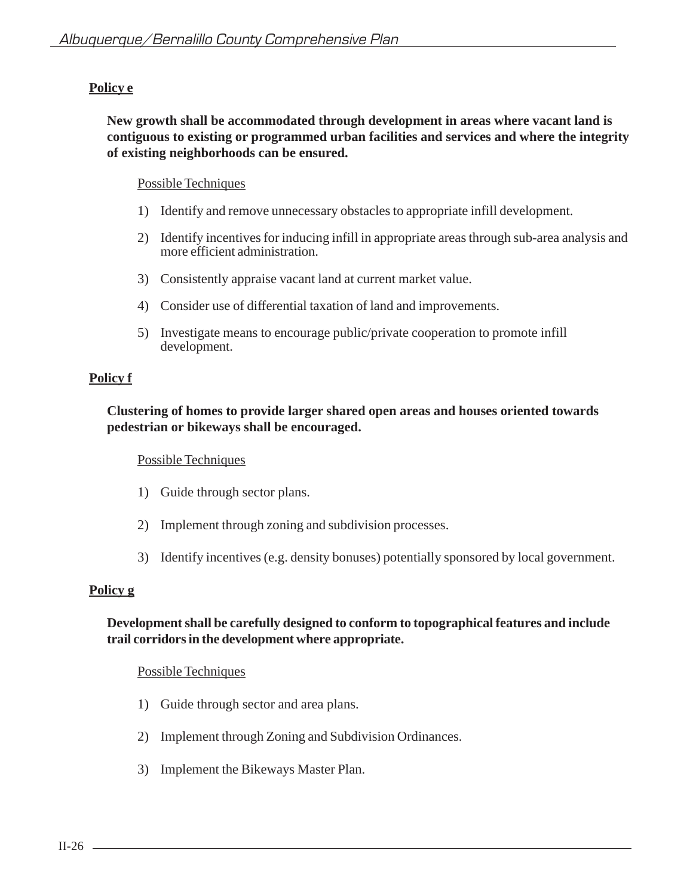**Policy e**

**New growth shall be accommodated through development in areas where vacant land is contiguous to existing or programmed urban facilities and services and where the integrity of existing neighborhoods can be ensured.**

Possible Techniques

1) Identify and remove unnecessary obstacles to appropriate infill development.
2) Identify incentives for inducing infill in appropriate areas through sub-area analysis and more efficient administration.
3) Consistently appraise vacant land at current market value.
4) Consider use of differential taxation of land and improvements.
5) Investigate means to encourage public/private cooperation to promote infill development.

**Policy f**

**Clustering of homes to provide larger shared open areas and houses oriented towards pedestrian or bikeways shall be encouraged.**

Possible Techniques

1) Guide through sector plans.
2) Implement through zoning and subdivision processes.
3) Identify incentives (e.g. density bonuses) potentially sponsored by local government.

**Policy g**

**Development shall be carefully designed to conform to topographical features and include trail corridors in the development where appropriate.**

Possible Techniques

1) Guide through sector and area plans.
2) Implement through Zoning and Subdivision Ordinances.
3) Implement the Bikeways Master Plan.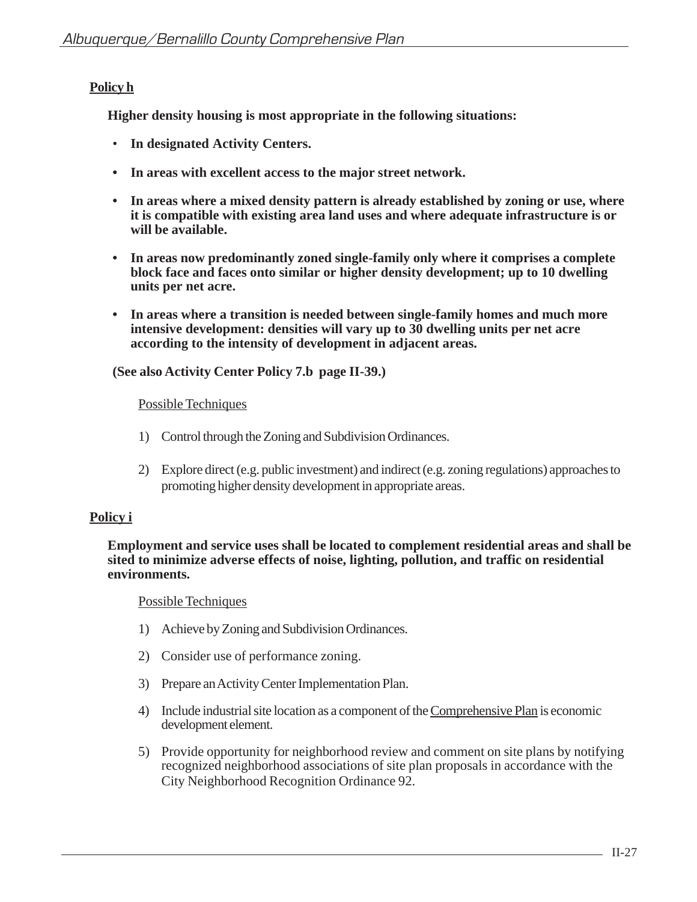**Policy h**

**Higher density housing is most appropriate in the following situations:**

- **In designated Activity Centers.**
- **In areas with excellent access to the major street network.**
- **In areas where a mixed density pattern is already established by zoning or use, where it is compatible with existing area land uses and where adequate infrastructure is or will be available.**
- **In areas now predominantly zoned single-family only where it comprises a complete block face and faces onto similar or higher density development; up to 10 dwelling units per net acre.**
- **In areas where a transition is needed between single-family homes and much more intensive development: densities will vary up to 30 dwelling units per net acre according to the intensity of development in adjacent areas.**

**(See also Activity Center Policy 7.b page II-39.)**

Possible Techniques

1) Control through the Zoning and Subdivision Ordinances.

2) Explore direct (e.g. public investment) and indirect (e.g. zoning regulations) approaches to promoting higher density development in appropriate areas.

**Policy i**

**Employment and service uses shall be located to complement residential areas and shall be sited to minimize adverse effects of noise, lighting, pollution, and traffic on residential environments.**

Possible Techniques

1) Achieve by Zoning and Subdivision Ordinances.

2) Consider use of performance zoning.

3) Prepare an Activity Center Implementation Plan.

4) Include industrial site location as a component of the Comprehensive Plan is economic development element.

5) Provide opportunity for neighborhood review and comment on site plans by notifying recognized neighborhood associations of site plan proposals in accordance with the City Neighborhood Recognition Ordinance 92.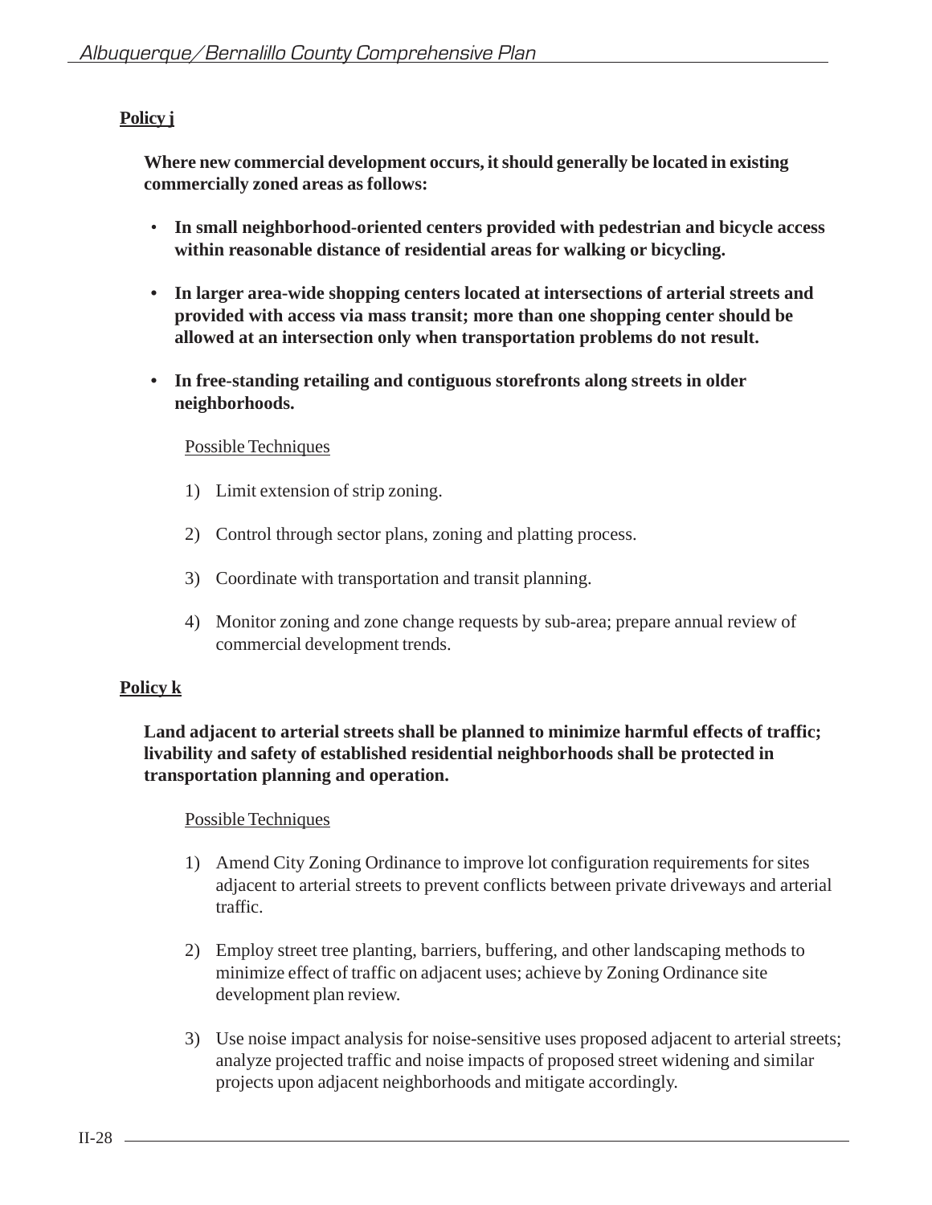**Policy j**

**Where new commercial development occurs, it should generally be located in existing commercially zoned areas as follows:**

- **In small neighborhood-oriented centers provided with pedestrian and bicycle access within reasonable distance of residential areas for walking or bicycling.**
- **In larger area-wide shopping centers located at intersections of arterial streets and provided with access via mass transit; more than one shopping center should be allowed at an intersection only when transportation problems do not result.**
- **In free-standing retailing and contiguous storefronts along streets in older neighborhoods.**

Possible Techniques

1) Limit extension of strip zoning.

2) Control through sector plans, zoning and platting process.

3) Coordinate with transportation and transit planning.

4) Monitor zoning and zone change requests by sub-area; prepare annual review of commercial development trends.

**Policy k**

**Land adjacent to arterial streets shall be planned to minimize harmful effects of traffic; livability and safety of established residential neighborhoods shall be protected in transportation planning and operation.**

Possible Techniques

1) Amend City Zoning Ordinance to improve lot configuration requirements for sites adjacent to arterial streets to prevent conflicts between private driveways and arterial traffic.

2) Employ street tree planting, barriers, buffering, and other landscaping methods to minimize effect of traffic on adjacent uses; achieve by Zoning Ordinance site development plan review.

3) Use noise impact analysis for noise-sensitive uses proposed adjacent to arterial streets; analyze projected traffic and noise impacts of proposed street widening and similar projects upon adjacent neighborhoods and mitigate accordingly.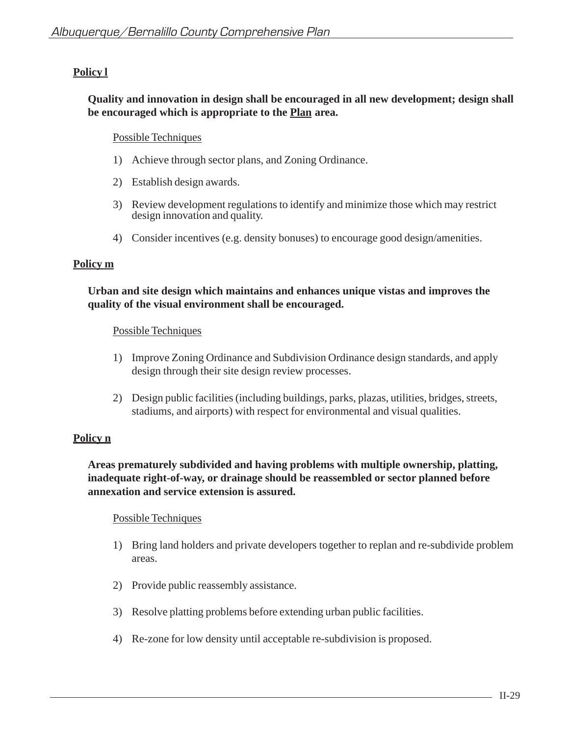**Policy l**

**Quality and innovation in design shall be encouraged in all new development; design shall be encouraged which is appropriate to the Plan area.**

Possible Techniques

1) Achieve through sector plans, and Zoning Ordinance.
2) Establish design awards.
3) Review development regulations to identify and minimize those which may restrict design innovation and quality.
4) Consider incentives (e.g. density bonuses) to encourage good design/amenities.

**Policy m**

**Urban and site design which maintains and enhances unique vistas and improves the quality of the visual environment shall be encouraged.**

Possible Techniques

1) Improve Zoning Ordinance and Subdivision Ordinance design standards, and apply design through their site design review processes.
2) Design public facilities (including buildings, parks, plazas, utilities, bridges, streets, stadiums, and airports) with respect for environmental and visual qualities.

**Policy n**

**Areas prematurely subdivided and having problems with multiple ownership, platting, inadequate right-of-way, or drainage should be reassembled or sector planned before annexation and service extension is assured.**

Possible Techniques

1) Bring land holders and private developers together to replan and re-subdivide problem areas.
2) Provide public reassembly assistance.
3) Resolve platting problems before extending urban public facilities.
4) Re-zone for low density until acceptable re-subdivision is proposed.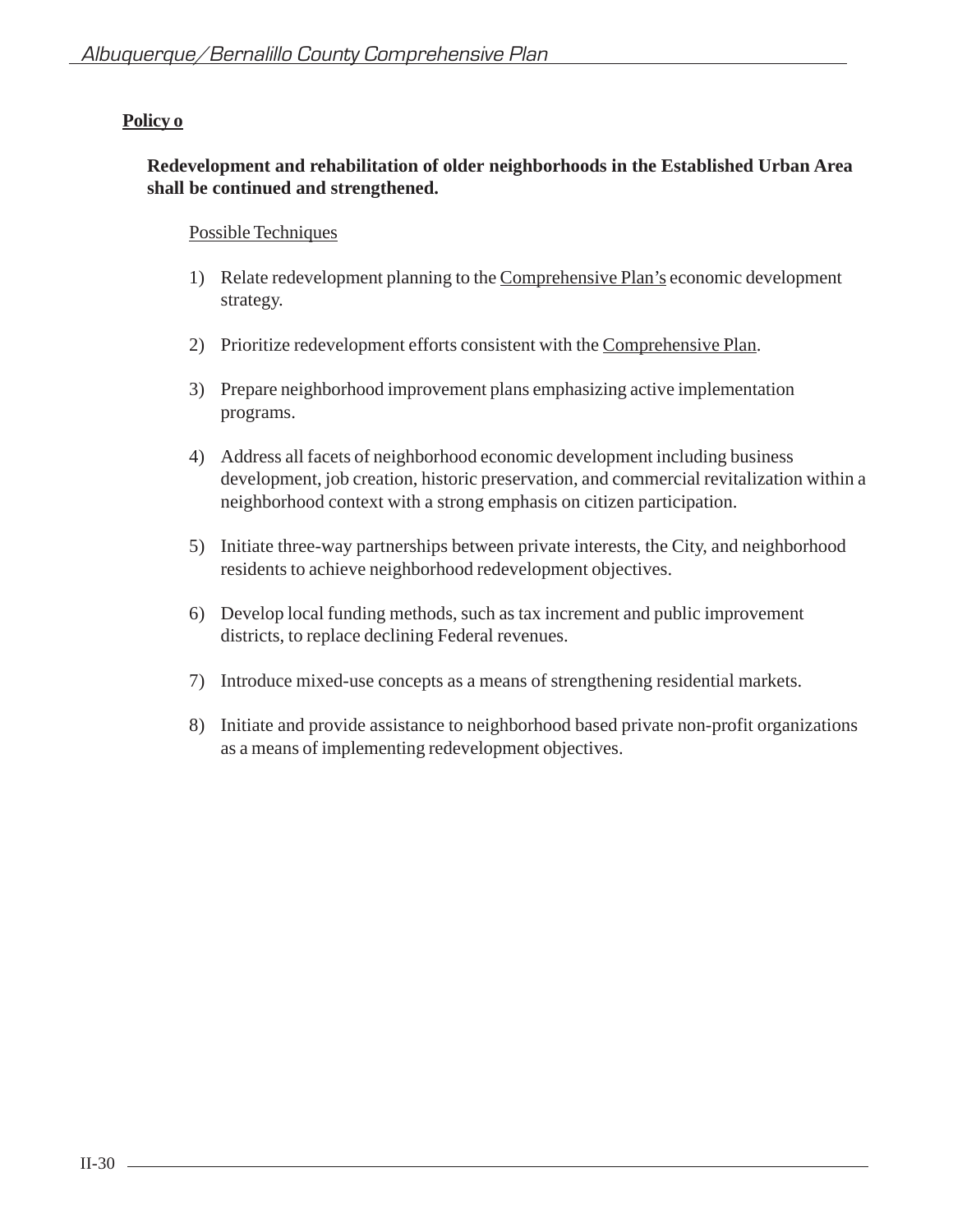**Policy o**

**Redevelopment and rehabilitation of older neighborhoods in the Established Urban Area shall be continued and strengthened.**

Possible Techniques

1) Relate redevelopment planning to the Comprehensive Plan's economic development strategy.
2) Prioritize redevelopment efforts consistent with the Comprehensive Plan.
3) Prepare neighborhood improvement plans emphasizing active implementation programs.
4) Address all facets of neighborhood economic development including business development, job creation, historic preservation, and commercial revitalization within a neighborhood context with a strong emphasis on citizen participation.
5) Initiate three-way partnerships between private interests, the City, and neighborhood residents to achieve neighborhood redevelopment objectives.
6) Develop local funding methods, such as tax increment and public improvement districts, to replace declining Federal revenues.
7) Introduce mixed-use concepts as a means of strengthening residential markets.
8) Initiate and provide assistance to neighborhood based private non-profit organizations as a means of implementing redevelopment objectives.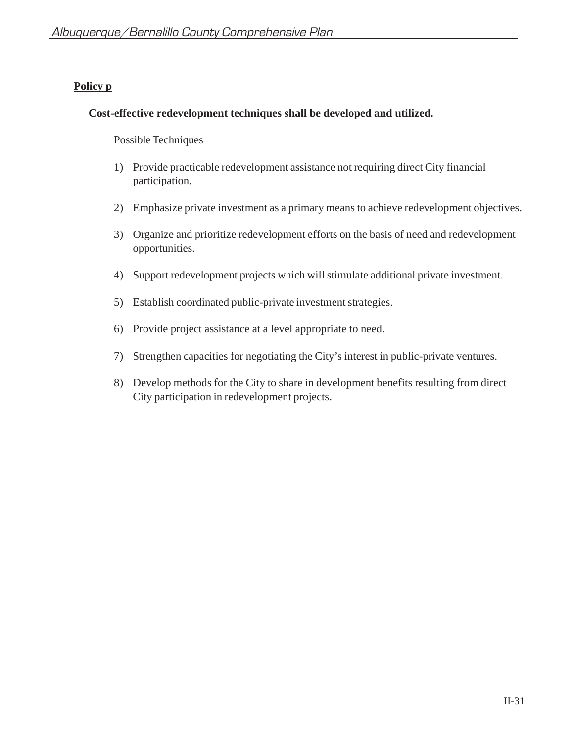**Policy p**

**Cost-effective redevelopment techniques shall be developed and utilized.**

Possible Techniques

1) Provide practicable redevelopment assistance not requiring direct City financial participation.

2) Emphasize private investment as a primary means to achieve redevelopment objectives.

3) Organize and prioritize redevelopment efforts on the basis of need and redevelopment opportunities.

4) Support redevelopment projects which will stimulate additional private investment.

5) Establish coordinated public-private investment strategies.

6) Provide project assistance at a level appropriate to need.

7) Strengthen capacities for negotiating the City's interest in public-private ventures.

8) Develop methods for the City to share in development benefits resulting from direct City participation in redevelopment projects.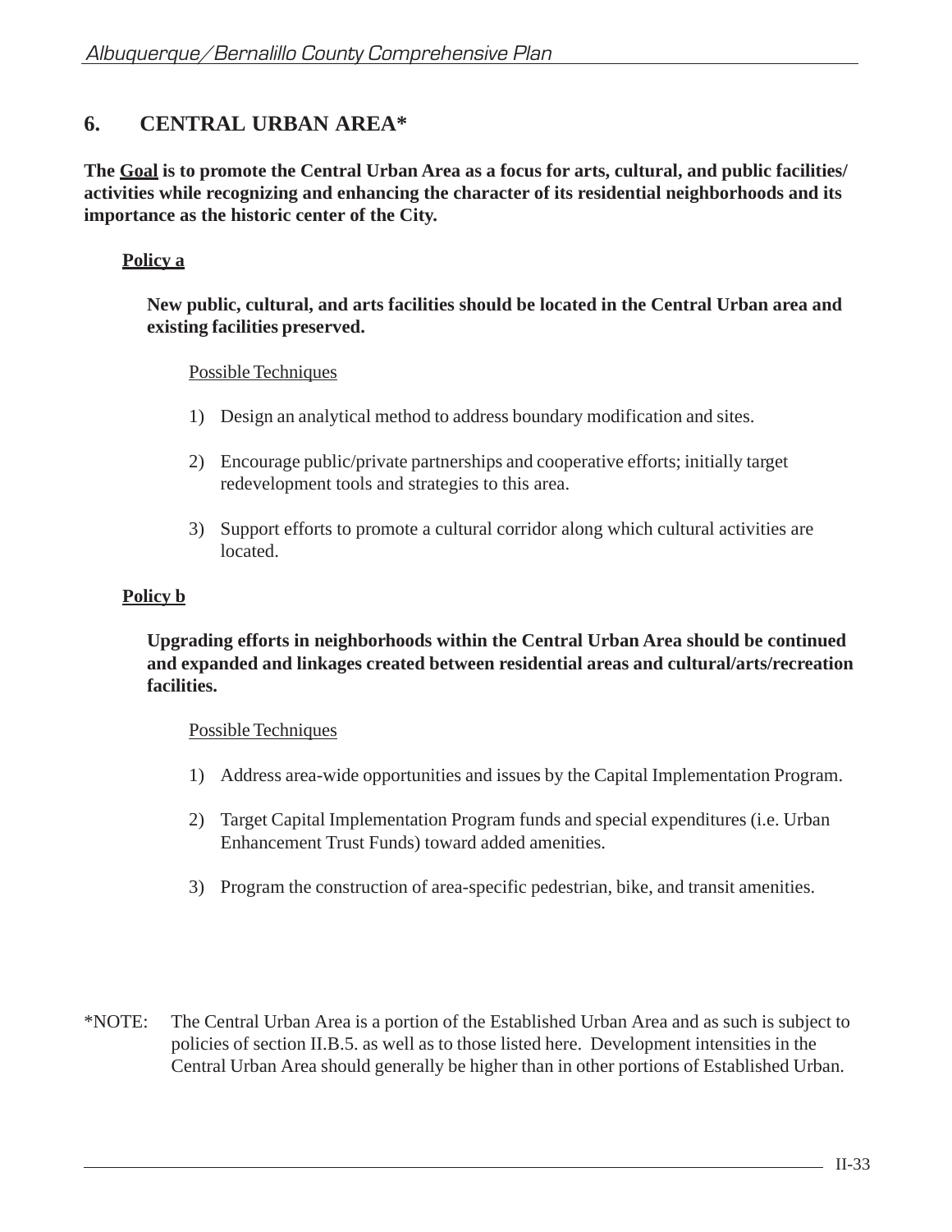## 6. CENTRAL URBAN AREA*

**The <u>Goal</u> is to promote the Central Urban Area as a focus for arts, cultural, and public facilities/ activities while recognizing and enhancing the character of its residential neighborhoods and its importance as the historic center of the City.**

### <u>Policy a</u>

**New public, cultural, and arts facilities should be located in the Central Urban area and existing facilities preserved.**

<u>Possible Techniques</u>

1) Design an analytical method to address boundary modification and sites.
2) Encourage public/private partnerships and cooperative efforts; initially target redevelopment tools and strategies to this area.
3) Support efforts to promote a cultural corridor along which cultural activities are located.

### <u>Policy b</u>

**Upgrading efforts in neighborhoods within the Central Urban Area should be continued and expanded and linkages created between residential areas and cultural/arts/recreation facilities.**

<u>Possible Techniques</u>

1) Address area-wide opportunities and issues by the Capital Implementation Program.
2) Target Capital Implementation Program funds and special expenditures (i.e. Urban Enhancement Trust Funds) toward added amenities.
3) Program the construction of area-specific pedestrian, bike, and transit amenities.

*NOTE: The Central Urban Area is a portion of the Established Urban Area and as such is subject to policies of section II.B.5. as well as to those listed here. Development intensities in the Central Urban Area should generally be higher than in other portions of Established Urban.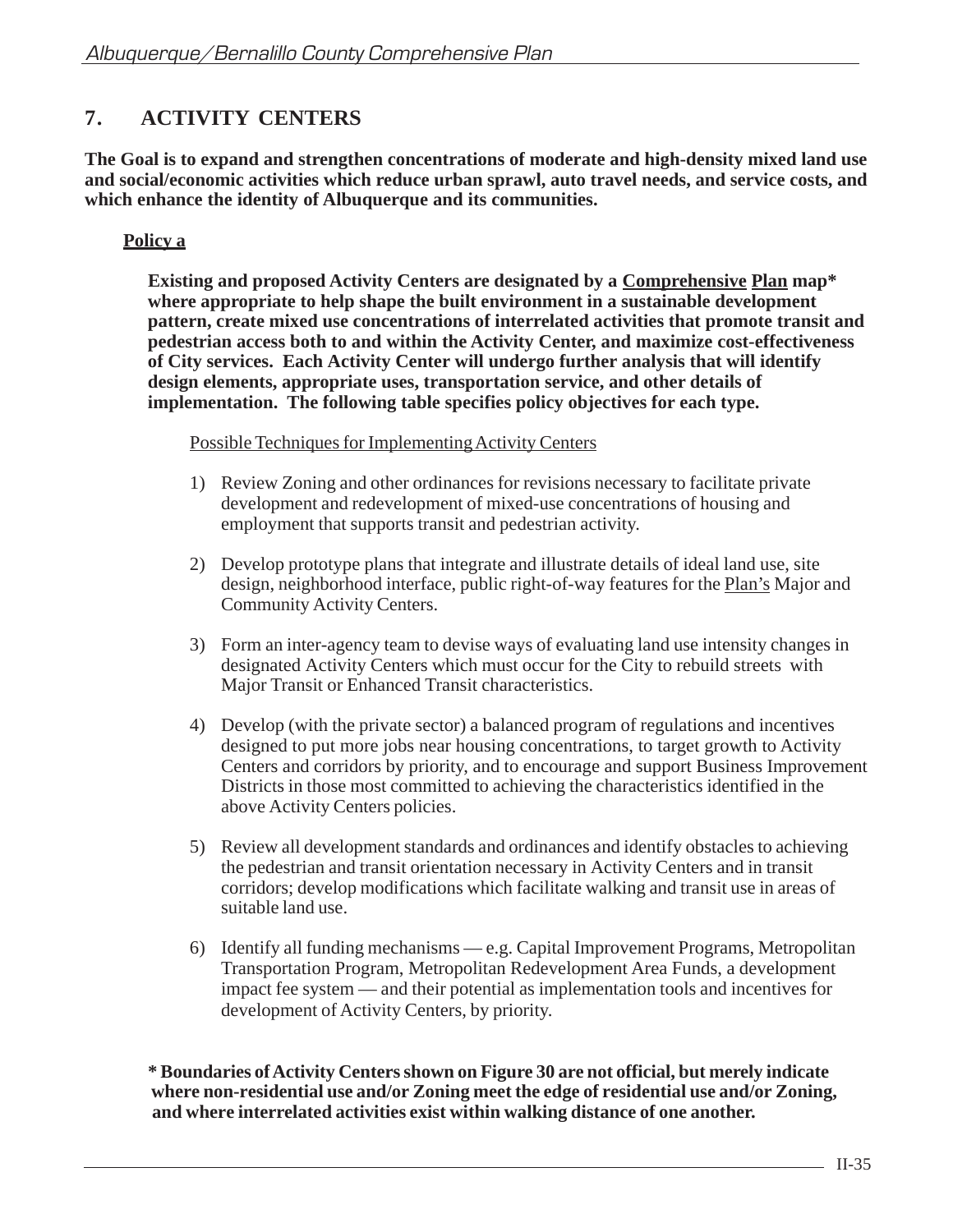## 7. ACTIVITY CENTERS

**The Goal is to expand and strengthen concentrations of moderate and high-density mixed land use and social/economic activities which reduce urban sprawl, auto travel needs, and service costs, and which enhance the identity of Albuquerque and its communities.**

**Policy a**

**Existing and proposed Activity Centers are designated by a Comprehensive Plan map\* where appropriate to help shape the built environment in a sustainable development pattern, create mixed use concentrations of interrelated activities that promote transit and pedestrian access both to and within the Activity Center, and maximize cost-effectiveness of City services. Each Activity Center will undergo further analysis that will identify design elements, appropriate uses, transportation service, and other details of implementation. The following table specifies policy objectives for each type.**

Possible Techniques for Implementing Activity Centers

1) Review Zoning and other ordinances for revisions necessary to facilitate private development and redevelopment of mixed-use concentrations of housing and employment that supports transit and pedestrian activity.

2) Develop prototype plans that integrate and illustrate details of ideal land use, site design, neighborhood interface, public right-of-way features for the Plan's Major and Community Activity Centers.

3) Form an inter-agency team to devise ways of evaluating land use intensity changes in designated Activity Centers which must occur for the City to rebuild streets with Major Transit or Enhanced Transit characteristics.

4) Develop (with the private sector) a balanced program of regulations and incentives designed to put more jobs near housing concentrations, to target growth to Activity Centers and corridors by priority, and to encourage and support Business Improvement Districts in those most committed to achieving the characteristics identified in the above Activity Centers policies.

5) Review all development standards and ordinances and identify obstacles to achieving the pedestrian and transit orientation necessary in Activity Centers and in transit corridors; develop modifications which facilitate walking and transit use in areas of suitable land use.

6) Identify all funding mechanisms — e.g. Capital Improvement Programs, Metropolitan Transportation Program, Metropolitan Redevelopment Area Funds, a development impact fee system — and their potential as implementation tools and incentives for development of Activity Centers, by priority.

**\* Boundaries of Activity Centers shown on Figure 30 are not official, but merely indicate where non-residential use and/or Zoning meet the edge of residential use and/or Zoning, and where interrelated activities exist within walking distance of one another.**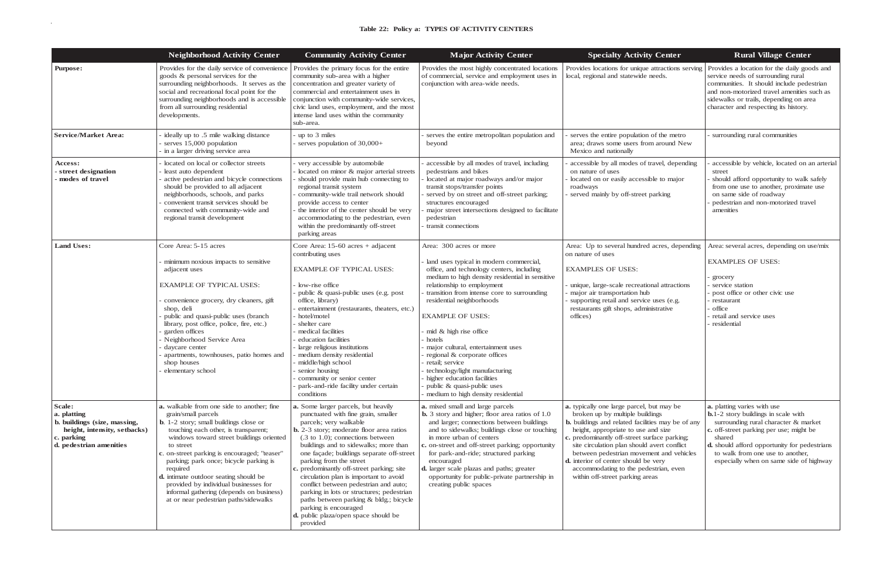**Table 22: Policy a: TYPES OF ACTIVITY CENTERS**

| | Neighborhood Activity Center | Community Activity Center | Major Activity Center | Specialty Activity Center | Rural Village Center |
|---|---|---|---|---|---|
| **Purpose:** | Provides for the daily service of convenience goods & personal services for the surrounding neighborhoods. It serves as the social and recreational focal point for the surrounding neighborhoods and is accessible from all surrounding residential developments. | Provides the primary focus for the entire community sub-area with a higher concentration and greater variety of commercial and entertainment uses in conjunction with community-wide services, civic land uses, employment, and the most intense land uses within the community sub-area. | Provides the most highly concentrated locations of commercial, service and employment uses in conjunction with area-wide needs. | Provides locations for unique attractions serving local, regional and statewide needs. | Provides a location for the daily goods and service needs of surrounding rural communities. It should include pedestrian and non-motorized travel amenities such as sidewalks or trails, depending on area character and respecting its history. |
| **Service/Market Area:** | - ideally up to .5 mile walking distance<br>- serves 15,000 population<br>- in a larger driving service area | - up to 3 miles<br>- serves population of 30,000+ | - serves the entire metropolitan population and beyond | - serves the entire population of the metro area; draws some users from around New Mexico and nationally | - surrounding rural communities |
| **Access:**<br>**- street designation**<br>**- modes of travel** | - located on local or collector streets<br>- least auto dependent<br>- active pedestrian and bicycle connections should be provided to all adjacent neighborhoods, schools, and parks<br>- convenient transit services should be connected with community-wide and regional transit development | - very accessible by automobile<br>- located on minor & major arterial streets<br>- should provide main hub connecting to regional transit system<br>- community-wide trail network should provide access to center<br>- the interior of the center should be very accommodating to the pedestrian, even within the predominantly off-street parking areas | - accessible by all modes of travel, including pedestrians and bikes<br>- located at major roadways and/or major transit stops/transfer points<br>- served by on street and off-street parking; structures encouraged<br>- major street intersections designed to facilitate pedestrian<br>- transit connections | - accessible by all modes of travel, depending on nature of uses<br>- located on or easily accessible to major roadways<br>- served mainly by off-street parking | - accessible by vehicle, located on an arterial street<br>- should afford opportunity to walk safely from one use to another, proximate use on same side of roadway<br>- pedestrian and non-motorized travel amenities |
| **Land Uses:** | Core Area: 5-15 acres<br><br>- minimum noxious impacts to sensitive adjacent uses<br><br>EXAMPLE OF TYPICAL USES:<br><br>- convenience grocery, dry cleaners, gift shop, deli<br>- public and quasi-public uses (branch library, post office, police, fire, etc.)<br>- garden offices<br>- Neighborhood Service Area<br>- daycare center<br>- apartments, townhouses, patio homes and shop houses<br>- elementary school | Core Area: 15-60 acres + adjacent contributing uses<br><br>EXAMPLE OF TYPICAL USES:<br><br>- low-rise office<br>- public & quasi-public uses (e.g. post office, library)<br>- entertainment (restaurants, theaters, etc.)<br>- hotel/motel<br>- shelter care<br>- medical facilities<br>- education facilities<br>- large religious institutions<br>- medium density residential<br>- middle/high school<br>- senior housing<br>- community or senior center<br>- park-and-ride facility under certain conditions | Area: 300 acres or more<br><br>- land uses typical in modern commercial, office, and technology centers, including medium to high density residential in sensitive relationship to employment<br>- transition from intense core to surrounding residential neighborhoods<br><br>EXAMPLE OF USES:<br><br>- mid & high rise office<br>- hotels<br>- major cultural, entertainment uses<br>- regional & corporate offices<br>- retail; service<br>- technology/light manufacturing<br>- higher education facilities<br>- public & quasi-public uses<br>- medium to high density residential | Area: Up to several hundred acres, depending on nature of uses<br><br>EXAMPLES OF USES:<br><br>- unique, large-scale recreational attractions<br>- major air transportation hub<br>- supporting retail and service uses (e.g. restaurants gift shops, administrative offices) | Area: several acres, depending on use/mix<br><br>EXAMPLES OF USES:<br><br>- grocery<br>- service station<br>- post office or other civic use<br>- restaurant<br>- office<br>- retail and service uses<br>- residential |
| **Scale:**<br>**a. platting**<br>**b. buildings (size, massing, height, intensity, setbacks)**<br>**c. parking**<br>**d. pedestrian amenities** | **a.** walkable from one side to another; fine grain/small parcels<br>**b**. 1-2 story; small buildings close or touching each other, is transparent; windows toward street buildings oriented to street<br>**c**. on-street parking is encouraged; "teaser" parking; park once; bicycle parking is required<br>**d.** intimate outdoor seating should be provided by individual businesses for informal gathering (depends on business) at or near pedestrian paths/sidewalks | **a.** Some larger parcels, but heavily punctuated with fine grain, smaller parcels; very walkable<br>**b.** 2-3 story; moderate floor area ratios (.3 to 1.0); connections between buildings and to sidewalks; more than one façade; buildings separate off-street parking from the street<br>**c.** predominantly off-street parking; site circulation plan is important to avoid conflict between pedestrian and auto; parking in lots or structures; pedestrian paths between parking & bldg.; bicycle parking is encouraged<br>**d.** public plaza/open space should be provided | **a.** mixed small and large parcels<br>**b.** 3 story and higher; floor area ratios of 1.0 and larger; connections between buildings and to sidewalks; buildings close or touching in more urban of centers<br>**c.** on-street and off-street parking; opportunity for park-and-ride; structured parking encouraged<br>**d.** larger scale plazas and paths; greater opportunity for public-private partnership in creating public spaces | **a.** typically one large parcel, but may be broken up by multiple buildings<br>**b.** buildings and related facilities may be of any height, appropriate to use and size<br>**c.** predominantly off-street surface parking; site circulation plan should avert conflict between pedestrian movement and vehicles<br>**d.** interior of center should be very accommodating to the pedestrian, even within off-street parking areas | **a.** platting varies with use<br>**b.**1-2 story buildings in scale with surrounding rural character & market<br>**c.** off-street parking per use; might be shared<br>**d.** should afford opportunity for pedestrians to walk from one use to another, especially when on same side of highway |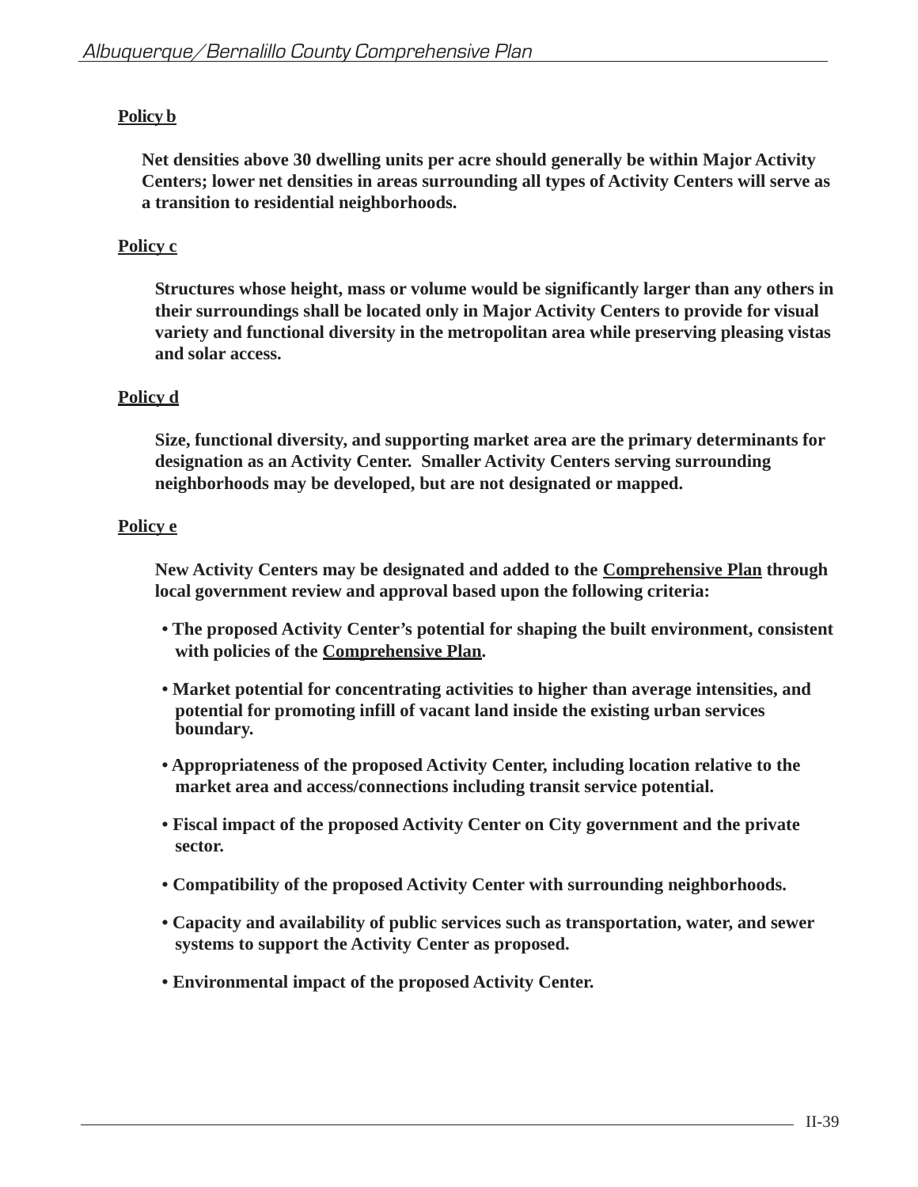**Policy b**

**Net densities above 30 dwelling units per acre should generally be within Major Activity Centers; lower net densities in areas surrounding all types of Activity Centers will serve as a transition to residential neighborhoods.**

**Policy c**

**Structures whose height, mass or volume would be significantly larger than any others in their surroundings shall be located only in Major Activity Centers to provide for visual variety and functional diversity in the metropolitan area while preserving pleasing vistas and solar access.**

**Policy d**

**Size, functional diversity, and supporting market area are the primary determinants for designation as an Activity Center. Smaller Activity Centers serving surrounding neighborhoods may be developed, but are not designated or mapped.**

**Policy e**

**New Activity Centers may be designated and added to the Comprehensive Plan through local government review and approval based upon the following criteria:**

- **The proposed Activity Center's potential for shaping the built environment, consistent with policies of the Comprehensive Plan.**
- **Market potential for concentrating activities to higher than average intensities, and potential for promoting infill of vacant land inside the existing urban services boundary.**
- **Appropriateness of the proposed Activity Center, including location relative to the market area and access/connections including transit service potential.**
- **Fiscal impact of the proposed Activity Center on City government and the private sector.**
- **Compatibility of the proposed Activity Center with surrounding neighborhoods.**
- **Capacity and availability of public services such as transportation, water, and sewer systems to support the Activity Center as proposed.**
- **Environmental impact of the proposed Activity Center.**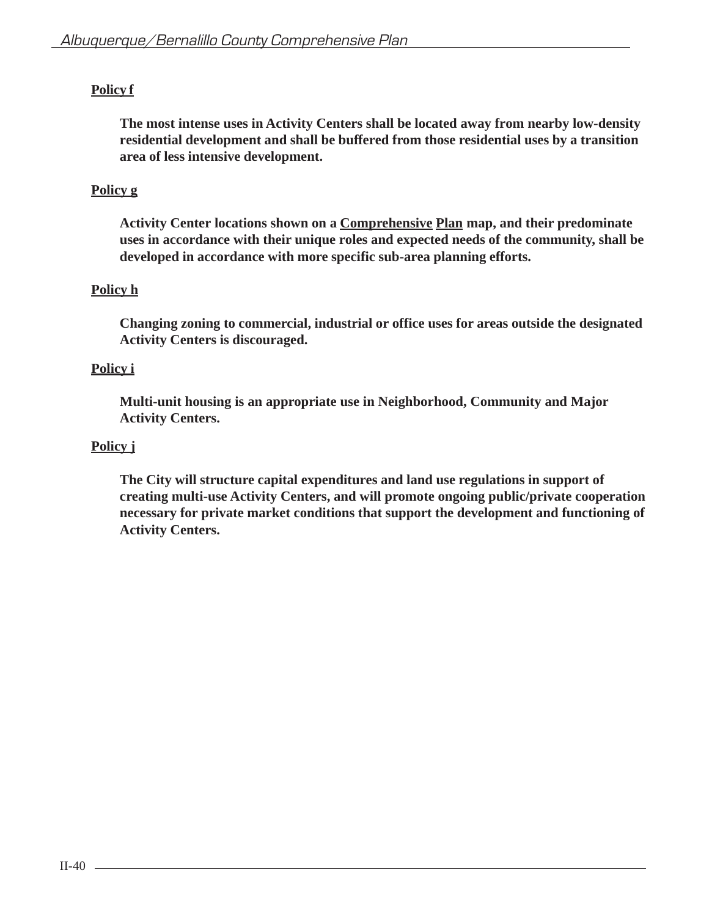**Policy f**

**The most intense uses in Activity Centers shall be located away from nearby low-density residential development and shall be buffered from those residential uses by a transition area of less intensive development.**

**Policy g**

**Activity Center locations shown on a Comprehensive Plan map, and their predominate uses in accordance with their unique roles and expected needs of the community, shall be developed in accordance with more specific sub-area planning efforts.**

**Policy h**

**Changing zoning to commercial, industrial or office uses for areas outside the designated Activity Centers is discouraged.**

**Policy i**

**Multi-unit housing is an appropriate use in Neighborhood, Community and Major Activity Centers.**

**Policy j**

**The City will structure capital expenditures and land use regulations in support of creating multi-use Activity Centers, and will promote ongoing public/private cooperation necessary for private market conditions that support the development and functioning of Activity Centers.**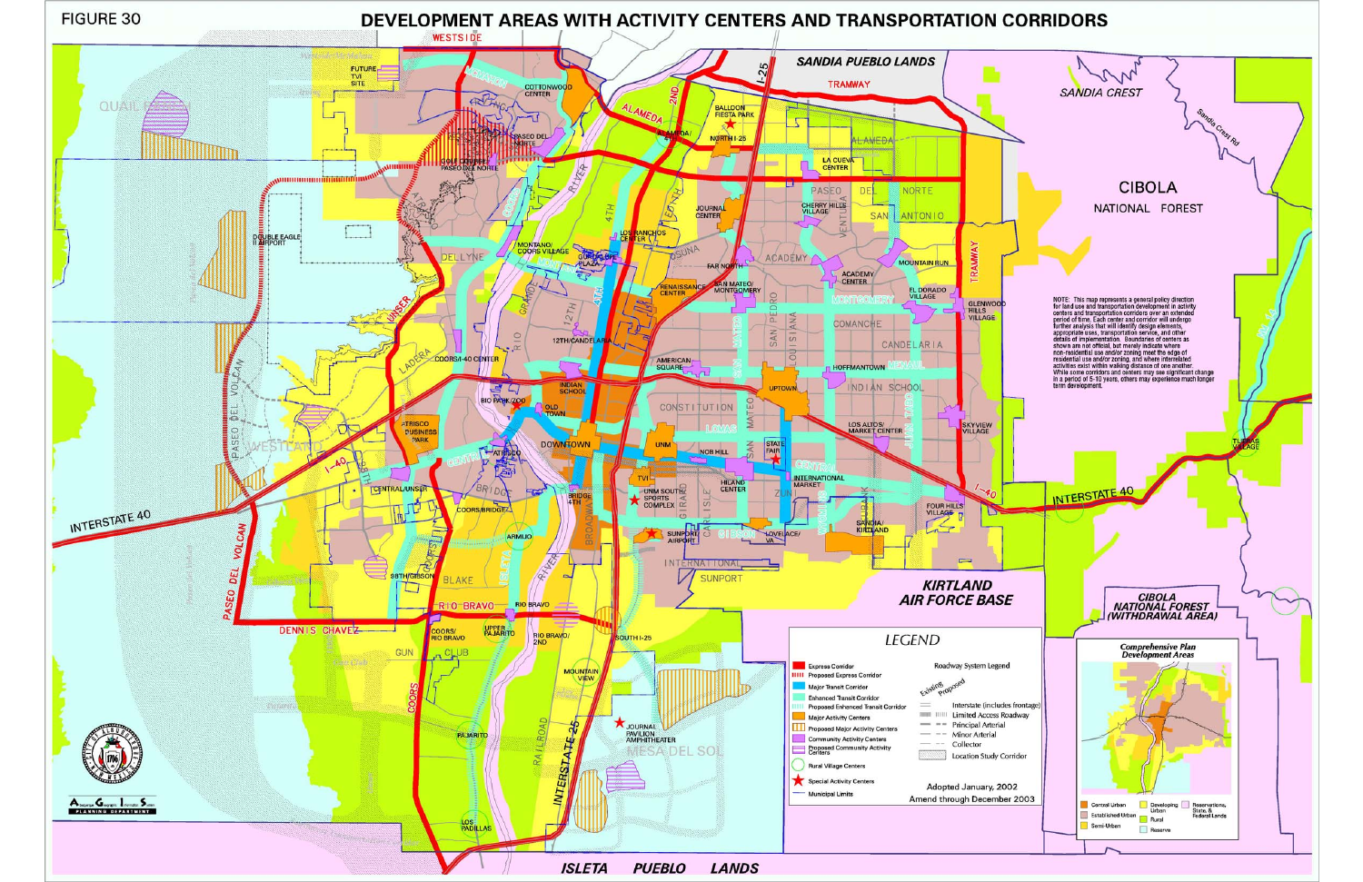FIGURE 30

# DEVELOPMENT AREAS WITH ACTIVITY CENTERS AND TRANSPORTATION CORRIDORS

NOTE: This map represents a general policy direction for land use and transportation development in activity centers and transportation corridors over an extended period of time. Each center and corridor will undergo further analysis that will identify design elements, appropriate uses, transportation service, and other details of implementation. Boundaries of centers as shown are not official, but merely indicate where non-residential use and/or zoning meet the edge of residential use and/or zoning, and where interrelated activities exist within walking distance of one another. While some corridors and centers may see significant change in a period of 5-10 years, others may experience much longer term development.

## LEGEND

- Express Corridor
- Proposed Express Corridor
- Major Transit Corridor
- Enhanced Transit Corridor
- Proposed Enhanced Transit Corridor
- Major Activity Centers
- Proposed Major Activity Centers
- Community Activity Centers
- Proposed Community Activity Centers
- Rural Village Centers
- Special Activity Centers
- Municipal Limits

Roadway System Legend (Existing / Proposed)

- Interstate (includes frontage)
- Limited Access Roadway
- Principal Arterial
- Minor Arterial
- Collector
- Location Study Corridor

Adopted January, 2002
Amend through December 2003

Comprehensive Plan Development Areas

- Central Urban
- Established Urban
- Semi-Urban
- Developing Urban
- Rural
- Reserve
- Reservations, State, & Federal Lands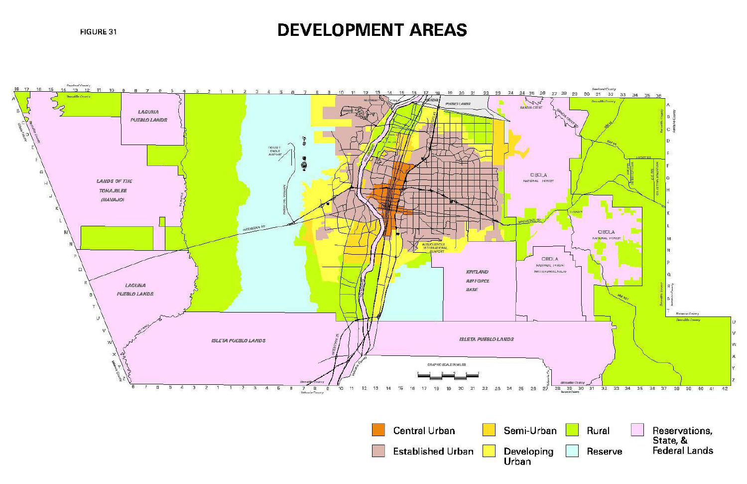FIGURE 31

# DEVELOPMENT AREAS

Central Urban

Established Urban

Semi-Urban

Developing Urban

Rural

Reserve

Reservations, State, & Federal Lands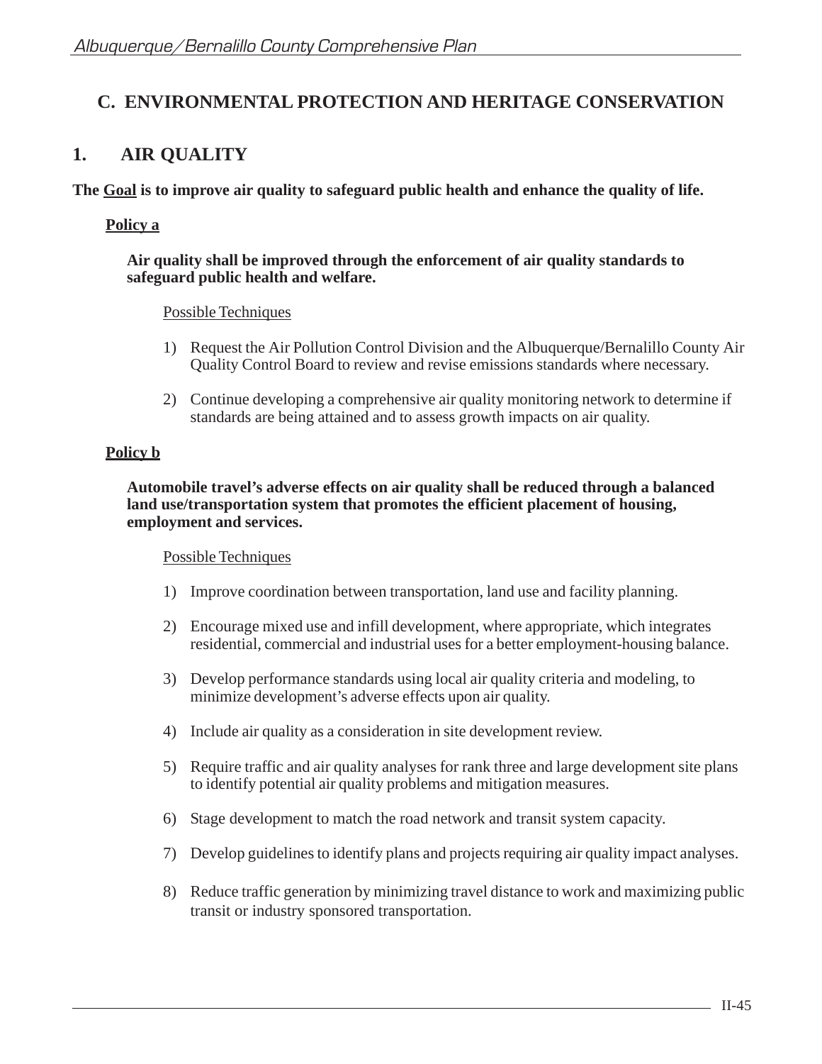## C. ENVIRONMENTAL PROTECTION AND HERITAGE CONSERVATION

### 1. AIR QUALITY

**The Goal is to improve air quality to safeguard public health and enhance the quality of life.**

**Policy a**

**Air quality shall be improved through the enforcement of air quality standards to safeguard public health and welfare.**

Possible Techniques

1) Request the Air Pollution Control Division and the Albuquerque/Bernalillo County Air Quality Control Board to review and revise emissions standards where necessary.

2) Continue developing a comprehensive air quality monitoring network to determine if standards are being attained and to assess growth impacts on air quality.

**Policy b**

**Automobile travel's adverse effects on air quality shall be reduced through a balanced land use/transportation system that promotes the efficient placement of housing, employment and services.**

Possible Techniques

1) Improve coordination between transportation, land use and facility planning.

2) Encourage mixed use and infill development, where appropriate, which integrates residential, commercial and industrial uses for a better employment-housing balance.

3) Develop performance standards using local air quality criteria and modeling, to minimize development's adverse effects upon air quality.

4) Include air quality as a consideration in site development review.

5) Require traffic and air quality analyses for rank three and large development site plans to identify potential air quality problems and mitigation measures.

6) Stage development to match the road network and transit system capacity.

7) Develop guidelines to identify plans and projects requiring air quality impact analyses.

8) Reduce traffic generation by minimizing travel distance to work and maximizing public transit or industry sponsored transportation.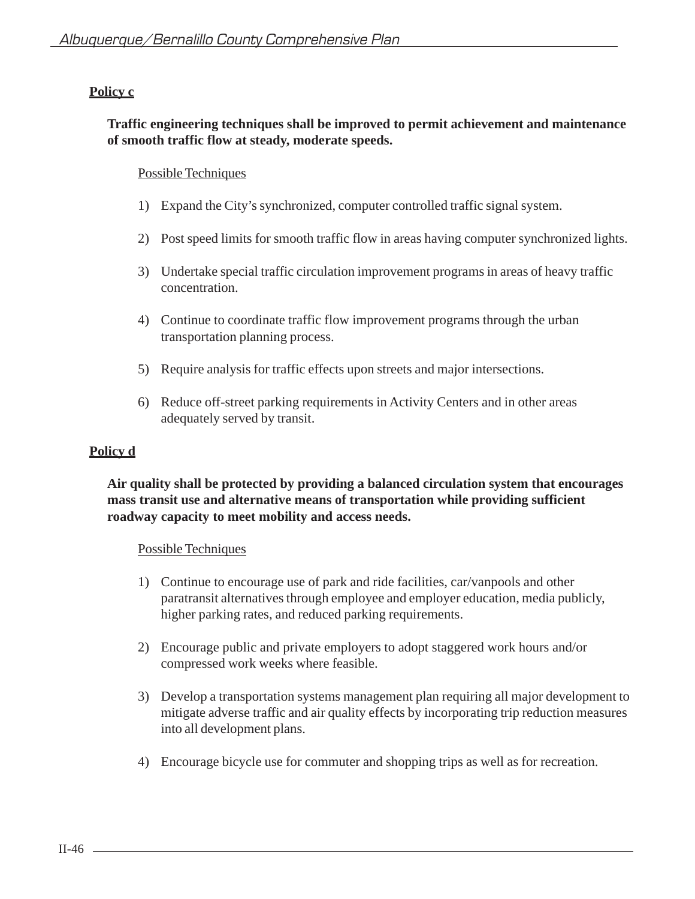**Policy c**

**Traffic engineering techniques shall be improved to permit achievement and maintenance of smooth traffic flow at steady, moderate speeds.**

Possible Techniques

1) Expand the City's synchronized, computer controlled traffic signal system.

2) Post speed limits for smooth traffic flow in areas having computer synchronized lights.

3) Undertake special traffic circulation improvement programs in areas of heavy traffic concentration.

4) Continue to coordinate traffic flow improvement programs through the urban transportation planning process.

5) Require analysis for traffic effects upon streets and major intersections.

6) Reduce off-street parking requirements in Activity Centers and in other areas adequately served by transit.

**Policy d**

**Air quality shall be protected by providing a balanced circulation system that encourages mass transit use and alternative means of transportation while providing sufficient roadway capacity to meet mobility and access needs.**

Possible Techniques

1) Continue to encourage use of park and ride facilities, car/vanpools and other paratransit alternatives through employee and employer education, media publicly, higher parking rates, and reduced parking requirements.

2) Encourage public and private employers to adopt staggered work hours and/or compressed work weeks where feasible.

3) Develop a transportation systems management plan requiring all major development to mitigate adverse traffic and air quality effects by incorporating trip reduction measures into all development plans.

4) Encourage bicycle use for commuter and shopping trips as well as for recreation.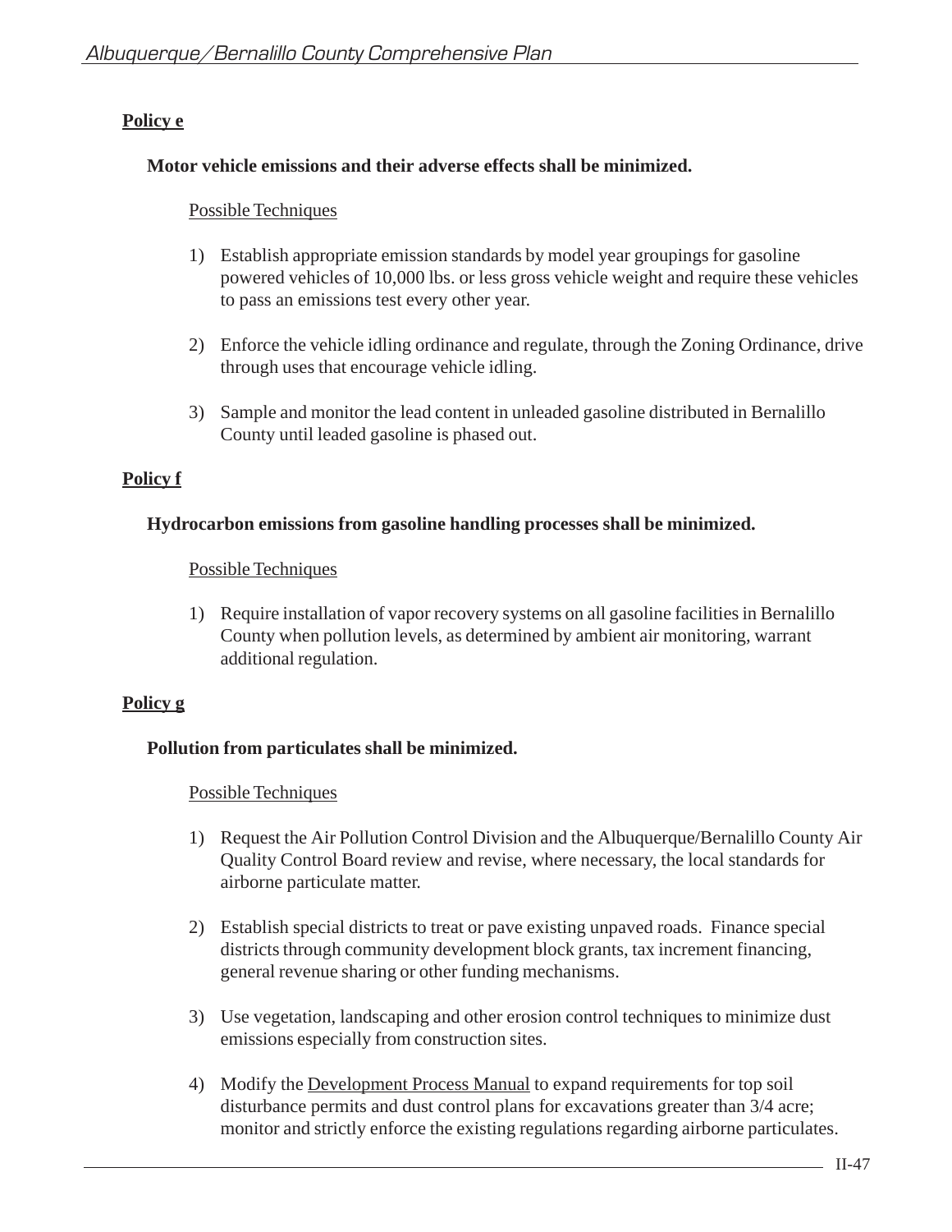**Policy e**

**Motor vehicle emissions and their adverse effects shall be minimized.**

Possible Techniques

1) Establish appropriate emission standards by model year groupings for gasoline powered vehicles of 10,000 lbs. or less gross vehicle weight and require these vehicles to pass an emissions test every other year.

2) Enforce the vehicle idling ordinance and regulate, through the Zoning Ordinance, drive through uses that encourage vehicle idling.

3) Sample and monitor the lead content in unleaded gasoline distributed in Bernalillo County until leaded gasoline is phased out.

**Policy f**

**Hydrocarbon emissions from gasoline handling processes shall be minimized.**

Possible Techniques

1) Require installation of vapor recovery systems on all gasoline facilities in Bernalillo County when pollution levels, as determined by ambient air monitoring, warrant additional regulation.

**Policy g**

**Pollution from particulates shall be minimized.**

Possible Techniques

1) Request the Air Pollution Control Division and the Albuquerque/Bernalillo County Air Quality Control Board review and revise, where necessary, the local standards for airborne particulate matter.

2) Establish special districts to treat or pave existing unpaved roads. Finance special districts through community development block grants, tax increment financing, general revenue sharing or other funding mechanisms.

3) Use vegetation, landscaping and other erosion control techniques to minimize dust emissions especially from construction sites.

4) Modify the Development Process Manual to expand requirements for top soil disturbance permits and dust control plans for excavations greater than 3/4 acre; monitor and strictly enforce the existing regulations regarding airborne particulates.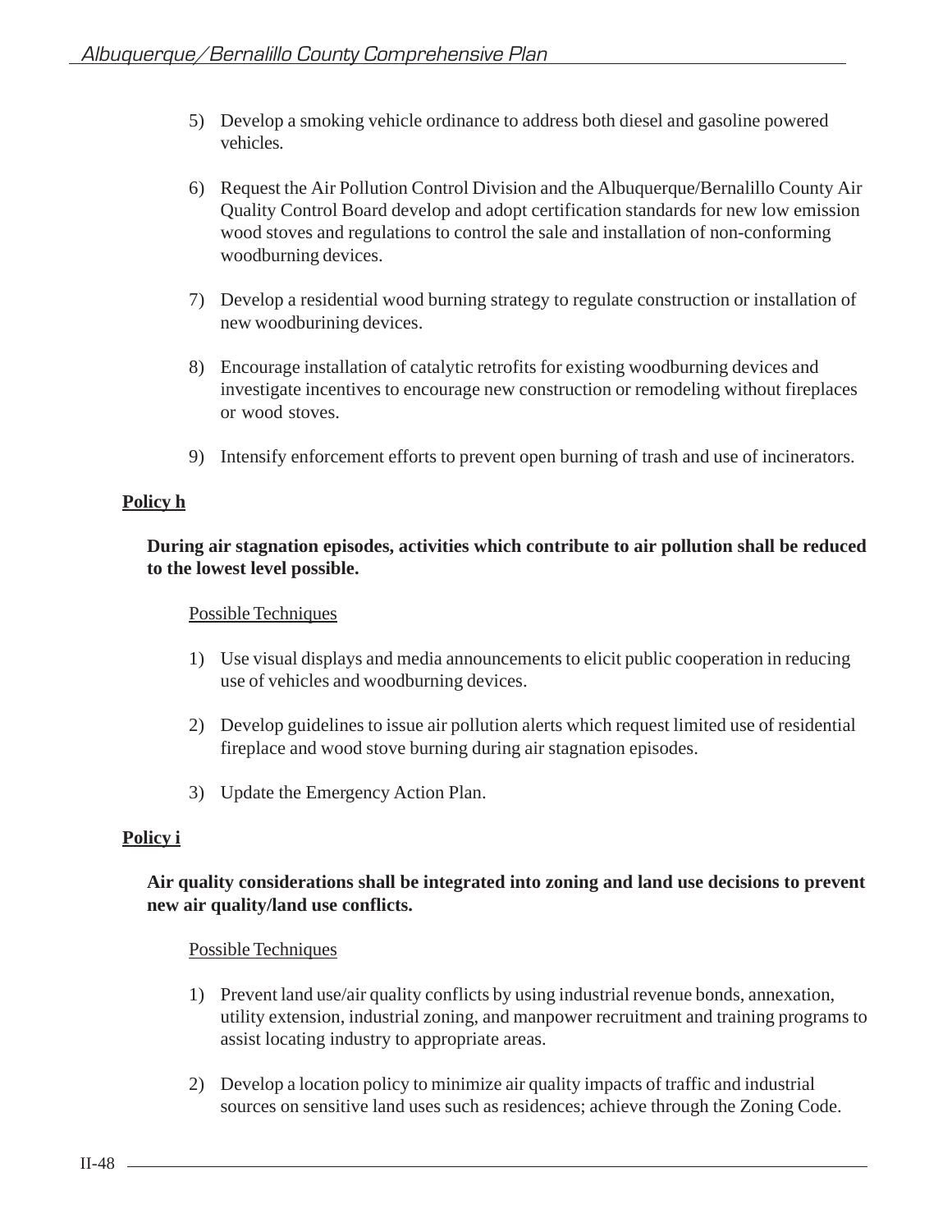5) Develop a smoking vehicle ordinance to address both diesel and gasoline powered vehicles.

6) Request the Air Pollution Control Division and the Albuquerque/Bernalillo County Air Quality Control Board develop and adopt certification standards for new low emission wood stoves and regulations to control the sale and installation of non-conforming woodburning devices.

7) Develop a residential wood burning strategy to regulate construction or installation of new woodburining devices.

8) Encourage installation of catalytic retrofits for existing woodburning devices and investigate incentives to encourage new construction or remodeling without fireplaces or wood stoves.

9) Intensify enforcement efforts to prevent open burning of trash and use of incinerators.

**Policy h**

**During air stagnation episodes, activities which contribute to air pollution shall be reduced to the lowest level possible.**

Possible Techniques

1) Use visual displays and media announcements to elicit public cooperation in reducing use of vehicles and woodburning devices.

2) Develop guidelines to issue air pollution alerts which request limited use of residential fireplace and wood stove burning during air stagnation episodes.

3) Update the Emergency Action Plan.

**Policy i**

**Air quality considerations shall be integrated into zoning and land use decisions to prevent new air quality/land use conflicts.**

Possible Techniques

1) Prevent land use/air quality conflicts by using industrial revenue bonds, annexation, utility extension, industrial zoning, and manpower recruitment and training programs to assist locating industry to appropriate areas.

2) Develop a location policy to minimize air quality impacts of traffic and industrial sources on sensitive land uses such as residences; achieve through the Zoning Code.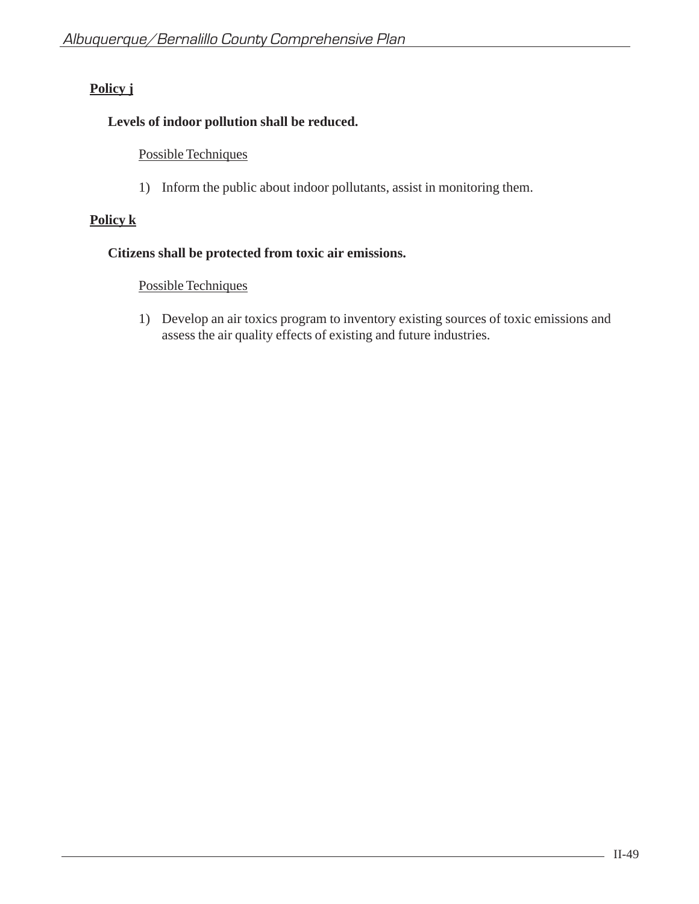**Policy j**

**Levels of indoor pollution shall be reduced.**

Possible Techniques

1) Inform the public about indoor pollutants, assist in monitoring them.

**Policy k**

**Citizens shall be protected from toxic air emissions.**

Possible Techniques

1) Develop an air toxics program to inventory existing sources of toxic emissions and assess the air quality effects of existing and future industries.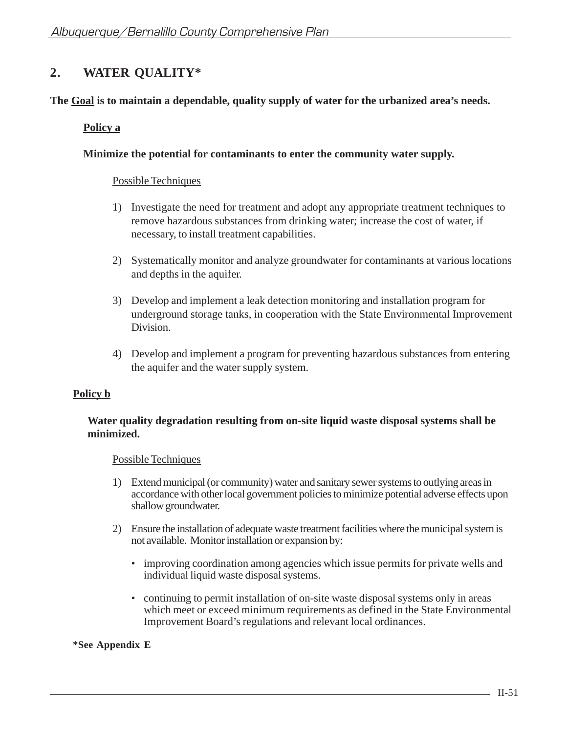## 2. WATER QUALITY*

**The <u>Goal</u> is to maintain a dependable, quality supply of water for the urbanized area's needs.**

**<u>Policy a</u>**

**Minimize the potential for contaminants to enter the community water supply.**

<u>Possible Techniques</u>

1) Investigate the need for treatment and adopt any appropriate treatment techniques to remove hazardous substances from drinking water; increase the cost of water, if necessary, to install treatment capabilities.

2) Systematically monitor and analyze groundwater for contaminants at various locations and depths in the aquifer.

3) Develop and implement a leak detection monitoring and installation program for underground storage tanks, in cooperation with the State Environmental Improvement Division.

4) Develop and implement a program for preventing hazardous substances from entering the aquifer and the water supply system.

**<u>Policy b</u>**

**Water quality degradation resulting from on-site liquid waste disposal systems shall be minimized.**

<u>Possible Techniques</u>

1) Extend municipal (or community) water and sanitary sewer systems to outlying areas in accordance with other local government policies to minimize potential adverse effects upon shallow groundwater.

2) Ensure the installation of adequate waste treatment facilities where the municipal system is not available. Monitor installation or expansion by:

   - improving coordination among agencies which issue permits for private wells and individual liquid waste disposal systems.

   - continuing to permit installation of on-site waste disposal systems only in areas which meet or exceed minimum requirements as defined in the State Environmental Improvement Board's regulations and relevant local ordinances.

**\*See Appendix E**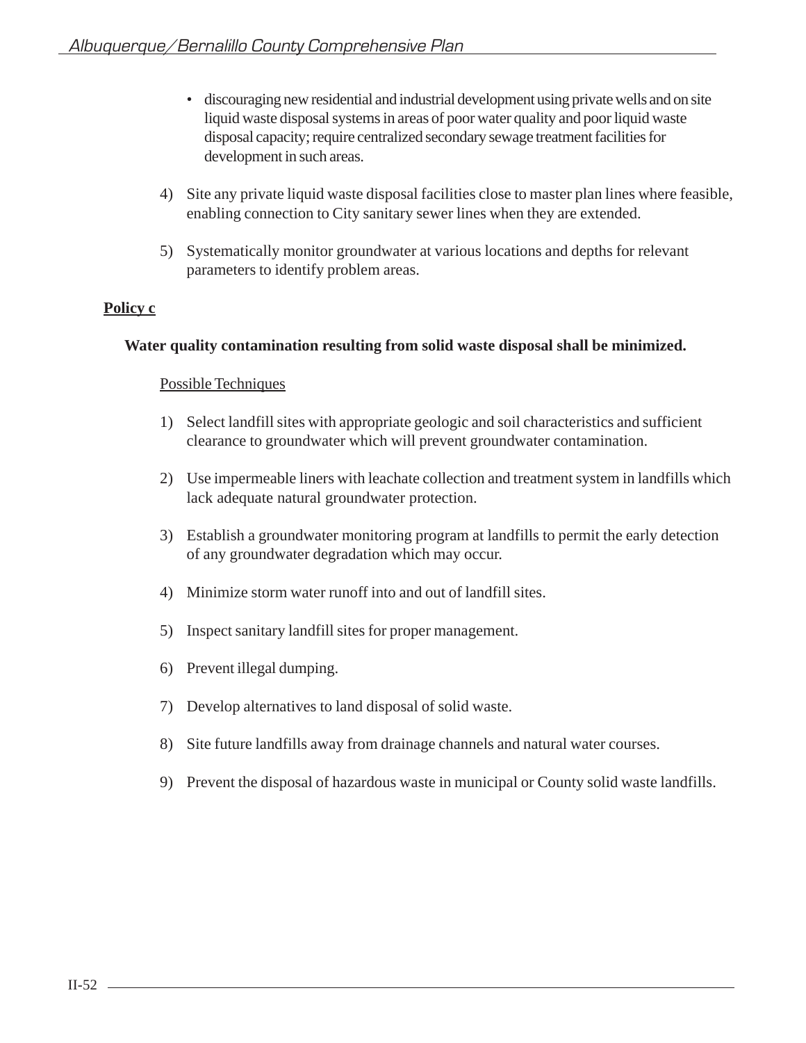- discouraging new residential and industrial development using private wells and on site liquid waste disposal systems in areas of poor water quality and poor liquid waste disposal capacity; require centralized secondary sewage treatment facilities for development in such areas.

4) Site any private liquid waste disposal facilities close to master plan lines where feasible, enabling connection to City sanitary sewer lines when they are extended.

5) Systematically monitor groundwater at various locations and depths for relevant parameters to identify problem areas.

**Policy c**

**Water quality contamination resulting from solid waste disposal shall be minimized.**

Possible Techniques

1) Select landfill sites with appropriate geologic and soil characteristics and sufficient clearance to groundwater which will prevent groundwater contamination.

2) Use impermeable liners with leachate collection and treatment system in landfills which lack adequate natural groundwater protection.

3) Establish a groundwater monitoring program at landfills to permit the early detection of any groundwater degradation which may occur.

4) Minimize storm water runoff into and out of landfill sites.

5) Inspect sanitary landfill sites for proper management.

6) Prevent illegal dumping.

7) Develop alternatives to land disposal of solid waste.

8) Site future landfills away from drainage channels and natural water courses.

9) Prevent the disposal of hazardous waste in municipal or County solid waste landfills.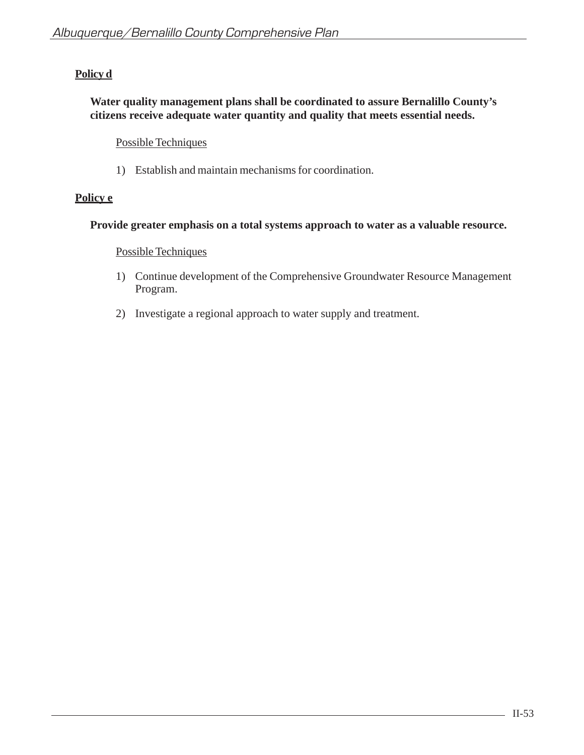**Policy d**

**Water quality management plans shall be coordinated to assure Bernalillo County's citizens receive adequate water quantity and quality that meets essential needs.**

Possible Techniques

1) Establish and maintain mechanisms for coordination.

**Policy e**

**Provide greater emphasis on a total systems approach to water as a valuable resource.**

Possible Techniques

1) Continue development of the Comprehensive Groundwater Resource Management Program.

2) Investigate a regional approach to water supply and treatment.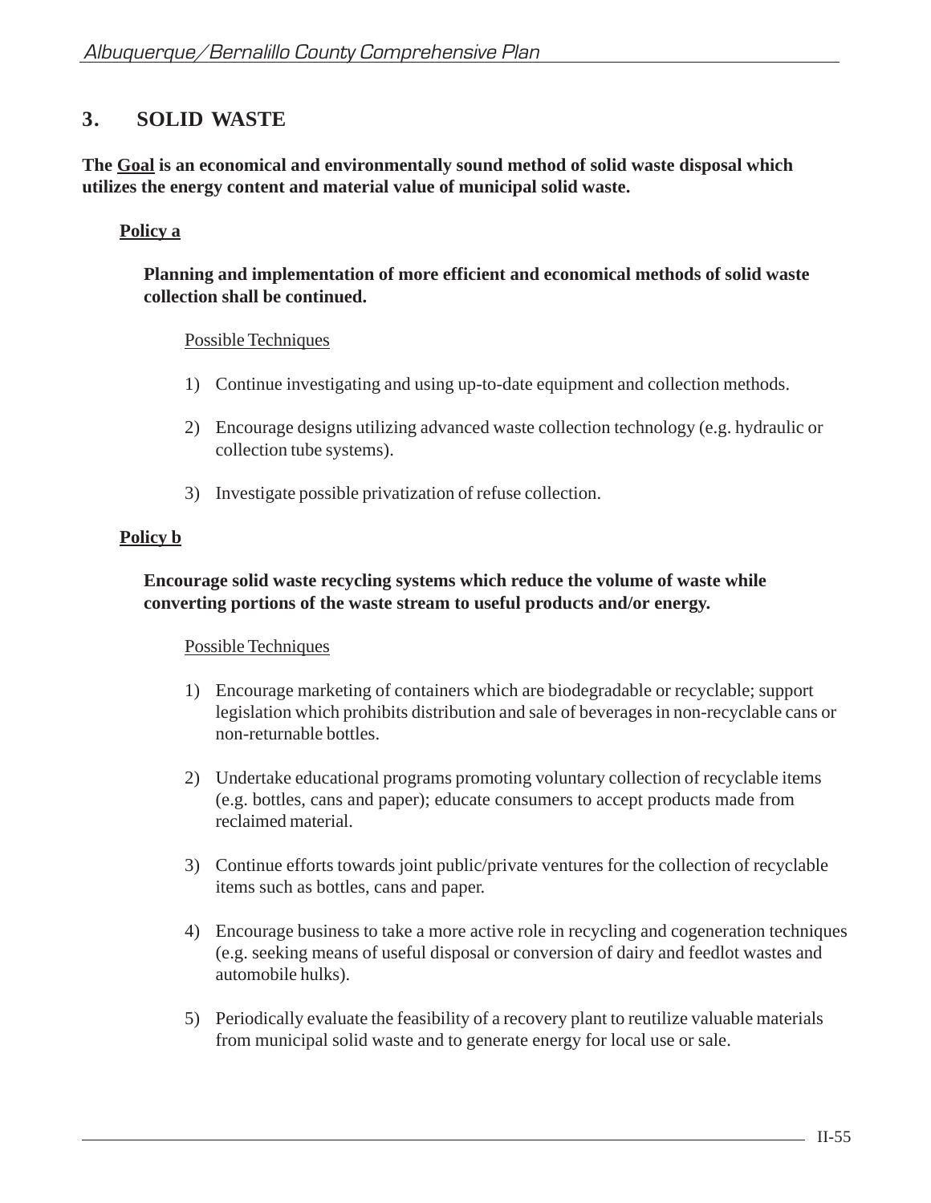## 3. SOLID WASTE

**The <u>Goal</u> is an economical and environmentally sound method of solid waste disposal which utilizes the energy content and material value of municipal solid waste.**

### <u>Policy a</u>

**Planning and implementation of more efficient and economical methods of solid waste collection shall be continued.**

<u>Possible Techniques</u>

1) Continue investigating and using up-to-date equipment and collection methods.

2) Encourage designs utilizing advanced waste collection technology (e.g. hydraulic or collection tube systems).

3) Investigate possible privatization of refuse collection.

### <u>Policy b</u>

**Encourage solid waste recycling systems which reduce the volume of waste while converting portions of the waste stream to useful products and/or energy.**

<u>Possible Techniques</u>

1) Encourage marketing of containers which are biodegradable or recyclable; support legislation which prohibits distribution and sale of beverages in non-recyclable cans or non-returnable bottles.

2) Undertake educational programs promoting voluntary collection of recyclable items (e.g. bottles, cans and paper); educate consumers to accept products made from reclaimed material.

3) Continue efforts towards joint public/private ventures for the collection of recyclable items such as bottles, cans and paper.

4) Encourage business to take a more active role in recycling and cogeneration techniques (e.g. seeking means of useful disposal or conversion of dairy and feedlot wastes and automobile hulks).

5) Periodically evaluate the feasibility of a recovery plant to reutilize valuable materials from municipal solid waste and to generate energy for local use or sale.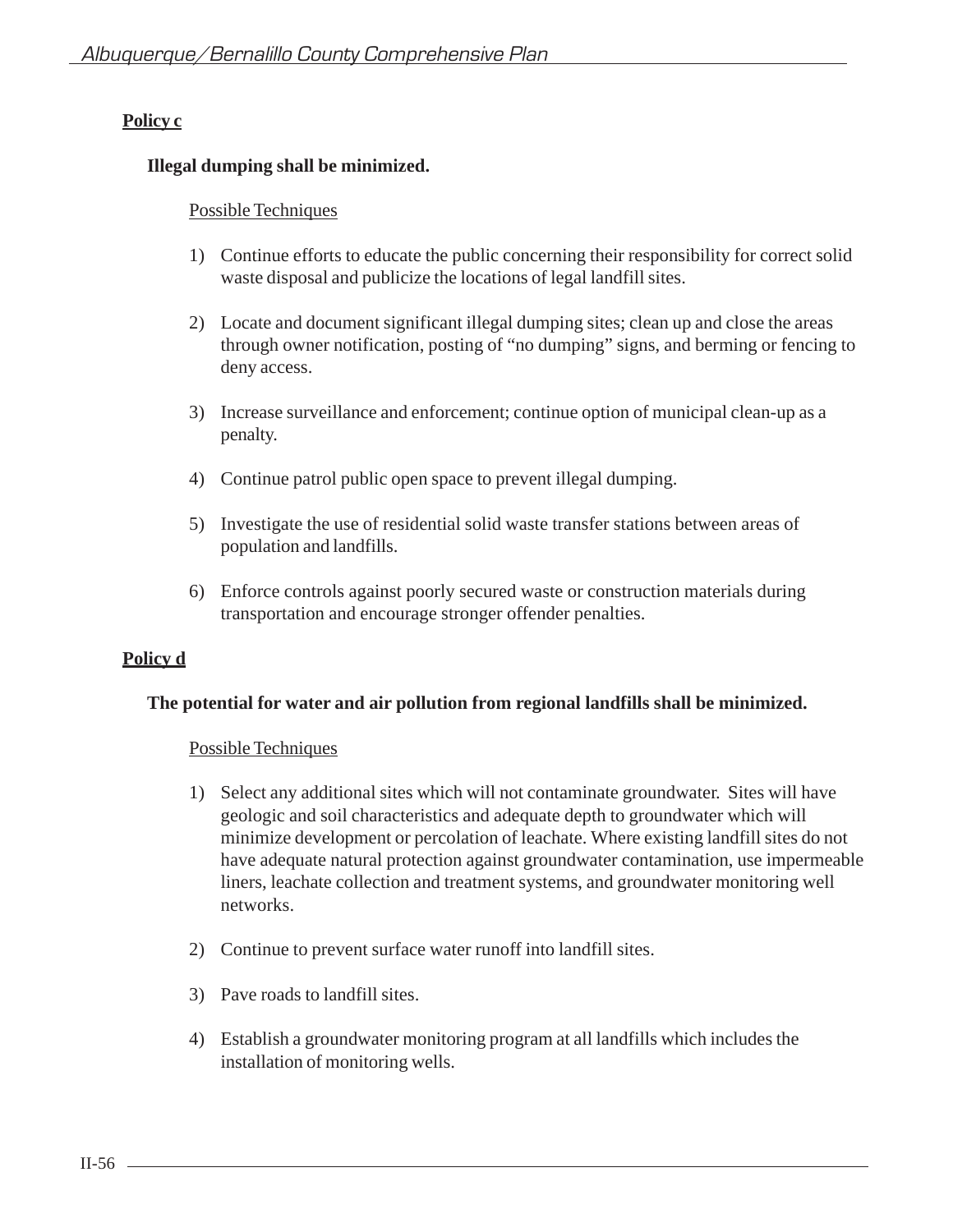**Policy c**

**Illegal dumping shall be minimized.**

Possible Techniques

1) Continue efforts to educate the public concerning their responsibility for correct solid waste disposal and publicize the locations of legal landfill sites.

2) Locate and document significant illegal dumping sites; clean up and close the areas through owner notification, posting of "no dumping" signs, and berming or fencing to deny access.

3) Increase surveillance and enforcement; continue option of municipal clean-up as a penalty.

4) Continue patrol public open space to prevent illegal dumping.

5) Investigate the use of residential solid waste transfer stations between areas of population and landfills.

6) Enforce controls against poorly secured waste or construction materials during transportation and encourage stronger offender penalties.

**Policy d**

**The potential for water and air pollution from regional landfills shall be minimized.**

Possible Techniques

1) Select any additional sites which will not contaminate groundwater. Sites will have geologic and soil characteristics and adequate depth to groundwater which will minimize development or percolation of leachate. Where existing landfill sites do not have adequate natural protection against groundwater contamination, use impermeable liners, leachate collection and treatment systems, and groundwater monitoring well networks.

2) Continue to prevent surface water runoff into landfill sites.

3) Pave roads to landfill sites.

4) Establish a groundwater monitoring program at all landfills which includes the installation of monitoring wells.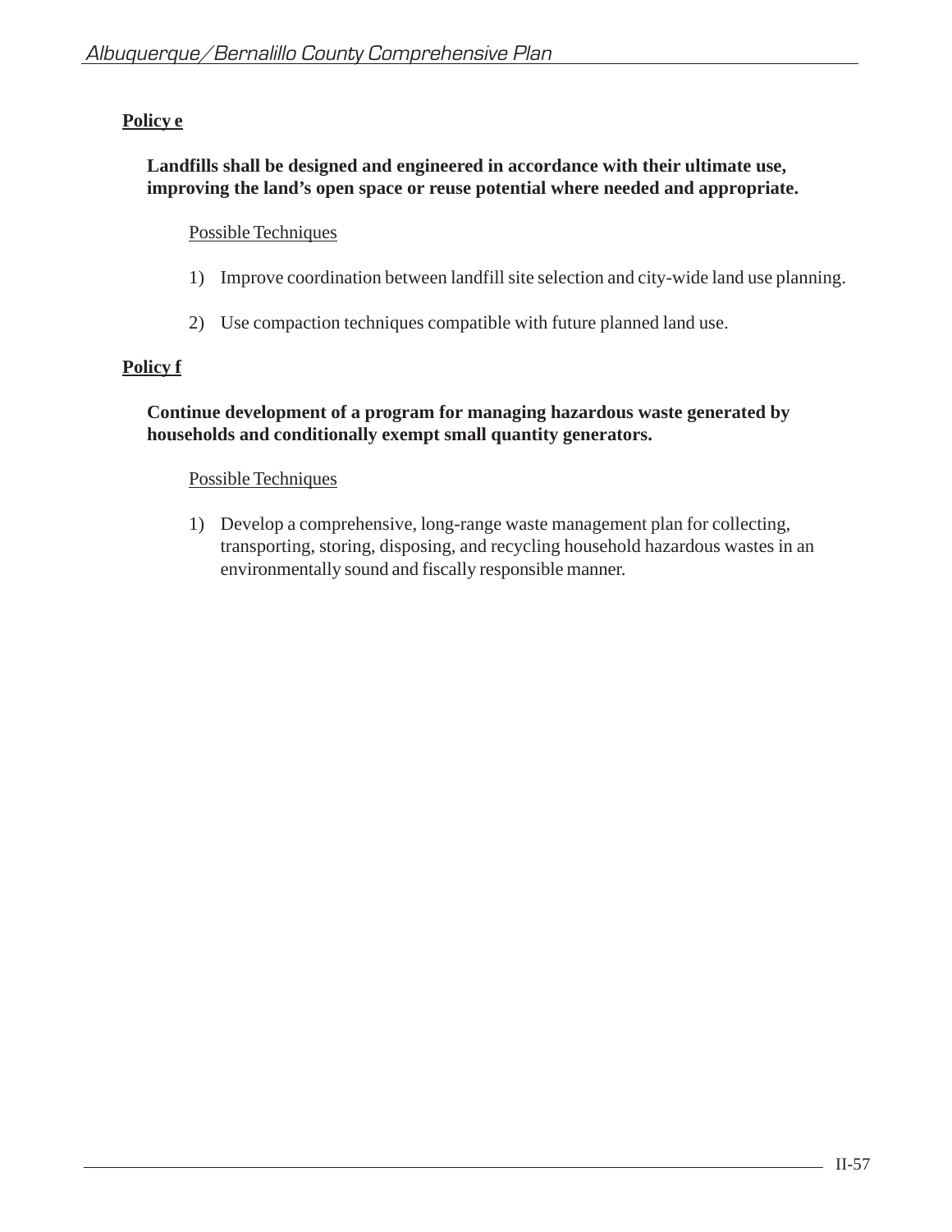**Policy e**

**Landfills shall be designed and engineered in accordance with their ultimate use, improving the land's open space or reuse potential where needed and appropriate.**

Possible Techniques

1) Improve coordination between landfill site selection and city-wide land use planning.

2) Use compaction techniques compatible with future planned land use.

**Policy f**

**Continue development of a program for managing hazardous waste generated by households and conditionally exempt small quantity generators.**

Possible Techniques

1) Develop a comprehensive, long-range waste management plan for collecting, transporting, storing, disposing, and recycling household hazardous wastes in an environmentally sound and fiscally responsible manner.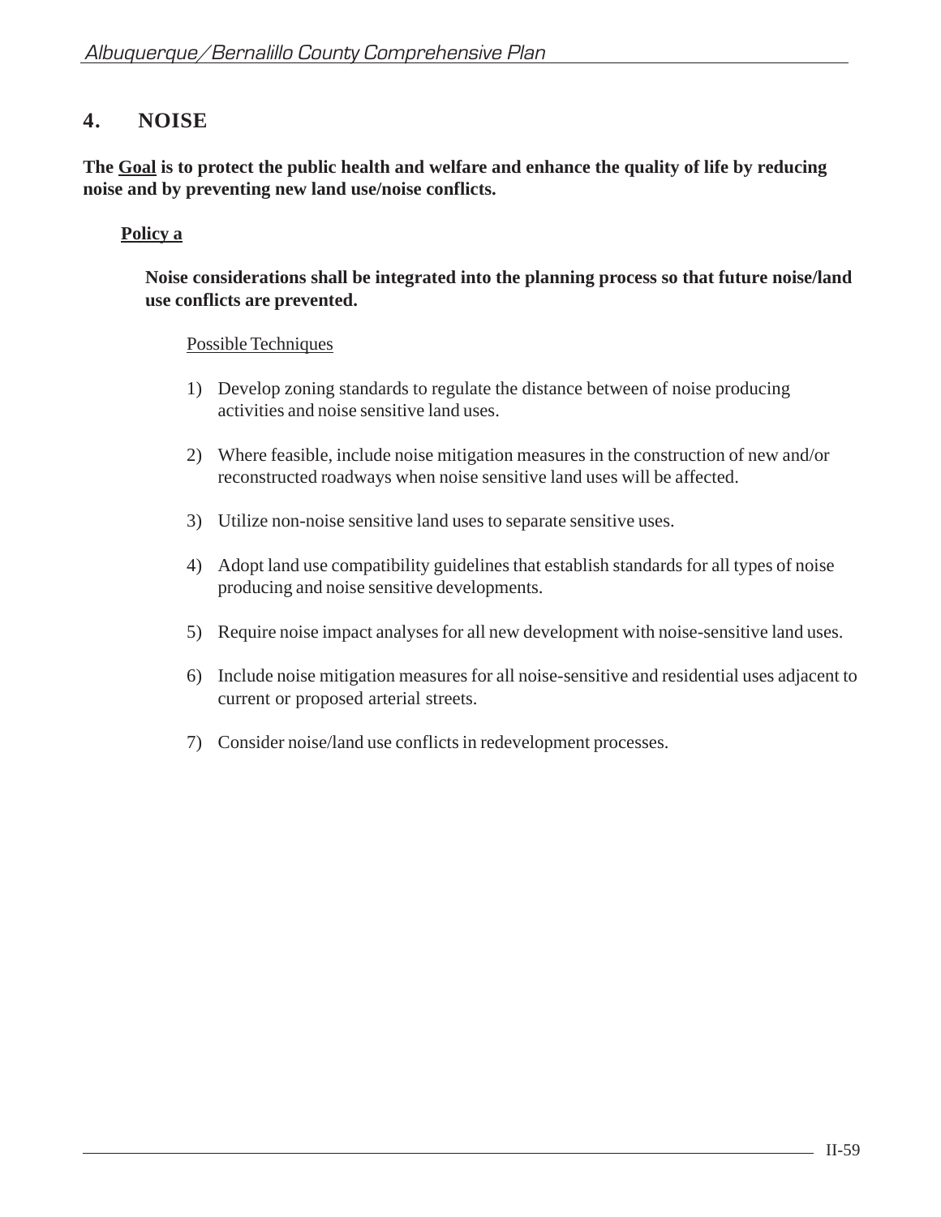## 4. NOISE

**The <u>Goal</u> is to protect the public health and welfare and enhance the quality of life by reducing noise and by preventing new land use/noise conflicts.**

**<u>Policy a</u>**

**Noise considerations shall be integrated into the planning process so that future noise/land use conflicts are prevented.**

<u>Possible Techniques</u>

1) Develop zoning standards to regulate the distance between of noise producing activities and noise sensitive land uses.

2) Where feasible, include noise mitigation measures in the construction of new and/or reconstructed roadways when noise sensitive land uses will be affected.

3) Utilize non-noise sensitive land uses to separate sensitive uses.

4) Adopt land use compatibility guidelines that establish standards for all types of noise producing and noise sensitive developments.

5) Require noise impact analyses for all new development with noise-sensitive land uses.

6) Include noise mitigation measures for all noise-sensitive and residential uses adjacent to current or proposed arterial streets.

7) Consider noise/land use conflicts in redevelopment processes.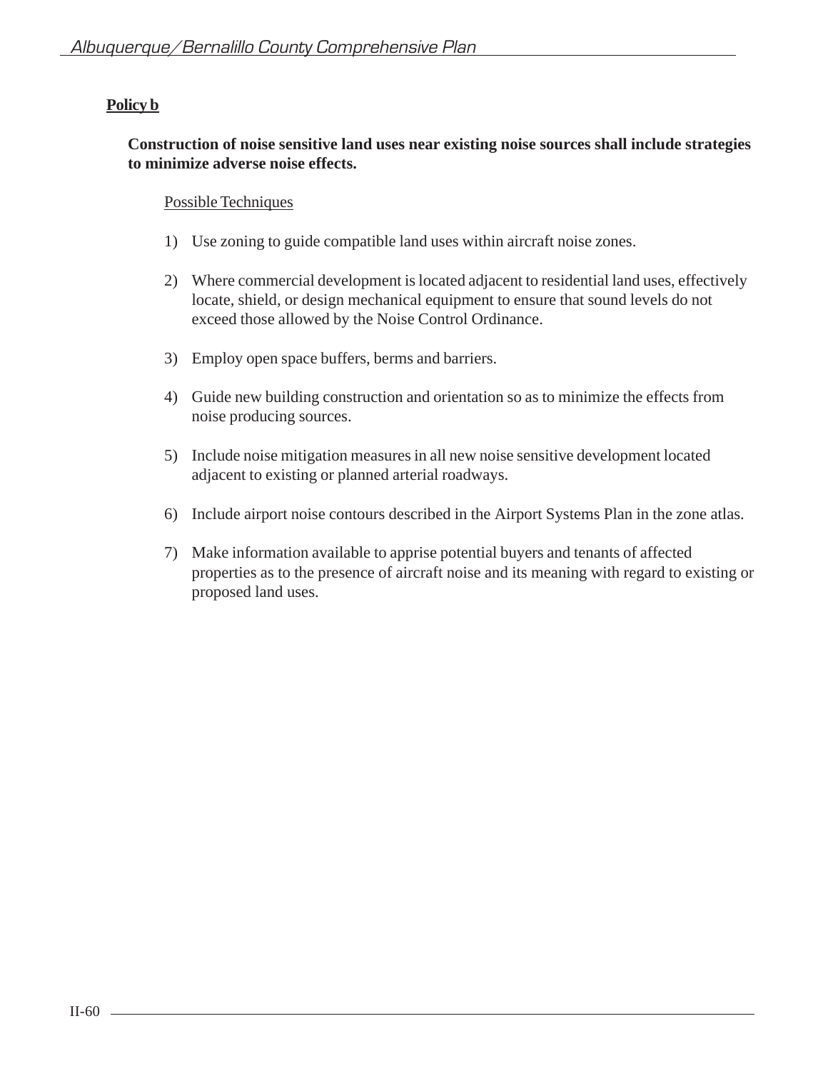**Policy b**

**Construction of noise sensitive land uses near existing noise sources shall include strategies to minimize adverse noise effects.**

Possible Techniques

1) Use zoning to guide compatible land uses within aircraft noise zones.

2) Where commercial development is located adjacent to residential land uses, effectively locate, shield, or design mechanical equipment to ensure that sound levels do not exceed those allowed by the Noise Control Ordinance.

3) Employ open space buffers, berms and barriers.

4) Guide new building construction and orientation so as to minimize the effects from noise producing sources.

5) Include noise mitigation measures in all new noise sensitive development located adjacent to existing or planned arterial roadways.

6) Include airport noise contours described in the Airport Systems Plan in the zone atlas.

7) Make information available to apprise potential buyers and tenants of affected properties as to the presence of aircraft noise and its meaning with regard to existing or proposed land uses.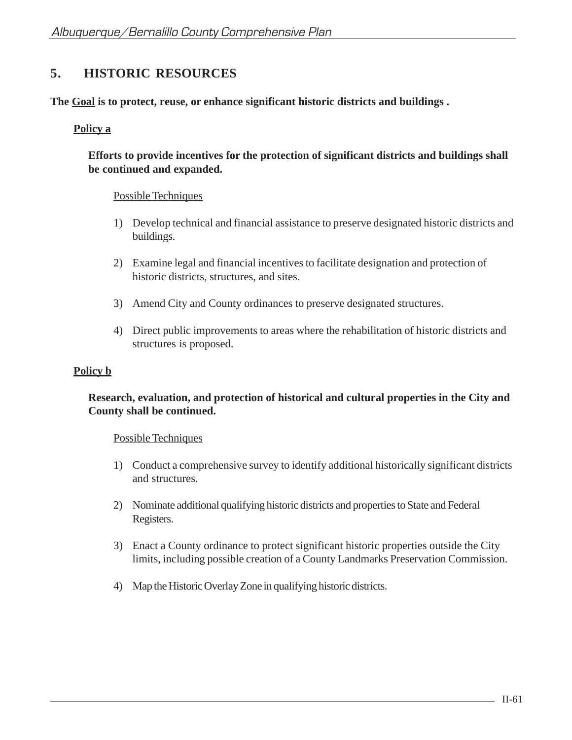## 5. HISTORIC RESOURCES

**The Goal is to protect, reuse, or enhance significant historic districts and buildings .**

**Policy a**

**Efforts to provide incentives for the protection of significant districts and buildings shall be continued and expanded.**

Possible Techniques

1) Develop technical and financial assistance to preserve designated historic districts and buildings.

2) Examine legal and financial incentives to facilitate designation and protection of historic districts, structures, and sites.

3) Amend City and County ordinances to preserve designated structures.

4) Direct public improvements to areas where the rehabilitation of historic districts and structures is proposed.

**Policy b**

**Research, evaluation, and protection of historical and cultural properties in the City and County shall be continued.**

Possible Techniques

1) Conduct a comprehensive survey to identify additional historically significant districts and structures.

2) Nominate additional qualifying historic districts and properties to State and Federal Registers.

3) Enact a County ordinance to protect significant historic properties outside the City limits, including possible creation of a County Landmarks Preservation Commission.

4) Map the Historic Overlay Zone in qualifying historic districts.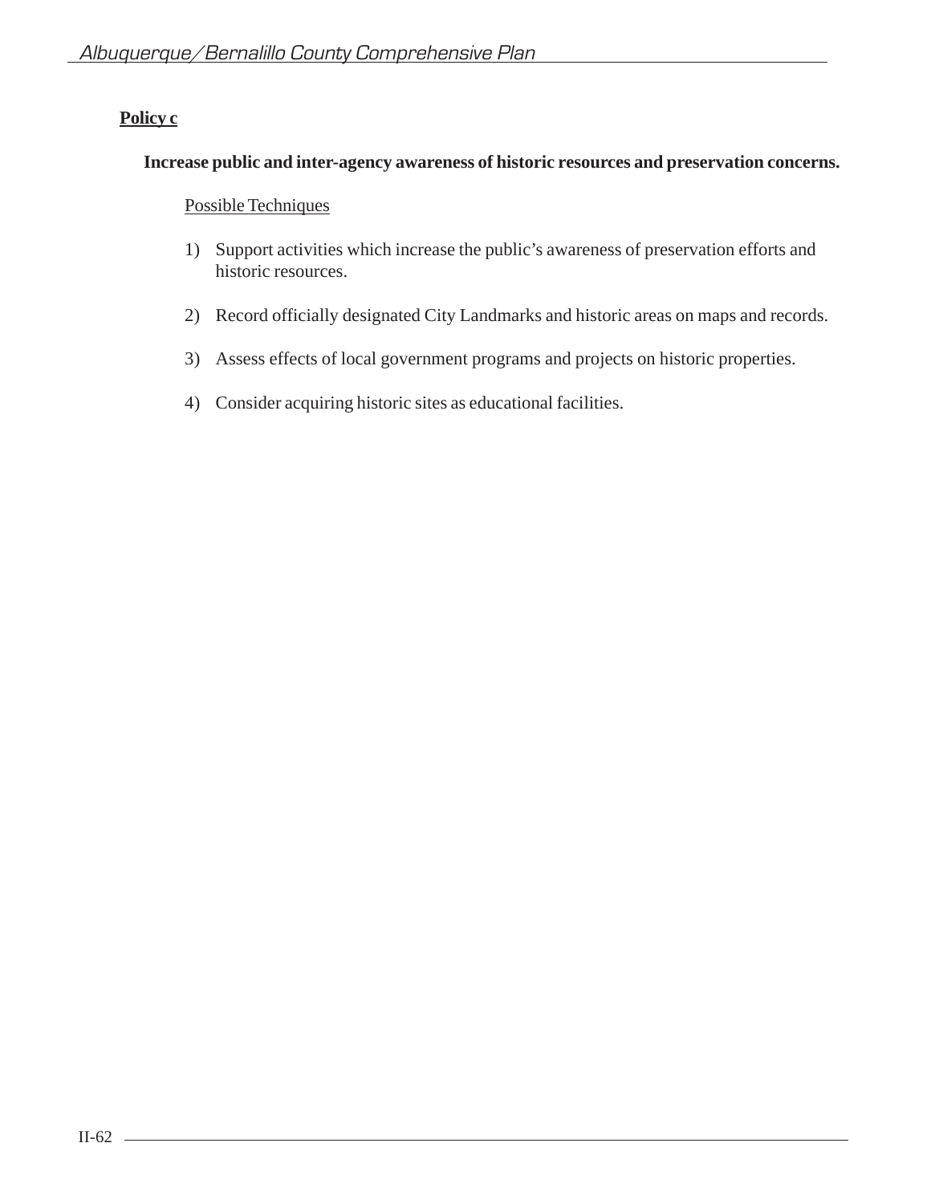**Policy c**

**Increase public and inter-agency awareness of historic resources and preservation concerns.**

Possible Techniques

1) Support activities which increase the public's awareness of preservation efforts and historic resources.

2) Record officially designated City Landmarks and historic areas on maps and records.

3) Assess effects of local government programs and projects on historic properties.

4) Consider acquiring historic sites as educational facilities.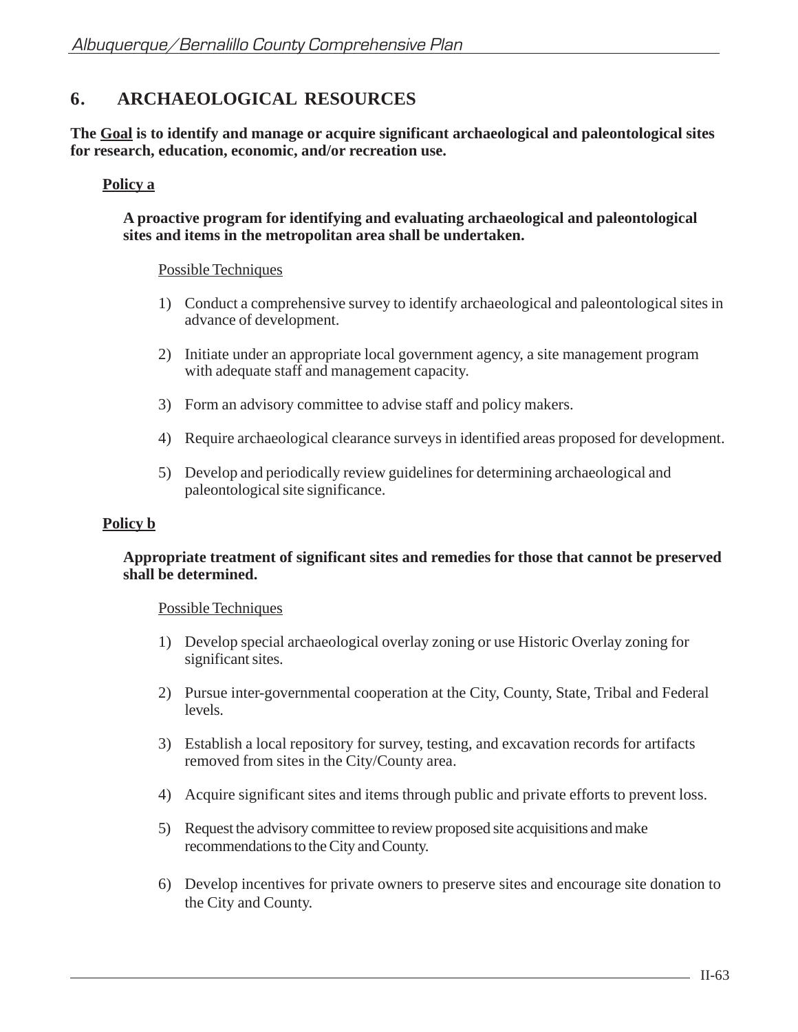## 6. ARCHAEOLOGICAL RESOURCES

**The Goal is to identify and manage or acquire significant archaeological and paleontological sites for research, education, economic, and/or recreation use.**

**Policy a**

**A proactive program for identifying and evaluating archaeological and paleontological sites and items in the metropolitan area shall be undertaken.**

Possible Techniques

1) Conduct a comprehensive survey to identify archaeological and paleontological sites in advance of development.

2) Initiate under an appropriate local government agency, a site management program with adequate staff and management capacity.

3) Form an advisory committee to advise staff and policy makers.

4) Require archaeological clearance surveys in identified areas proposed for development.

5) Develop and periodically review guidelines for determining archaeological and paleontological site significance.

**Policy b**

**Appropriate treatment of significant sites and remedies for those that cannot be preserved shall be determined.**

Possible Techniques

1) Develop special archaeological overlay zoning or use Historic Overlay zoning for significant sites.

2) Pursue inter-governmental cooperation at the City, County, State, Tribal and Federal levels.

3) Establish a local repository for survey, testing, and excavation records for artifacts removed from sites in the City/County area.

4) Acquire significant sites and items through public and private efforts to prevent loss.

5) Request the advisory committee to review proposed site acquisitions and make recommendations to the City and County.

6) Develop incentives for private owners to preserve sites and encourage site donation to the City and County.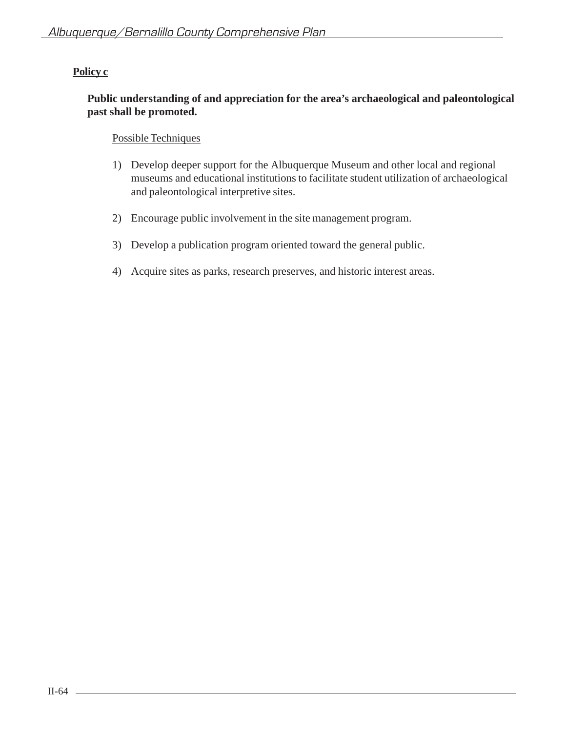**Policy c**

**Public understanding of and appreciation for the area's archaeological and paleontological past shall be promoted.**

Possible Techniques

1) Develop deeper support for the Albuquerque Museum and other local and regional museums and educational institutions to facilitate student utilization of archaeological and paleontological interpretive sites.

2) Encourage public involvement in the site management program.

3) Develop a publication program oriented toward the general public.

4) Acquire sites as parks, research preserves, and historic interest areas.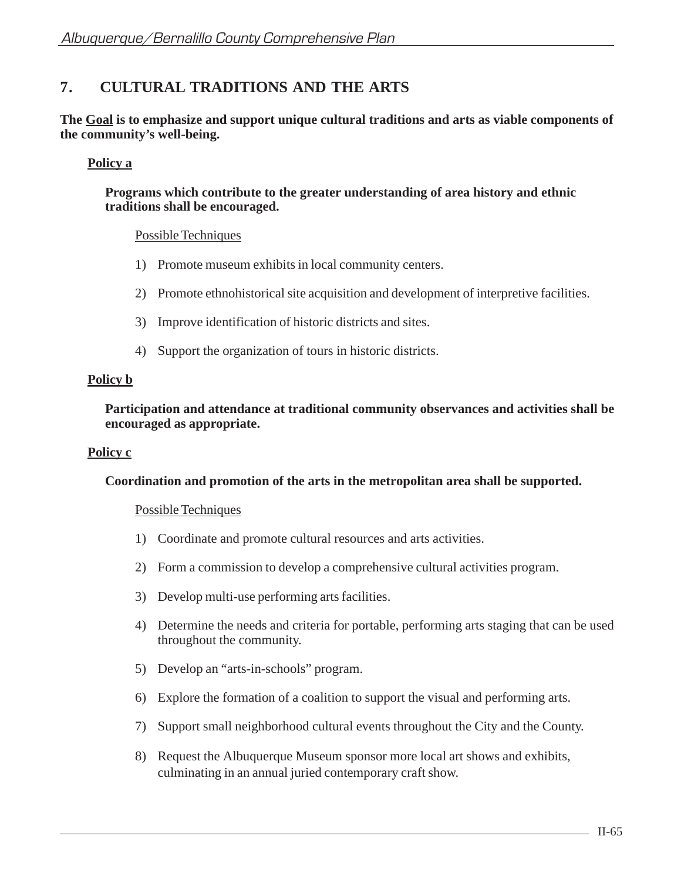## 7. CULTURAL TRADITIONS AND THE ARTS

**The Goal is to emphasize and support unique cultural traditions and arts as viable components of the community's well-being.**

### Policy a

**Programs which contribute to the greater understanding of area history and ethnic traditions shall be encouraged.**

Possible Techniques

1) Promote museum exhibits in local community centers.

2) Promote ethnohistorical site acquisition and development of interpretive facilities.

3) Improve identification of historic districts and sites.

4) Support the organization of tours in historic districts.

### Policy b

**Participation and attendance at traditional community observances and activities shall be encouraged as appropriate.**

### Policy c

**Coordination and promotion of the arts in the metropolitan area shall be supported.**

Possible Techniques

1) Coordinate and promote cultural resources and arts activities.

2) Form a commission to develop a comprehensive cultural activities program.

3) Develop multi-use performing arts facilities.

4) Determine the needs and criteria for portable, performing arts staging that can be used throughout the community.

5) Develop an "arts-in-schools" program.

6) Explore the formation of a coalition to support the visual and performing arts.

7) Support small neighborhood cultural events throughout the City and the County.

8) Request the Albuquerque Museum sponsor more local art shows and exhibits, culminating in an annual juried contemporary craft show.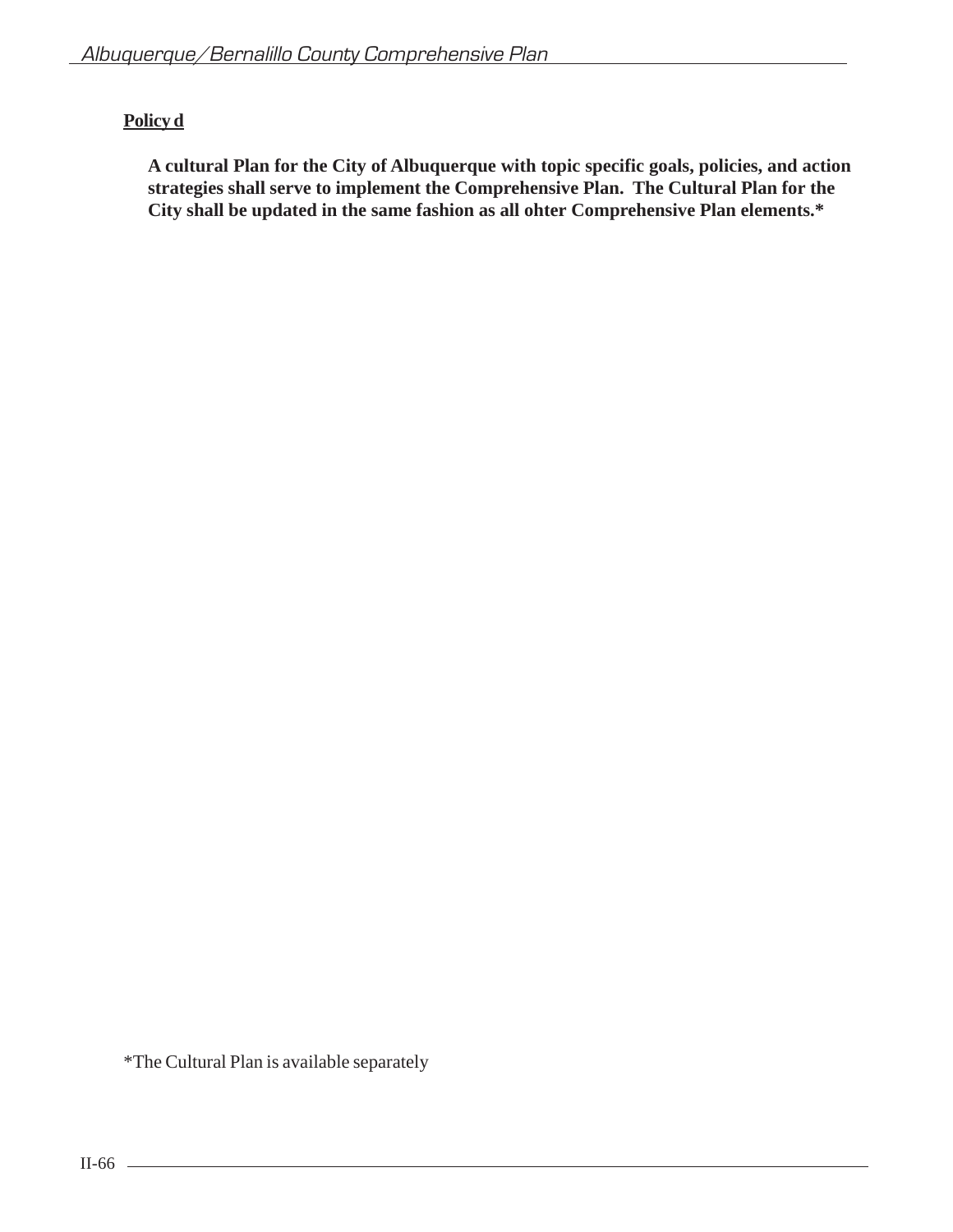**Policy d**

**A cultural Plan for the City of Albuquerque with topic specific goals, policies, and action strategies shall serve to implement the Comprehensive Plan. The Cultural Plan for the City shall be updated in the same fashion as all ohter Comprehensive Plan elements.***

*The Cultural Plan is available separately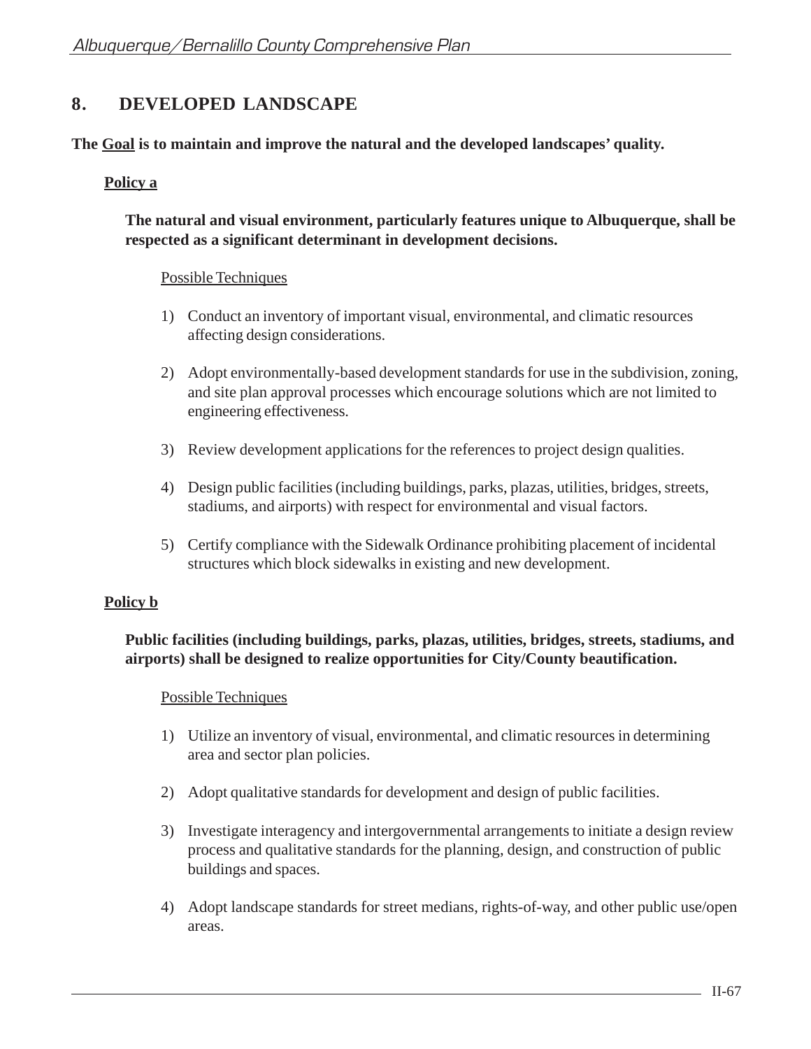## 8. DEVELOPED LANDSCAPE

**The <u>Goal</u> is to maintain and improve the natural and the developed landscapes' quality.**

### <u>Policy a</u>

**The natural and visual environment, particularly features unique to Albuquerque, shall be respected as a significant determinant in development decisions.**

<u>Possible Techniques</u>

1) Conduct an inventory of important visual, environmental, and climatic resources affecting design considerations.

2) Adopt environmentally-based development standards for use in the subdivision, zoning, and site plan approval processes which encourage solutions which are not limited to engineering effectiveness.

3) Review development applications for the references to project design qualities.

4) Design public facilities (including buildings, parks, plazas, utilities, bridges, streets, stadiums, and airports) with respect for environmental and visual factors.

5) Certify compliance with the Sidewalk Ordinance prohibiting placement of incidental structures which block sidewalks in existing and new development.

### <u>Policy b</u>

**Public facilities (including buildings, parks, plazas, utilities, bridges, streets, stadiums, and airports) shall be designed to realize opportunities for City/County beautification.**

<u>Possible Techniques</u>

1) Utilize an inventory of visual, environmental, and climatic resources in determining area and sector plan policies.

2) Adopt qualitative standards for development and design of public facilities.

3) Investigate interagency and intergovernmental arrangements to initiate a design review process and qualitative standards for the planning, design, and construction of public buildings and spaces.

4) Adopt landscape standards for street medians, rights-of-way, and other public use/open areas.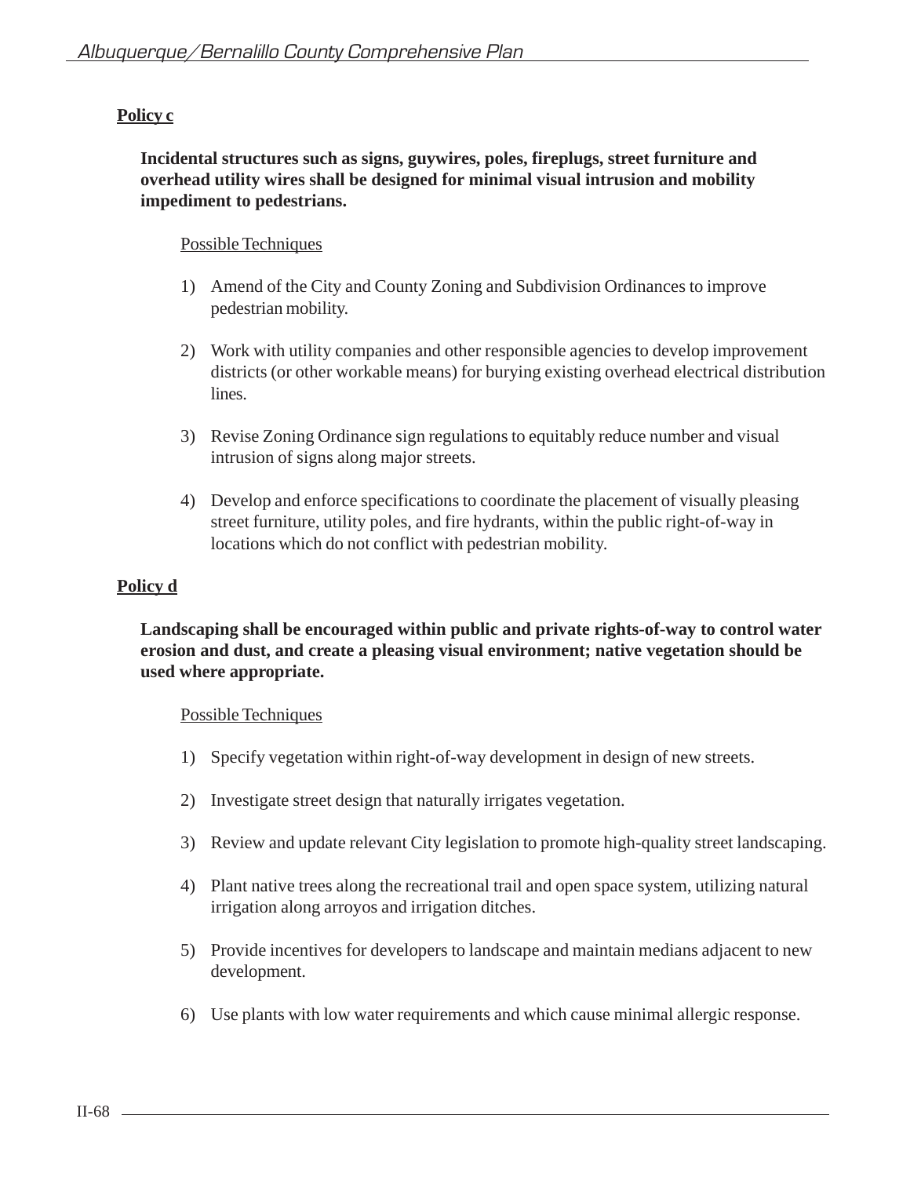**Policy c**

**Incidental structures such as signs, guywires, poles, fireplugs, street furniture and overhead utility wires shall be designed for minimal visual intrusion and mobility impediment to pedestrians.**

Possible Techniques

1) Amend of the City and County Zoning and Subdivision Ordinances to improve pedestrian mobility.

2) Work with utility companies and other responsible agencies to develop improvement districts (or other workable means) for burying existing overhead electrical distribution lines.

3) Revise Zoning Ordinance sign regulations to equitably reduce number and visual intrusion of signs along major streets.

4) Develop and enforce specifications to coordinate the placement of visually pleasing street furniture, utility poles, and fire hydrants, within the public right-of-way in locations which do not conflict with pedestrian mobility.

**Policy d**

**Landscaping shall be encouraged within public and private rights-of-way to control water erosion and dust, and create a pleasing visual environment; native vegetation should be used where appropriate.**

Possible Techniques

1) Specify vegetation within right-of-way development in design of new streets.

2) Investigate street design that naturally irrigates vegetation.

3) Review and update relevant City legislation to promote high-quality street landscaping.

4) Plant native trees along the recreational trail and open space system, utilizing natural irrigation along arroyos and irrigation ditches.

5) Provide incentives for developers to landscape and maintain medians adjacent to new development.

6) Use plants with low water requirements and which cause minimal allergic response.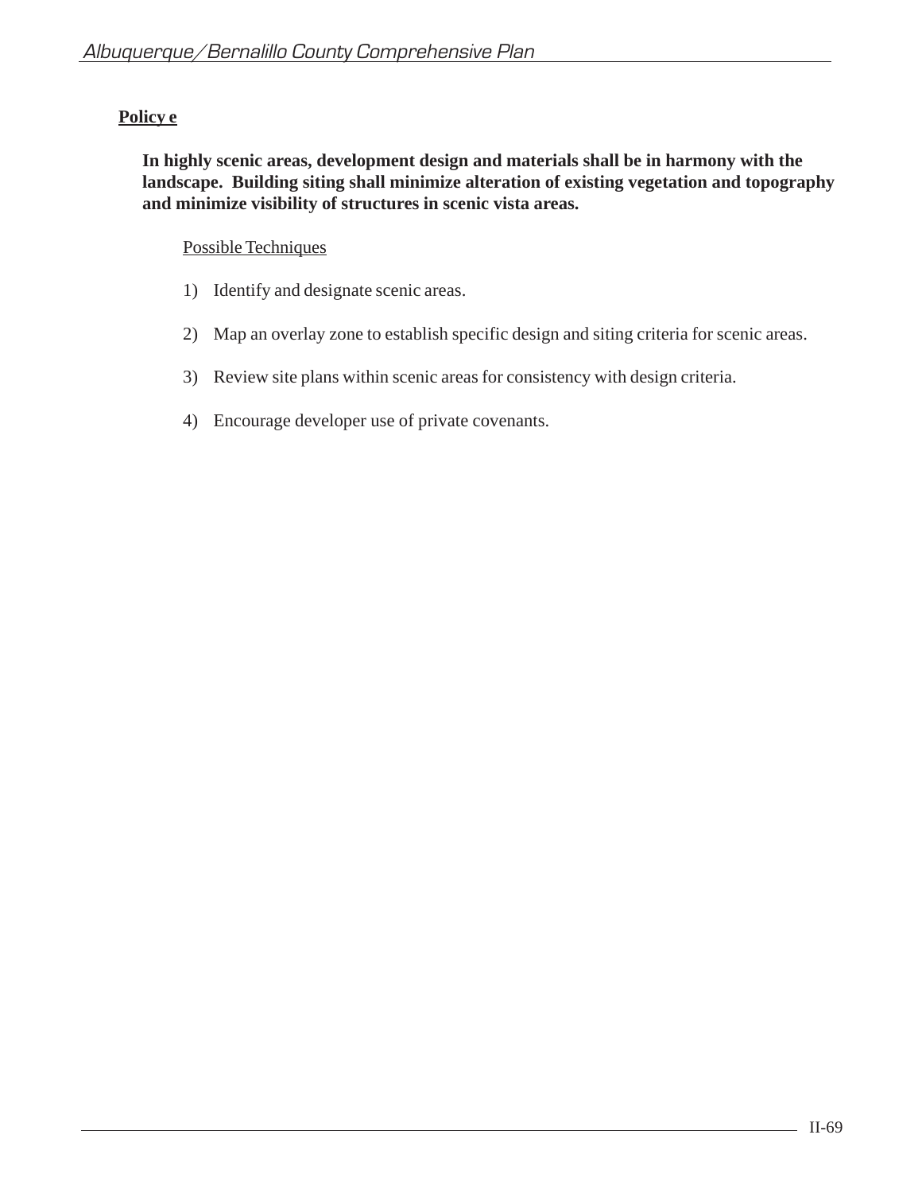**Policy e**

**In highly scenic areas, development design and materials shall be in harmony with the landscape. Building siting shall minimize alteration of existing vegetation and topography and minimize visibility of structures in scenic vista areas.**

Possible Techniques

1) Identify and designate scenic areas.

2) Map an overlay zone to establish specific design and siting criteria for scenic areas.

3) Review site plans within scenic areas for consistency with design criteria.

4) Encourage developer use of private covenants.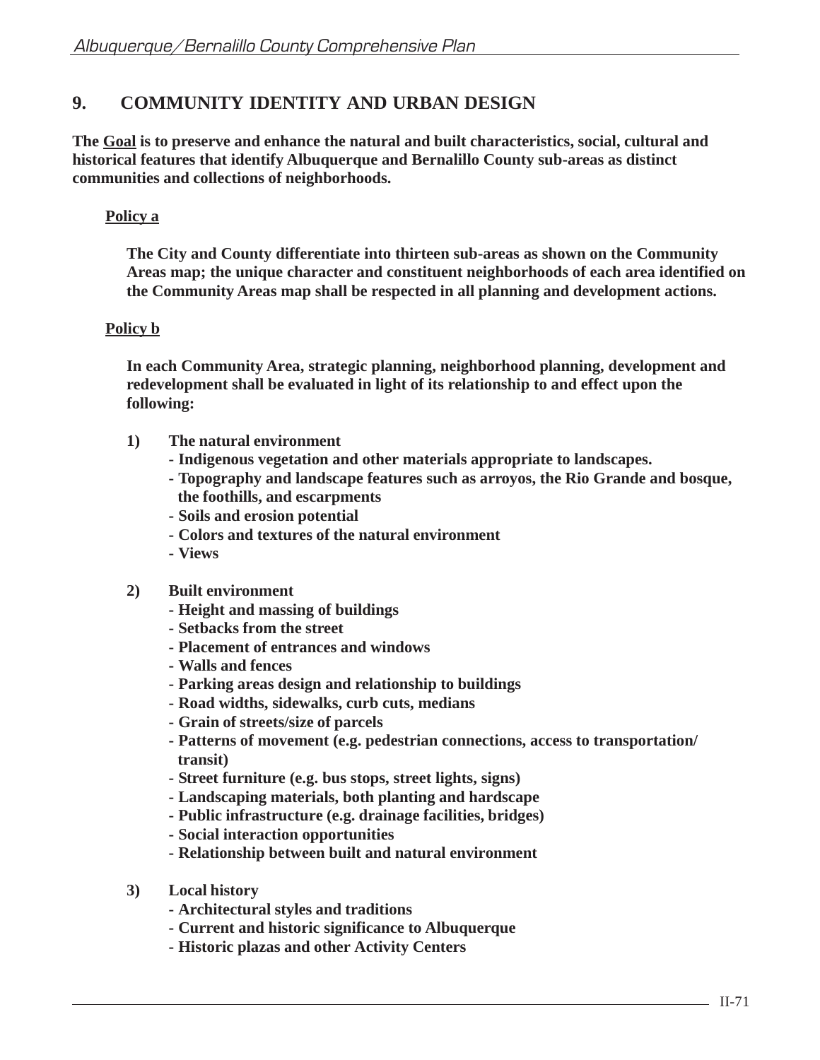## 9. COMMUNITY IDENTITY AND URBAN DESIGN

**The <u>Goal</u> is to preserve and enhance the natural and built characteristics, social, cultural and historical features that identify Albuquerque and Bernalillo County sub-areas as distinct communities and collections of neighborhoods.**

**<u>Policy a</u>**

**The City and County differentiate into thirteen sub-areas as shown on the Community Areas map; the unique character and constituent neighborhoods of each area identified on the Community Areas map shall be respected in all planning and development actions.**

**<u>Policy b</u>**

**In each Community Area, strategic planning, neighborhood planning, development and redevelopment shall be evaluated in light of its relationship to and effect upon the following:**

**1) The natural environment**
- **Indigenous vegetation and other materials appropriate to landscapes.**
- **Topography and landscape features such as arroyos, the Rio Grande and bosque, the foothills, and escarpments**
- **Soils and erosion potential**
- **Colors and textures of the natural environment**
- **Views**

**2) Built environment**
- **Height and massing of buildings**
- **Setbacks from the street**
- **Placement of entrances and windows**
- **Walls and fences**
- **Parking areas design and relationship to buildings**
- **Road widths, sidewalks, curb cuts, medians**
- **Grain of streets/size of parcels**
- **Patterns of movement (e.g. pedestrian connections, access to transportation/ transit)**
- **Street furniture (e.g. bus stops, street lights, signs)**
- **Landscaping materials, both planting and hardscape**
- **Public infrastructure (e.g. drainage facilities, bridges)**
- **Social interaction opportunities**
- **Relationship between built and natural environment**

**3) Local history**
- **Architectural styles and traditions**
- **Current and historic significance to Albuquerque**
- **Historic plazas and other Activity Centers**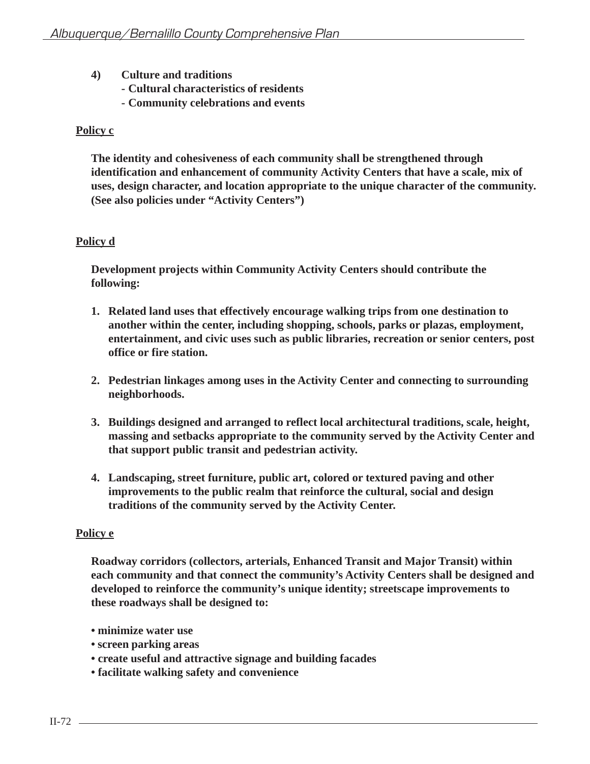**4) Culture and traditions**
**- Cultural characteristics of residents**
**- Community celebrations and events**

**Policy c**

**The identity and cohesiveness of each community shall be strengthened through identification and enhancement of community Activity Centers that have a scale, mix of uses, design character, and location appropriate to the unique character of the community. (See also policies under "Activity Centers")**

**Policy d**

**Development projects within Community Activity Centers should contribute the following:**

1. **Related land uses that effectively encourage walking trips from one destination to another within the center, including shopping, schools, parks or plazas, employment, entertainment, and civic uses such as public libraries, recreation or senior centers, post office or fire station.**

2. **Pedestrian linkages among uses in the Activity Center and connecting to surrounding neighborhoods.**

3. **Buildings designed and arranged to reflect local architectural traditions, scale, height, massing and setbacks appropriate to the community served by the Activity Center and that support public transit and pedestrian activity.**

4. **Landscaping, street furniture, public art, colored or textured paving and other improvements to the public realm that reinforce the cultural, social and design traditions of the community served by the Activity Center.**

**Policy e**

**Roadway corridors (collectors, arterials, Enhanced Transit and Major Transit) within each community and that connect the community's Activity Centers shall be designed and developed to reinforce the community's unique identity; streetscape improvements to these roadways shall be designed to:**

- **minimize water use**
- **screen parking areas**
- **create useful and attractive signage and building facades**
- **facilitate walking safety and convenience**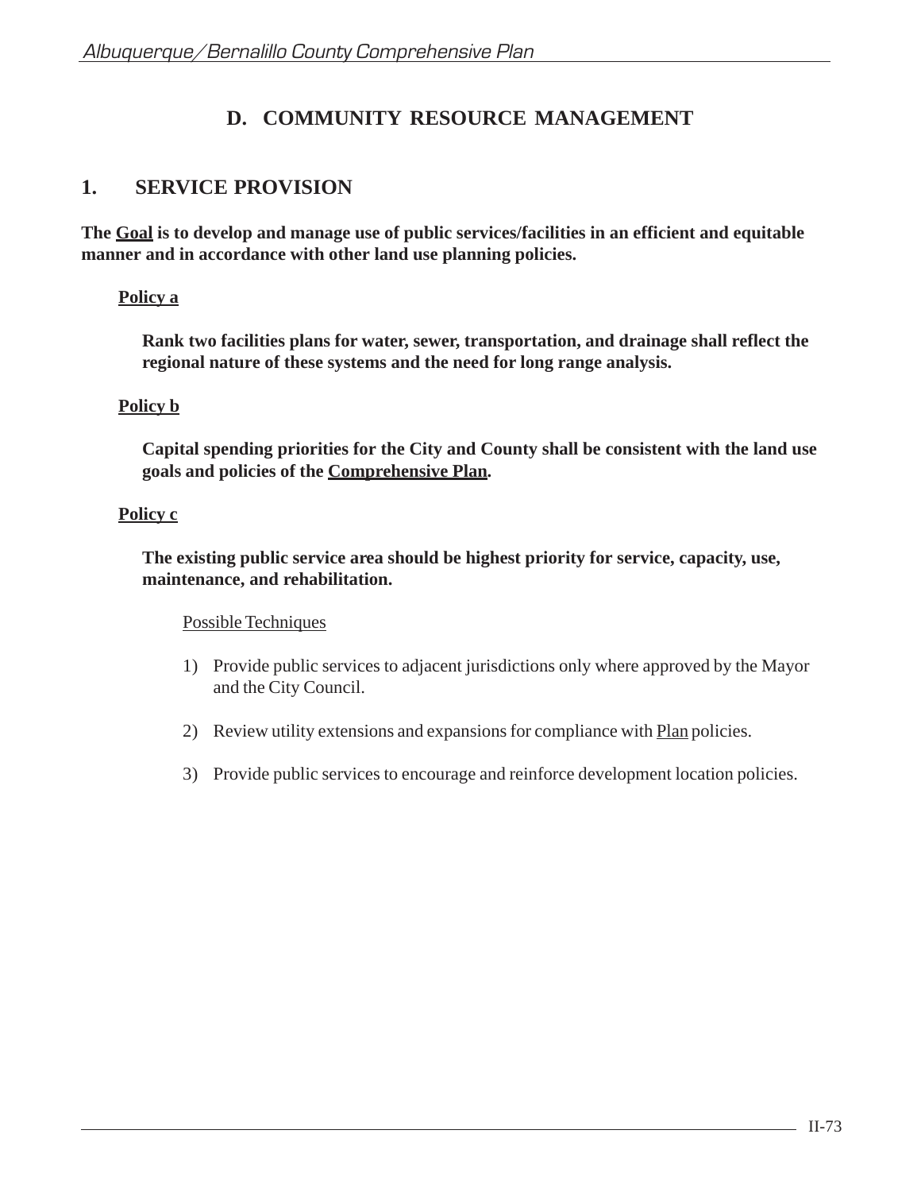## D. COMMUNITY RESOURCE MANAGEMENT

### 1. SERVICE PROVISION

**The <u>Goal</u> is to develop and manage use of public services/facilities in an efficient and equitable manner and in accordance with other land use planning policies.**

**<u>Policy a</u>**

**Rank two facilities plans for water, sewer, transportation, and drainage shall reflect the regional nature of these systems and the need for long range analysis.**

**<u>Policy b</u>**

**Capital spending priorities for the City and County shall be consistent with the land use goals and policies of the <u>Comprehensive Plan</u>.**

**<u>Policy c</u>**

**The existing public service area should be highest priority for service, capacity, use, maintenance, and rehabilitation.**

<u>Possible Techniques</u>

1) Provide public services to adjacent jurisdictions only where approved by the Mayor and the City Council.

2) Review utility extensions and expansions for compliance with <u>Plan</u> policies.

3) Provide public services to encourage and reinforce development location policies.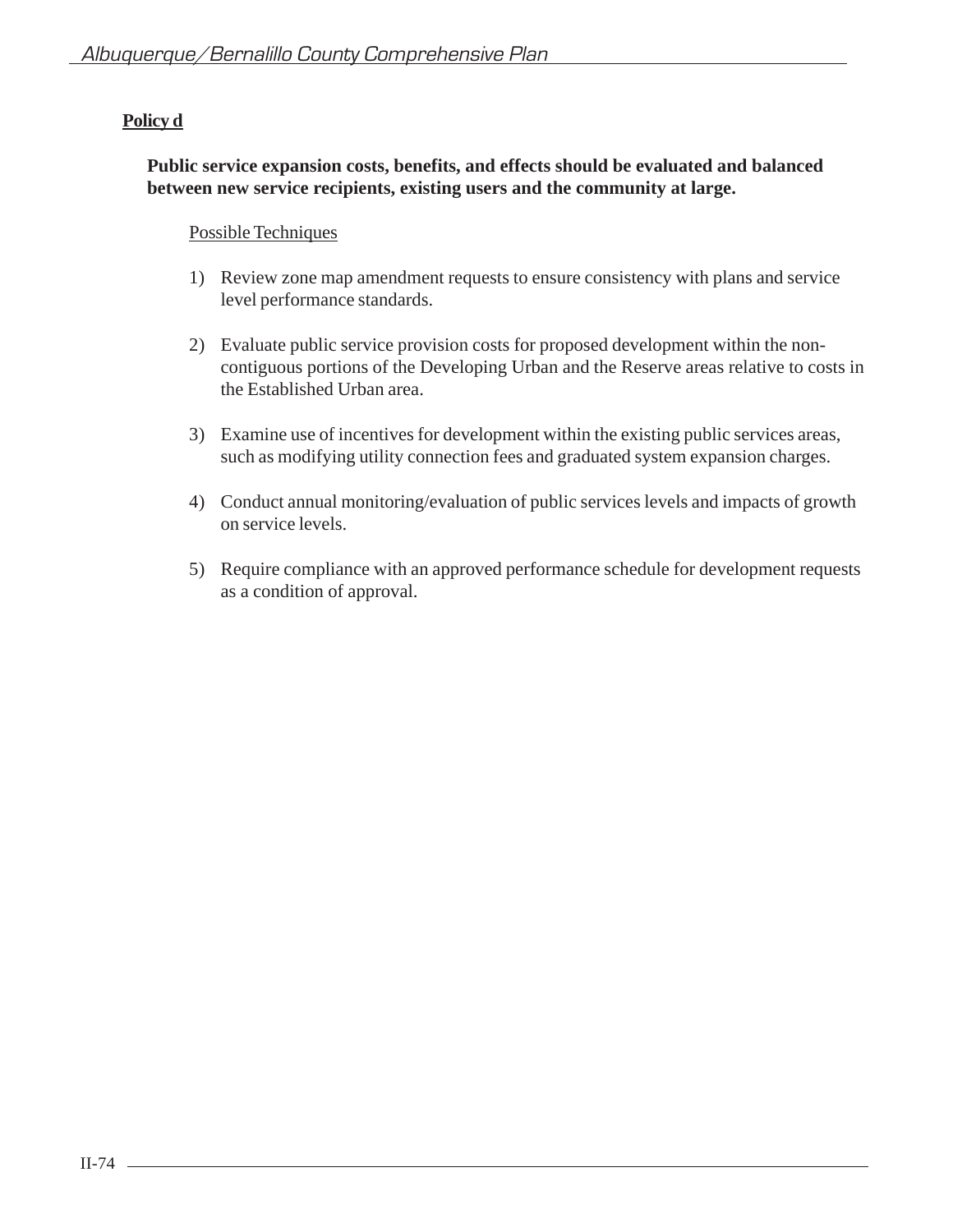**Policy d**

**Public service expansion costs, benefits, and effects should be evaluated and balanced between new service recipients, existing users and the community at large.**

Possible Techniques

1) Review zone map amendment requests to ensure consistency with plans and service level performance standards.

2) Evaluate public service provision costs for proposed development within the non-contiguous portions of the Developing Urban and the Reserve areas relative to costs in the Established Urban area.

3) Examine use of incentives for development within the existing public services areas, such as modifying utility connection fees and graduated system expansion charges.

4) Conduct annual monitoring/evaluation of public services levels and impacts of growth on service levels.

5) Require compliance with an approved performance schedule for development requests as a condition of approval.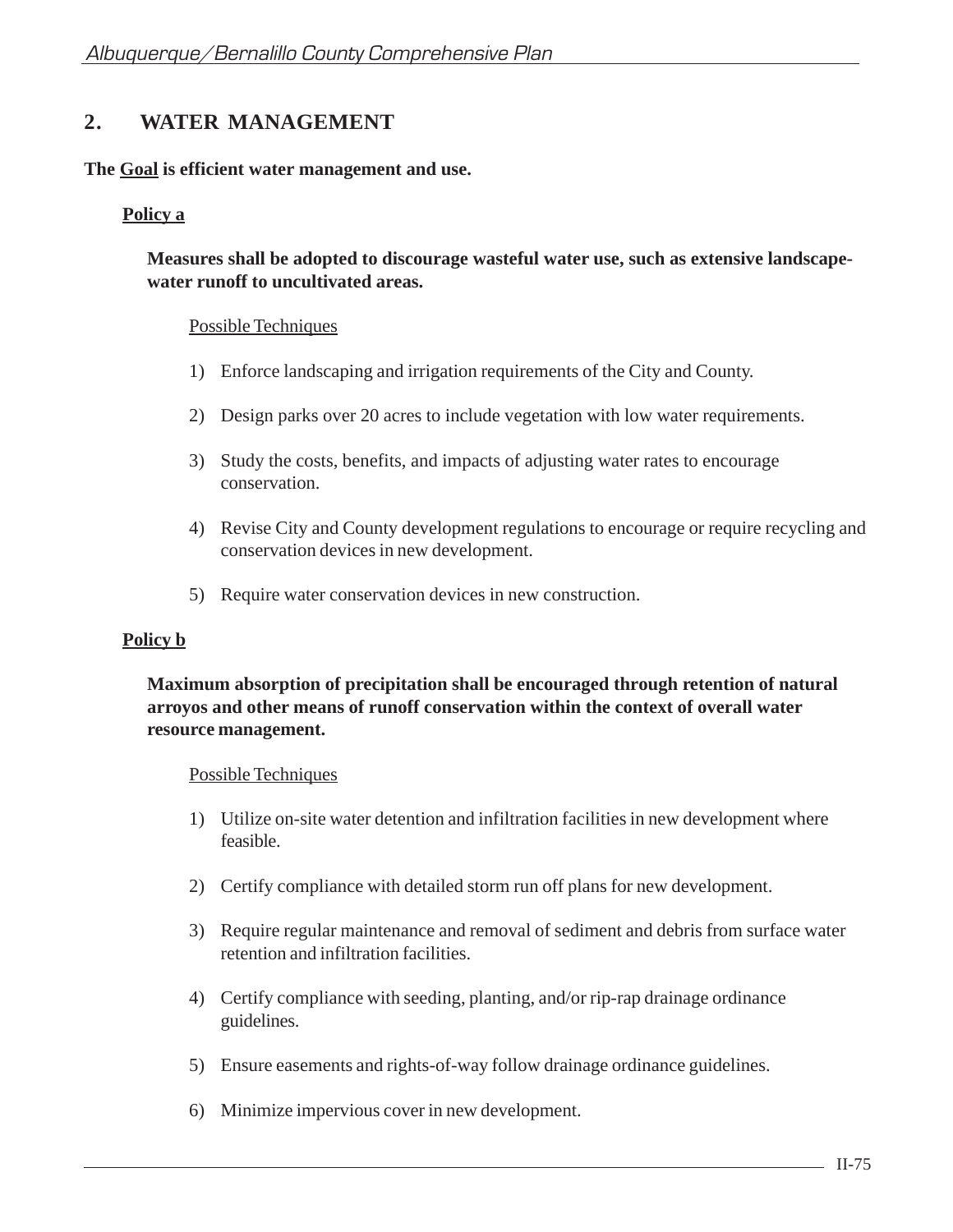## 2. WATER MANAGEMENT

**The <u>Goal</u> is efficient water management and use.**

**<u>Policy a</u>**

**Measures shall be adopted to discourage wasteful water use, such as extensive landscape-water runoff to uncultivated areas.**

<u>Possible Techniques</u>

1) Enforce landscaping and irrigation requirements of the City and County.

2) Design parks over 20 acres to include vegetation with low water requirements.

3) Study the costs, benefits, and impacts of adjusting water rates to encourage conservation.

4) Revise City and County development regulations to encourage or require recycling and conservation devices in new development.

5) Require water conservation devices in new construction.

**<u>Policy b</u>**

**Maximum absorption of precipitation shall be encouraged through retention of natural arroyos and other means of runoff conservation within the context of overall water resource management.**

<u>Possible Techniques</u>

1) Utilize on-site water detention and infiltration facilities in new development where feasible.

2) Certify compliance with detailed storm run off plans for new development.

3) Require regular maintenance and removal of sediment and debris from surface water retention and infiltration facilities.

4) Certify compliance with seeding, planting, and/or rip-rap drainage ordinance guidelines.

5) Ensure easements and rights-of-way follow drainage ordinance guidelines.

6) Minimize impervious cover in new development.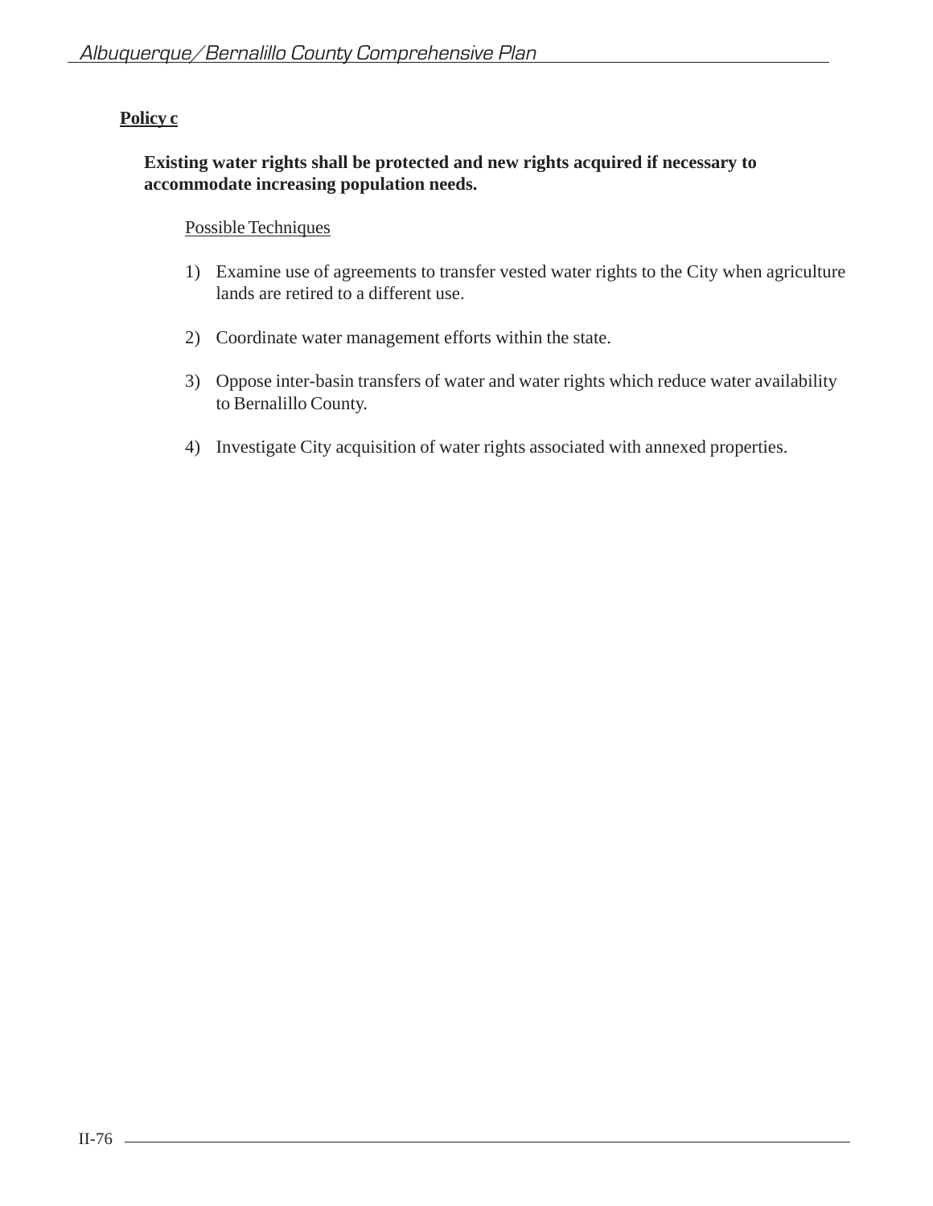**Policy c**

**Existing water rights shall be protected and new rights acquired if necessary to accommodate increasing population needs.**

Possible Techniques

1) Examine use of agreements to transfer vested water rights to the City when agriculture lands are retired to a different use.

2) Coordinate water management efforts within the state.

3) Oppose inter-basin transfers of water and water rights which reduce water availability to Bernalillo County.

4) Investigate City acquisition of water rights associated with annexed properties.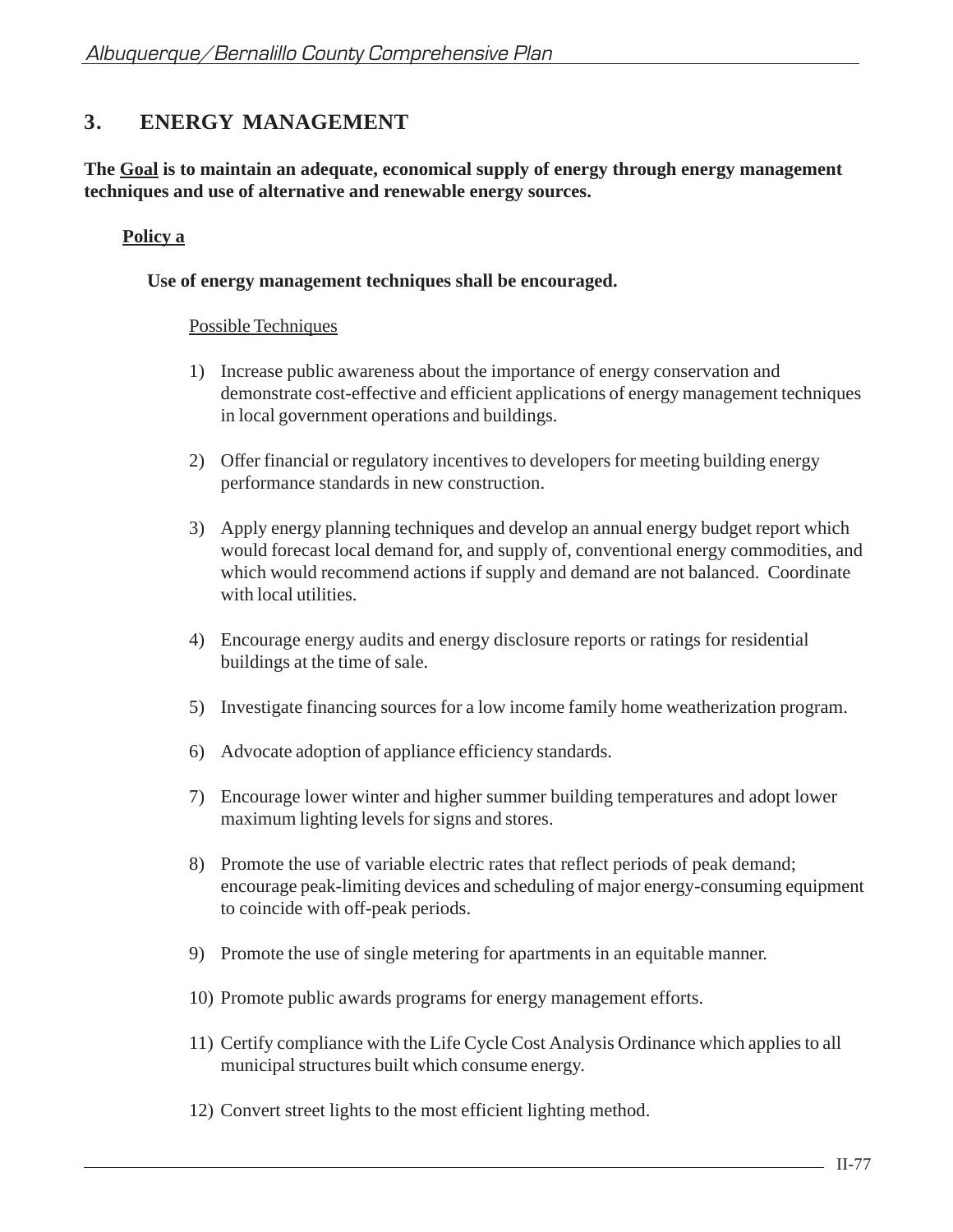## 3. ENERGY MANAGEMENT

**The <u>Goal</u> is to maintain an adequate, economical supply of energy through energy management techniques and use of alternative and renewable energy sources.**

### <u>Policy a</u>

**Use of energy management techniques shall be encouraged.**

<u>Possible Techniques</u>

1) Increase public awareness about the importance of energy conservation and demonstrate cost-effective and efficient applications of energy management techniques in local government operations and buildings.

2) Offer financial or regulatory incentives to developers for meeting building energy performance standards in new construction.

3) Apply energy planning techniques and develop an annual energy budget report which would forecast local demand for, and supply of, conventional energy commodities, and which would recommend actions if supply and demand are not balanced. Coordinate with local utilities.

4) Encourage energy audits and energy disclosure reports or ratings for residential buildings at the time of sale.

5) Investigate financing sources for a low income family home weatherization program.

6) Advocate adoption of appliance efficiency standards.

7) Encourage lower winter and higher summer building temperatures and adopt lower maximum lighting levels for signs and stores.

8) Promote the use of variable electric rates that reflect periods of peak demand; encourage peak-limiting devices and scheduling of major energy-consuming equipment to coincide with off-peak periods.

9) Promote the use of single metering for apartments in an equitable manner.

10) Promote public awards programs for energy management efforts.

11) Certify compliance with the Life Cycle Cost Analysis Ordinance which applies to all municipal structures built which consume energy.

12) Convert street lights to the most efficient lighting method.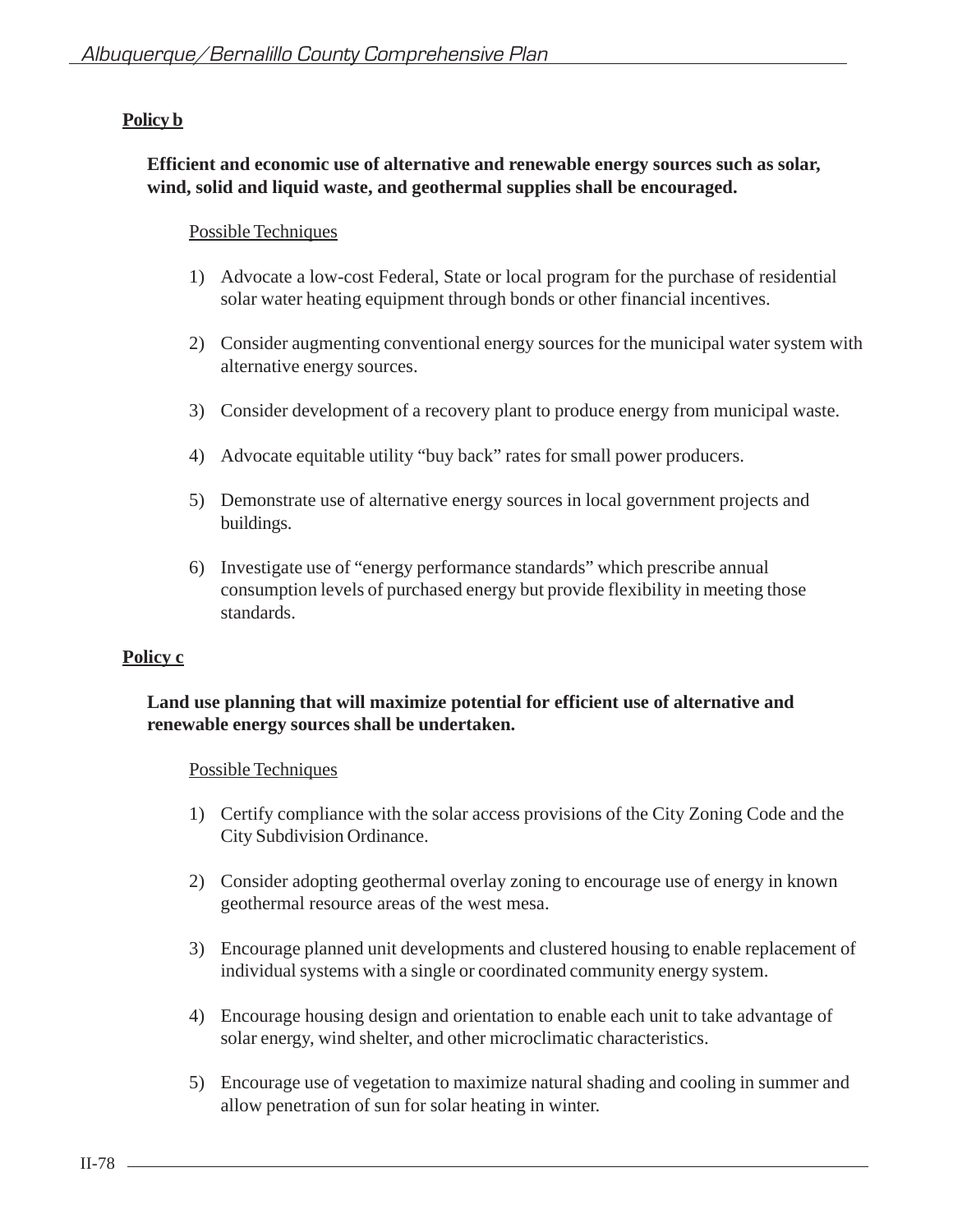**Policy b**

**Efficient and economic use of alternative and renewable energy sources such as solar, wind, solid and liquid waste, and geothermal supplies shall be encouraged.**

Possible Techniques

1) Advocate a low-cost Federal, State or local program for the purchase of residential solar water heating equipment through bonds or other financial incentives.

2) Consider augmenting conventional energy sources for the municipal water system with alternative energy sources.

3) Consider development of a recovery plant to produce energy from municipal waste.

4) Advocate equitable utility "buy back" rates for small power producers.

5) Demonstrate use of alternative energy sources in local government projects and buildings.

6) Investigate use of "energy performance standards" which prescribe annual consumption levels of purchased energy but provide flexibility in meeting those standards.

**Policy c**

**Land use planning that will maximize potential for efficient use of alternative and renewable energy sources shall be undertaken.**

Possible Techniques

1) Certify compliance with the solar access provisions of the City Zoning Code and the City Subdivision Ordinance.

2) Consider adopting geothermal overlay zoning to encourage use of energy in known geothermal resource areas of the west mesa.

3) Encourage planned unit developments and clustered housing to enable replacement of individual systems with a single or coordinated community energy system.

4) Encourage housing design and orientation to enable each unit to take advantage of solar energy, wind shelter, and other microclimatic characteristics.

5) Encourage use of vegetation to maximize natural shading and cooling in summer and allow penetration of sun for solar heating in winter.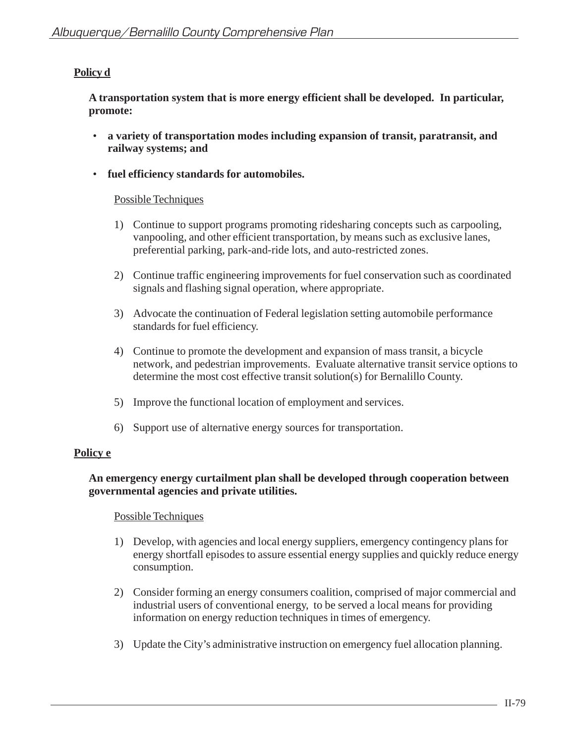**Policy d**

**A transportation system that is more energy efficient shall be developed. In particular, promote:**

- **a variety of transportation modes including expansion of transit, paratransit, and railway systems; and**
- **fuel efficiency standards for automobiles.**

Possible Techniques

1) Continue to support programs promoting ridesharing concepts such as carpooling, vanpooling, and other efficient transportation, by means such as exclusive lanes, preferential parking, park-and-ride lots, and auto-restricted zones.

2) Continue traffic engineering improvements for fuel conservation such as coordinated signals and flashing signal operation, where appropriate.

3) Advocate the continuation of Federal legislation setting automobile performance standards for fuel efficiency.

4) Continue to promote the development and expansion of mass transit, a bicycle network, and pedestrian improvements. Evaluate alternative transit service options to determine the most cost effective transit solution(s) for Bernalillo County.

5) Improve the functional location of employment and services.

6) Support use of alternative energy sources for transportation.

**Policy e**

**An emergency energy curtailment plan shall be developed through cooperation between governmental agencies and private utilities.**

Possible Techniques

1) Develop, with agencies and local energy suppliers, emergency contingency plans for energy shortfall episodes to assure essential energy supplies and quickly reduce energy consumption.

2) Consider forming an energy consumers coalition, comprised of major commercial and industrial users of conventional energy, to be served a local means for providing information on energy reduction techniques in times of emergency.

3) Update the City's administrative instruction on emergency fuel allocation planning.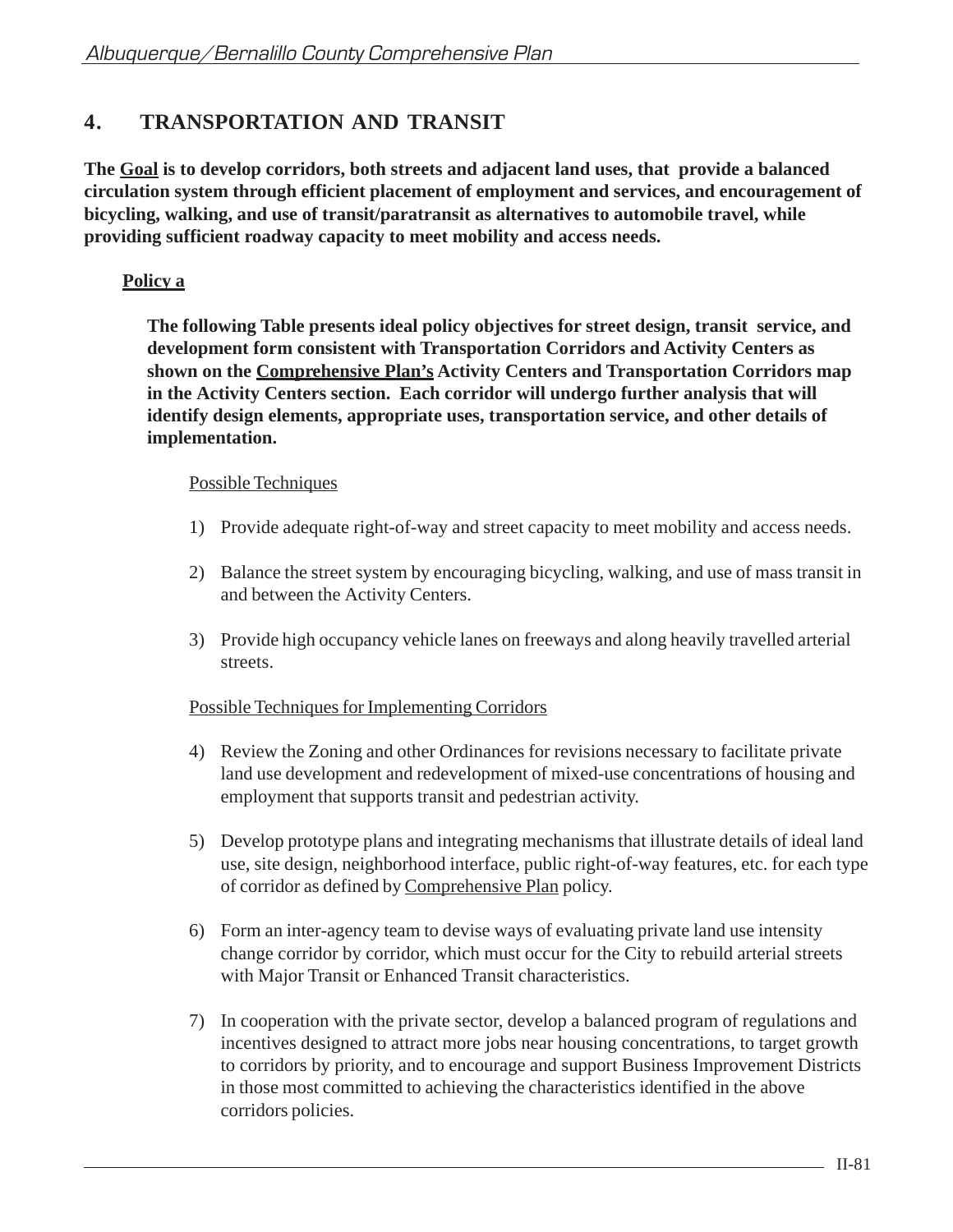## 4. TRANSPORTATION AND TRANSIT

**The <u>Goal</u> is to develop corridors, both streets and adjacent land uses, that provide a balanced circulation system through efficient placement of employment and services, and encouragement of bicycling, walking, and use of transit/paratransit as alternatives to automobile travel, while providing sufficient roadway capacity to meet mobility and access needs.**

**<u>Policy a</u>**

**The following Table presents ideal policy objectives for street design, transit service, and development form consistent with Transportation Corridors and Activity Centers as shown on the <u>Comprehensive Plan's</u> Activity Centers and Transportation Corridors map in the Activity Centers section. Each corridor will undergo further analysis that will identify design elements, appropriate uses, transportation service, and other details of implementation.**

<u>Possible Techniques</u>

1) Provide adequate right-of-way and street capacity to meet mobility and access needs.

2) Balance the street system by encouraging bicycling, walking, and use of mass transit in and between the Activity Centers.

3) Provide high occupancy vehicle lanes on freeways and along heavily travelled arterial streets.

<u>Possible Techniques for Implementing Corridors</u>

4) Review the Zoning and other Ordinances for revisions necessary to facilitate private land use development and redevelopment of mixed-use concentrations of housing and employment that supports transit and pedestrian activity.

5) Develop prototype plans and integrating mechanisms that illustrate details of ideal land use, site design, neighborhood interface, public right-of-way features, etc. for each type of corridor as defined by <u>Comprehensive Plan</u> policy.

6) Form an inter-agency team to devise ways of evaluating private land use intensity change corridor by corridor, which must occur for the City to rebuild arterial streets with Major Transit or Enhanced Transit characteristics.

7) In cooperation with the private sector, develop a balanced program of regulations and incentives designed to attract more jobs near housing concentrations, to target growth to corridors by priority, and to encourage and support Business Improvement Districts in those most committed to achieving the characteristics identified in the above corridors policies.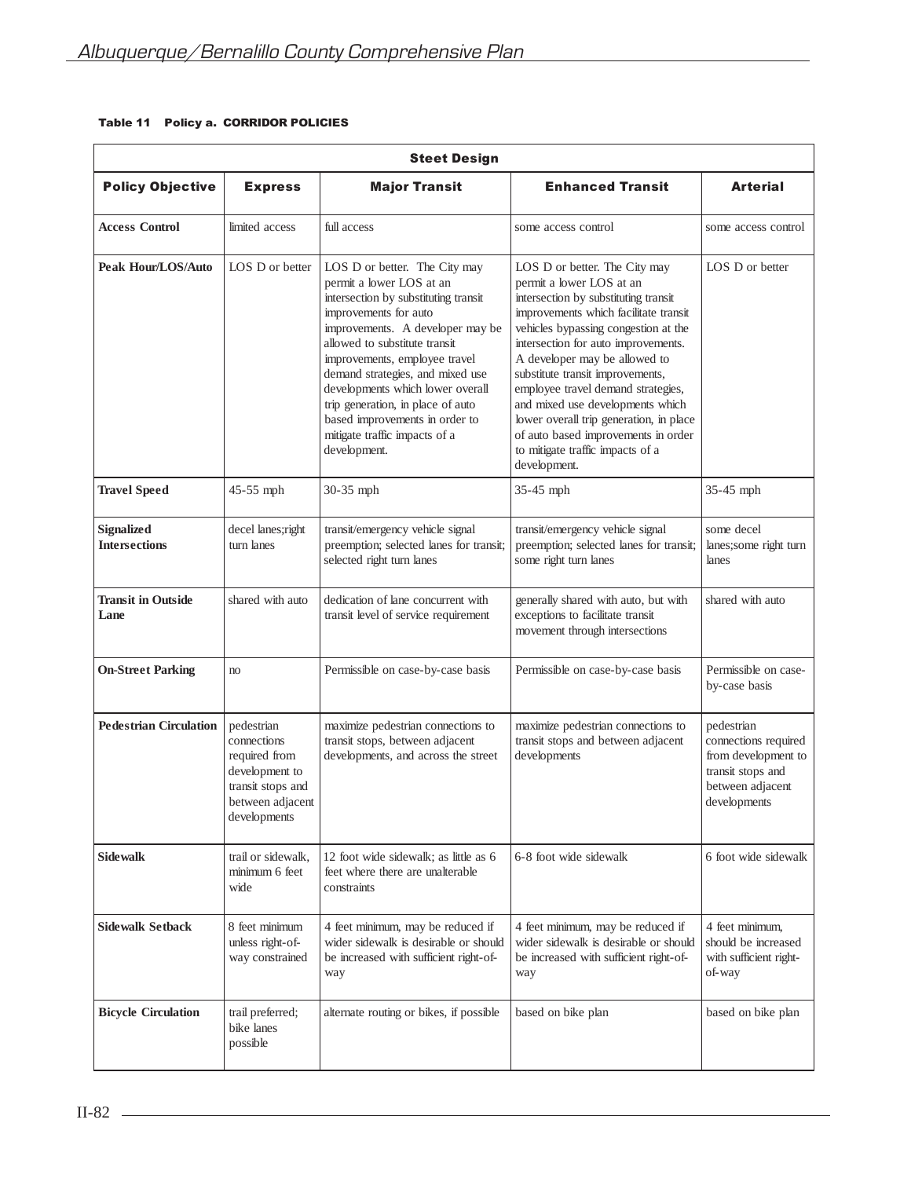**Table 11 Policy a. CORRIDOR POLICIES**

| Steet Design | | | | |
|---|---|---|---|---|
| **Policy Objective** | **Express** | **Major Transit** | **Enhanced Transit** | **Arterial** |
| **Access Control** | limited access | full access | some access control | some access control |
| **Peak Hour/LOS/Auto** | LOS D or better | LOS D or better. The City may permit a lower LOS at an intersection by substituting transit improvements for auto improvements. A developer may be allowed to substitute transit improvements, employee travel demand strategies, and mixed use developments which lower overall trip generation, in place of auto based improvements in order to mitigate traffic impacts of a development. | LOS D or better. The City may permit a lower LOS at an intersection by substituting transit improvements which facilitate transit vehicles bypassing congestion at the intersection for auto improvements. A developer may be allowed to substitute transit improvements, employee travel demand strategies, and mixed use developments which lower overall trip generation, in place of auto based improvements in order to mitigate traffic impacts of a development. | LOS D or better |
| **Travel Speed** | 45-55 mph | 30-35 mph | 35-45 mph | 35-45 mph |
| **Signalized Intersections** | decel lanes;right turn lanes | transit/emergency vehicle signal preemption; selected lanes for transit; selected right turn lanes | transit/emergency vehicle signal preemption; selected lanes for transit; some right turn lanes | some decel lanes;some right turn lanes |
| **Transit in Outside Lane** | shared with auto | dedication of lane concurrent with transit level of service requirement | generally shared with auto, but with exceptions to facilitate transit movement through intersections | shared with auto |
| **On-Street Parking** | no | Permissible on case-by-case basis | Permissible on case-by-case basis | Permissible on case-by-case basis |
| **Pedestrian Circulation** | pedestrian connections required from development to transit stops and between adjacent developments | maximize pedestrian connections to transit stops, between adjacent developments, and across the street | maximize pedestrian connections to transit stops and between adjacent developments | pedestrian connections required from development to transit stops and between adjacent developments |
| **Sidewalk** | trail or sidewalk, minimum 6 feet wide | 12 foot wide sidewalk; as little as 6 feet where there are unalterable constraints | 6-8 foot wide sidewalk | 6 foot wide sidewalk |
| **Sidewalk Setback** | 8 feet minimum unless right-of-way constrained | 4 feet minimum, may be reduced if wider sidewalk is desirable or should be increased with sufficient right-of-way | 4 feet minimum, may be reduced if wider sidewalk is desirable or should be increased with sufficient right-of-way | 4 feet minimum, should be increased with sufficient right-of-way |
| **Bicycle Circulation** | trail preferred; bike lanes possible | alternate routing or bikes, if possible | based on bike plan | based on bike plan |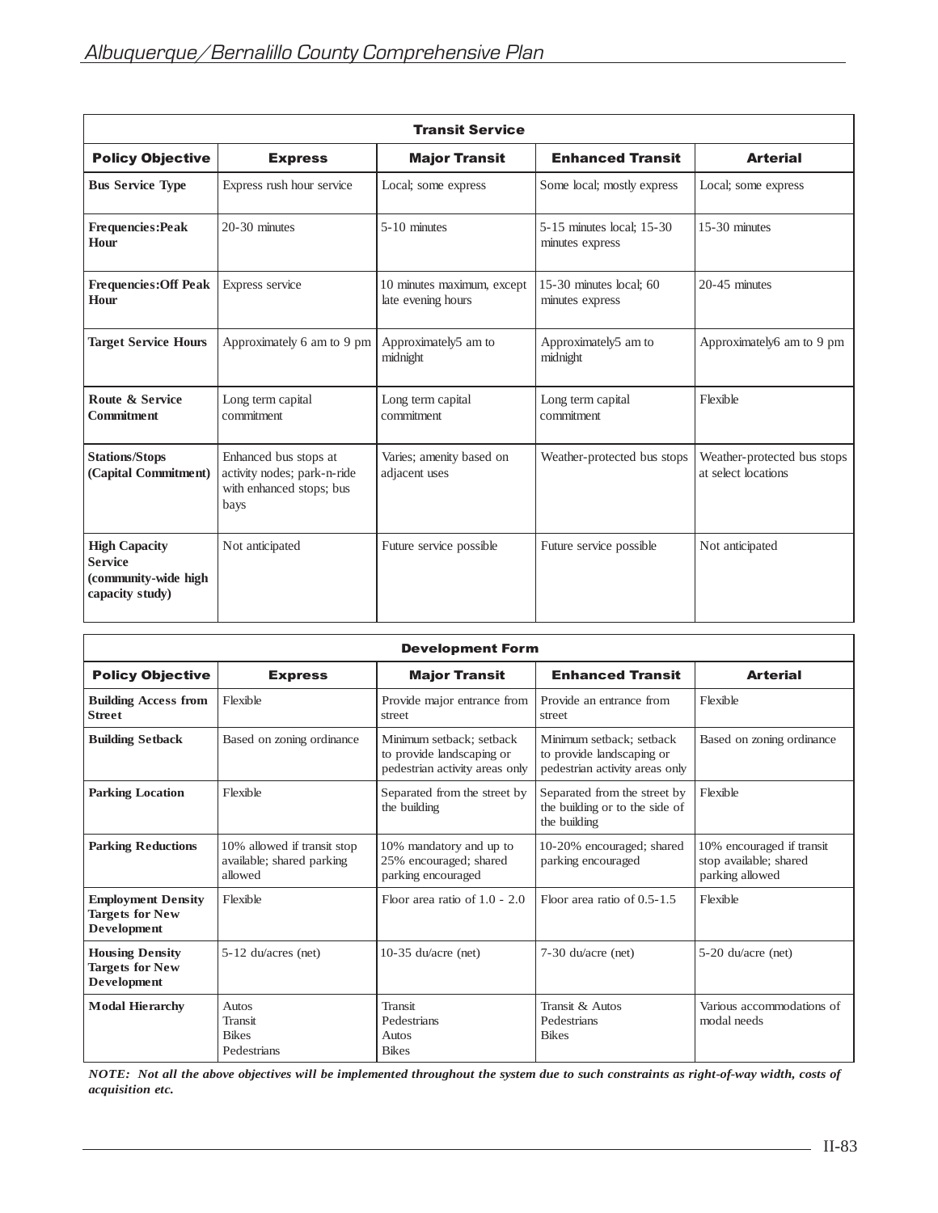| Transit Service | | | | |
|---|---|---|---|---|
| **Policy Objective** | **Express** | **Major Transit** | **Enhanced Transit** | **Arterial** |
| **Bus Service Type** | Express rush hour service | Local; some express | Some local; mostly express | Local; some express |
| **Frequencies:Peak Hour** | 20-30 minutes | 5-10 minutes | 5-15 minutes local; 15-30 minutes express | 15-30 minutes |
| **Frequencies:Off Peak Hour** | Express service | 10 minutes maximum, except late evening hours | 15-30 minutes local; 60 minutes express | 20-45 minutes |
| **Target Service Hours** | Approximately 6 am to 9 pm | Approximately5 am to midnight | Approximately5 am to midnight | Approximately6 am to 9 pm |
| **Route & Service Commitment** | Long term capital commitment | Long term capital commitment | Long term capital commitment | Flexible |
| **Stations/Stops (Capital Commitment)** | Enhanced bus stops at activity nodes; park-n-ride with enhanced stops; bus bays | Varies; amenity based on adjacent uses | Weather-protected bus stops | Weather-protected bus stops at select locations |
| **High Capacity Service (community-wide high capacity study)** | Not anticipated | Future service possible | Future service possible | Not anticipated |

| Development Form | | | | |
|---|---|---|---|---|
| **Policy Objective** | **Express** | **Major Transit** | **Enhanced Transit** | **Arterial** |
| **Building Access from Street** | Flexible | Provide major entrance from street | Provide an entrance from street | Flexible |
| **Building Setback** | Based on zoning ordinance | Minimum setback; setback to provide landscaping or pedestrian activity areas only | Minimum setback; setback to provide landscaping or pedestrian activity areas only | Based on zoning ordinance |
| **Parking Location** | Flexible | Separated from the street by the building | Separated from the street by the building or to the side of the building | Flexible |
| **Parking Reductions** | 10% allowed if transit stop available; shared parking allowed | 10% mandatory and up to 25% encouraged; shared parking encouraged | 10-20% encouraged; shared parking encouraged | 10% encouraged if transit stop available; shared parking allowed |
| **Employment Density Targets for New Development** | Flexible | Floor area ratio of 1.0 - 2.0 | Floor area ratio of 0.5-1.5 | Flexible |
| **Housing Density Targets for New Development** | 5-12 du/acres (net) | 10-35 du/acre (net) | 7-30 du/acre (net) | 5-20 du/acre (net) |
| **Modal Hierarchy** | Autos<br>Transit<br>Bikes<br>Pedestrians | Transit<br>Pedestrians<br>Autos<br>Bikes | Transit & Autos<br>Pedestrians<br>Bikes | Various accommodations of modal needs |

***NOTE: Not all the above objectives will be implemented throughout the system due to such constraints as right-of-way width, costs of acquisition etc.***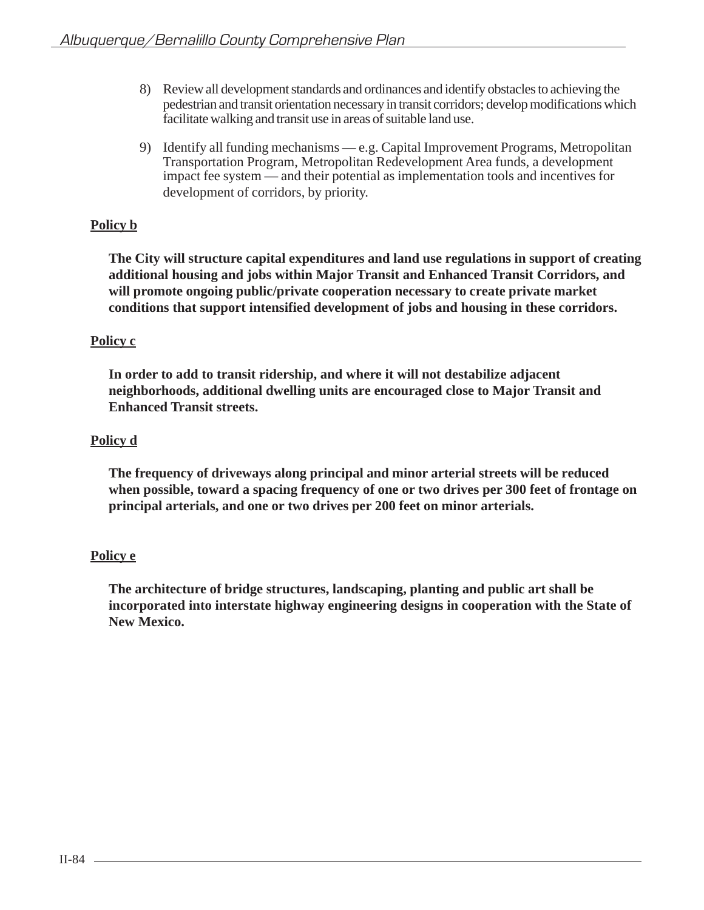8) Review all development standards and ordinances and identify obstacles to achieving the pedestrian and transit orientation necessary in transit corridors; develop modifications which facilitate walking and transit use in areas of suitable land use.

9) Identify all funding mechanisms — e.g. Capital Improvement Programs, Metropolitan Transportation Program, Metropolitan Redevelopment Area funds, a development impact fee system — and their potential as implementation tools and incentives for development of corridors, by priority.

**Policy b**

**The City will structure capital expenditures and land use regulations in support of creating additional housing and jobs within Major Transit and Enhanced Transit Corridors, and will promote ongoing public/private cooperation necessary to create private market conditions that support intensified development of jobs and housing in these corridors.**

**Policy c**

**In order to add to transit ridership, and where it will not destabilize adjacent neighborhoods, additional dwelling units are encouraged close to Major Transit and Enhanced Transit streets.**

**Policy d**

**The frequency of driveways along principal and minor arterial streets will be reduced when possible, toward a spacing frequency of one or two drives per 300 feet of frontage on principal arterials, and one or two drives per 200 feet on minor arterials.**

**Policy e**

**The architecture of bridge structures, landscaping, planting and public art shall be incorporated into interstate highway engineering designs in cooperation with the State of New Mexico.**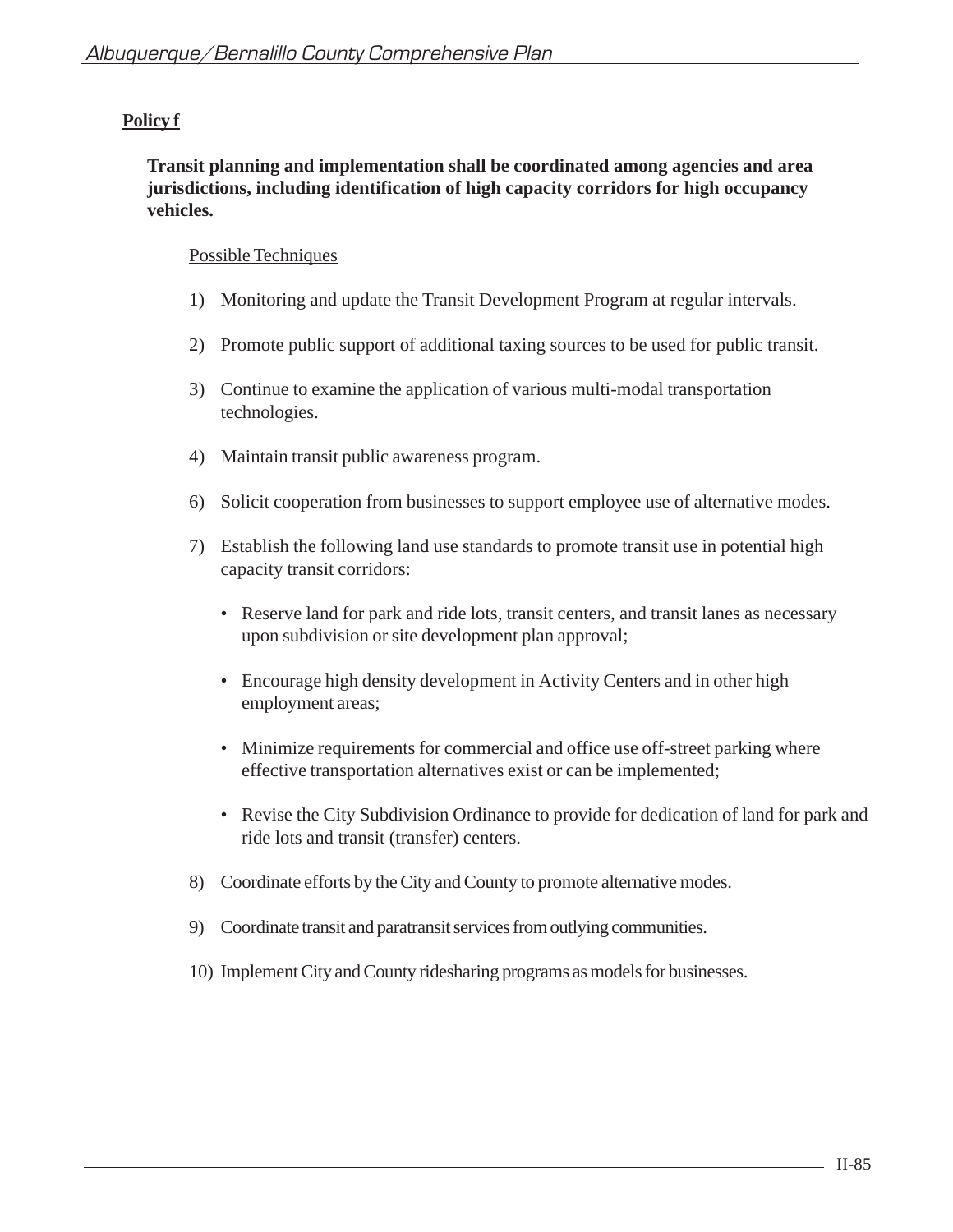**Policy f**

**Transit planning and implementation shall be coordinated among agencies and area jurisdictions, including identification of high capacity corridors for high occupancy vehicles.**

Possible Techniques

1) Monitoring and update the Transit Development Program at regular intervals.

2) Promote public support of additional taxing sources to be used for public transit.

3) Continue to examine the application of various multi-modal transportation technologies.

4) Maintain transit public awareness program.

6) Solicit cooperation from businesses to support employee use of alternative modes.

7) Establish the following land use standards to promote transit use in potential high capacity transit corridors:

   - Reserve land for park and ride lots, transit centers, and transit lanes as necessary upon subdivision or site development plan approval;

   - Encourage high density development in Activity Centers and in other high employment areas;

   - Minimize requirements for commercial and office use off-street parking where effective transportation alternatives exist or can be implemented;

   - Revise the City Subdivision Ordinance to provide for dedication of land for park and ride lots and transit (transfer) centers.

8) Coordinate efforts by the City and County to promote alternative modes.

9) Coordinate transit and paratransit services from outlying communities.

10) Implement City and County ridesharing programs as models for businesses.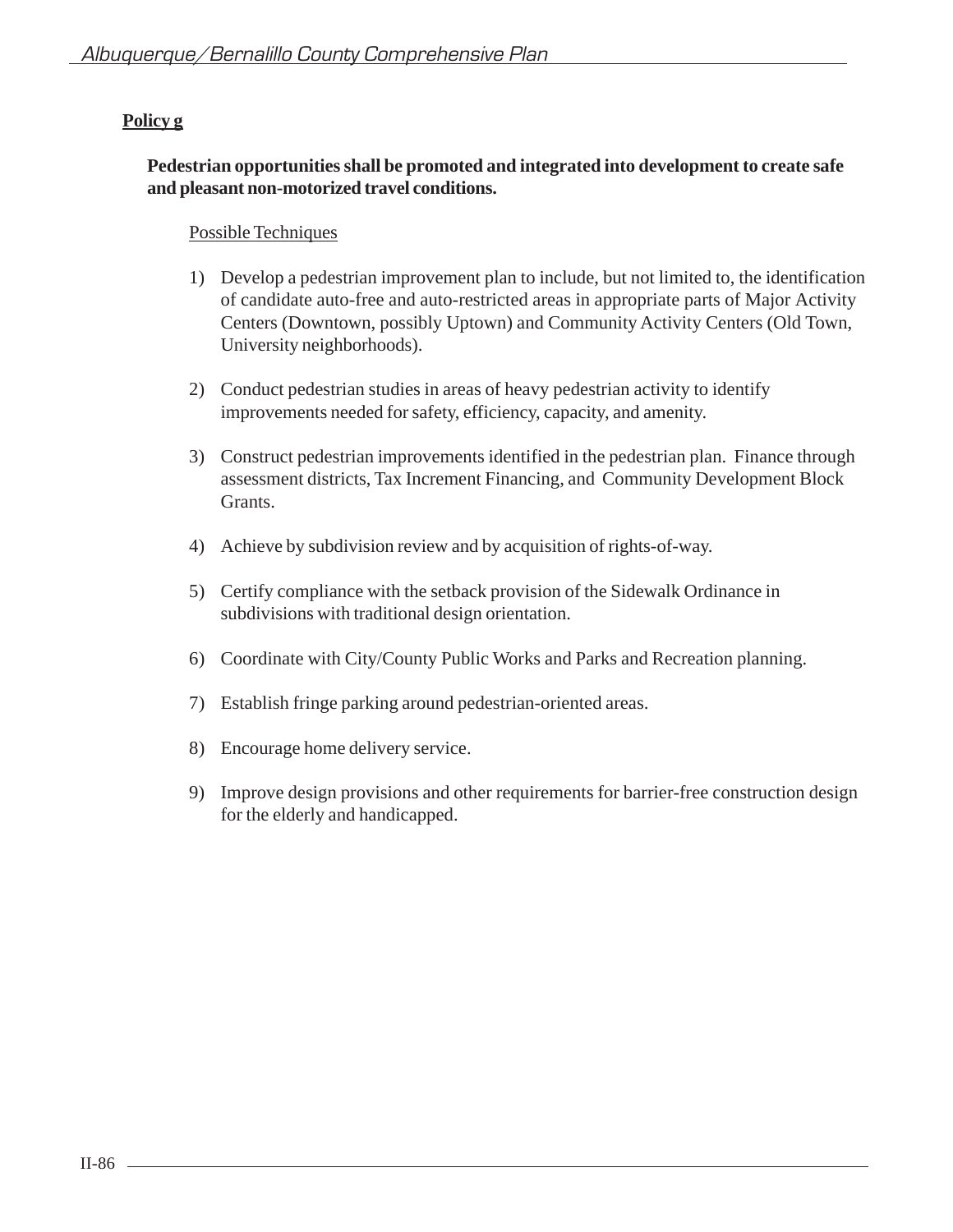**Policy g**

**Pedestrian opportunities shall be promoted and integrated into development to create safe and pleasant non-motorized travel conditions.**

Possible Techniques

1) Develop a pedestrian improvement plan to include, but not limited to, the identification of candidate auto-free and auto-restricted areas in appropriate parts of Major Activity Centers (Downtown, possibly Uptown) and Community Activity Centers (Old Town, University neighborhoods).

2) Conduct pedestrian studies in areas of heavy pedestrian activity to identify improvements needed for safety, efficiency, capacity, and amenity.

3) Construct pedestrian improvements identified in the pedestrian plan. Finance through assessment districts, Tax Increment Financing, and Community Development Block Grants.

4) Achieve by subdivision review and by acquisition of rights-of-way.

5) Certify compliance with the setback provision of the Sidewalk Ordinance in subdivisions with traditional design orientation.

6) Coordinate with City/County Public Works and Parks and Recreation planning.

7) Establish fringe parking around pedestrian-oriented areas.

8) Encourage home delivery service.

9) Improve design provisions and other requirements for barrier-free construction design for the elderly and handicapped.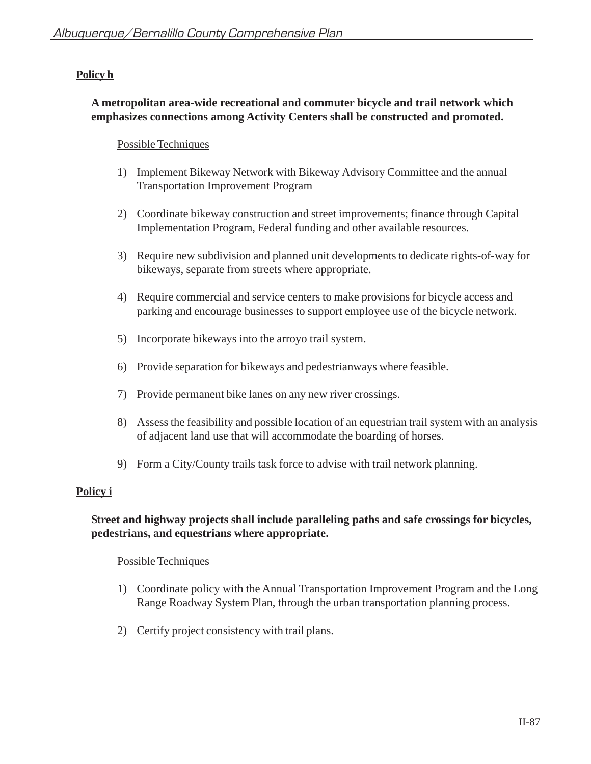**Policy h**

**A metropolitan area-wide recreational and commuter bicycle and trail network which emphasizes connections among Activity Centers shall be constructed and promoted.**

Possible Techniques

1) Implement Bikeway Network with Bikeway Advisory Committee and the annual Transportation Improvement Program

2) Coordinate bikeway construction and street improvements; finance through Capital Implementation Program, Federal funding and other available resources.

3) Require new subdivision and planned unit developments to dedicate rights-of-way for bikeways, separate from streets where appropriate.

4) Require commercial and service centers to make provisions for bicycle access and parking and encourage businesses to support employee use of the bicycle network.

5) Incorporate bikeways into the arroyo trail system.

6) Provide separation for bikeways and pedestrianways where feasible.

7) Provide permanent bike lanes on any new river crossings.

8) Assess the feasibility and possible location of an equestrian trail system with an analysis of adjacent land use that will accommodate the boarding of horses.

9) Form a City/County trails task force to advise with trail network planning.

**Policy i**

**Street and highway projects shall include paralleling paths and safe crossings for bicycles, pedestrians, and equestrians where appropriate.**

Possible Techniques

1) Coordinate policy with the Annual Transportation Improvement Program and the Long Range Roadway System Plan, through the urban transportation planning process.

2) Certify project consistency with trail plans.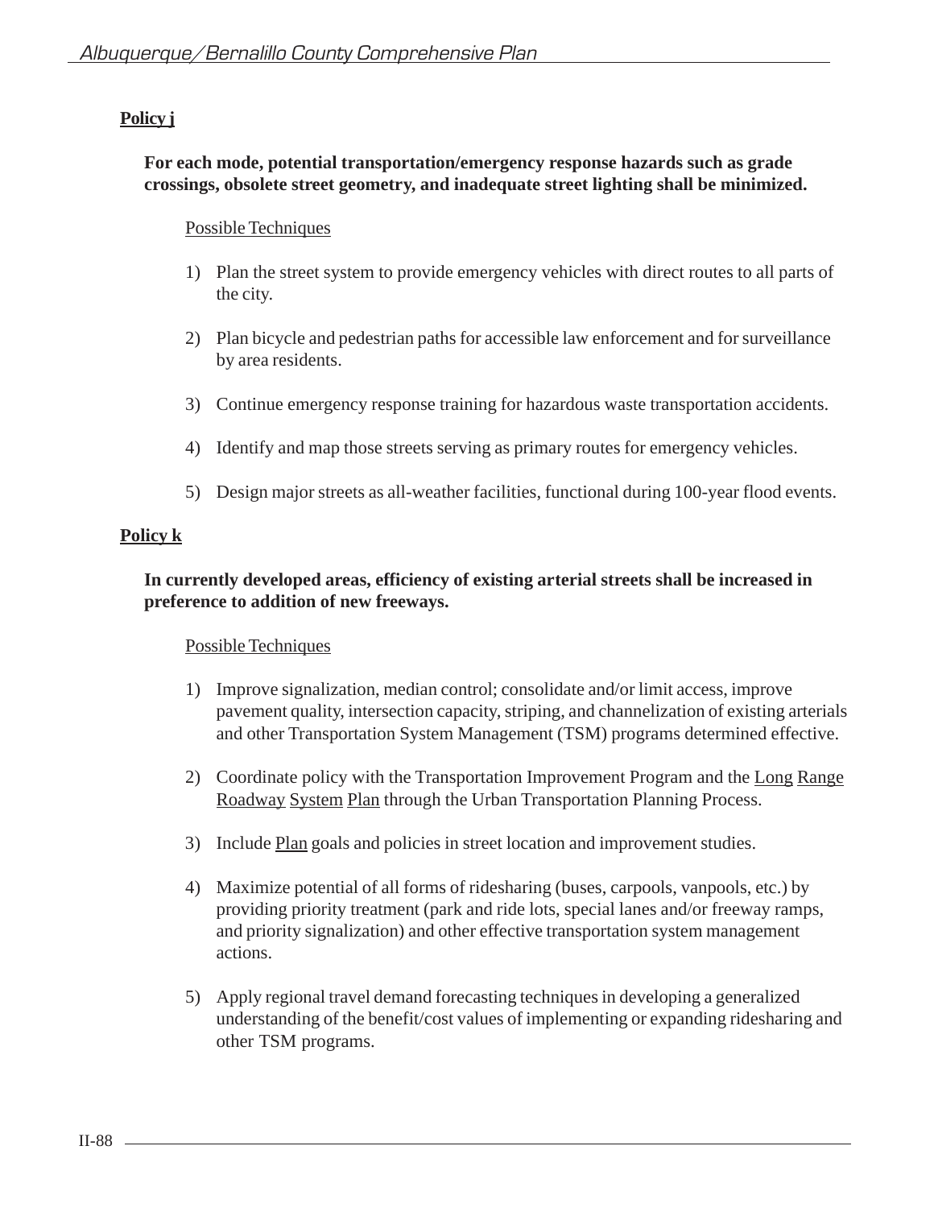**Policy j**

**For each mode, potential transportation/emergency response hazards such as grade crossings, obsolete street geometry, and inadequate street lighting shall be minimized.**

Possible Techniques

1) Plan the street system to provide emergency vehicles with direct routes to all parts of the city.

2) Plan bicycle and pedestrian paths for accessible law enforcement and for surveillance by area residents.

3) Continue emergency response training for hazardous waste transportation accidents.

4) Identify and map those streets serving as primary routes for emergency vehicles.

5) Design major streets as all-weather facilities, functional during 100-year flood events.

**Policy k**

**In currently developed areas, efficiency of existing arterial streets shall be increased in preference to addition of new freeways.**

Possible Techniques

1) Improve signalization, median control; consolidate and/or limit access, improve pavement quality, intersection capacity, striping, and channelization of existing arterials and other Transportation System Management (TSM) programs determined effective.

2) Coordinate policy with the Transportation Improvement Program and the Long Range Roadway System Plan through the Urban Transportation Planning Process.

3) Include Plan goals and policies in street location and improvement studies.

4) Maximize potential of all forms of ridesharing (buses, carpools, vanpools, etc.) by providing priority treatment (park and ride lots, special lanes and/or freeway ramps, and priority signalization) and other effective transportation system management actions.

5) Apply regional travel demand forecasting techniques in developing a generalized understanding of the benefit/cost values of implementing or expanding ridesharing and other TSM programs.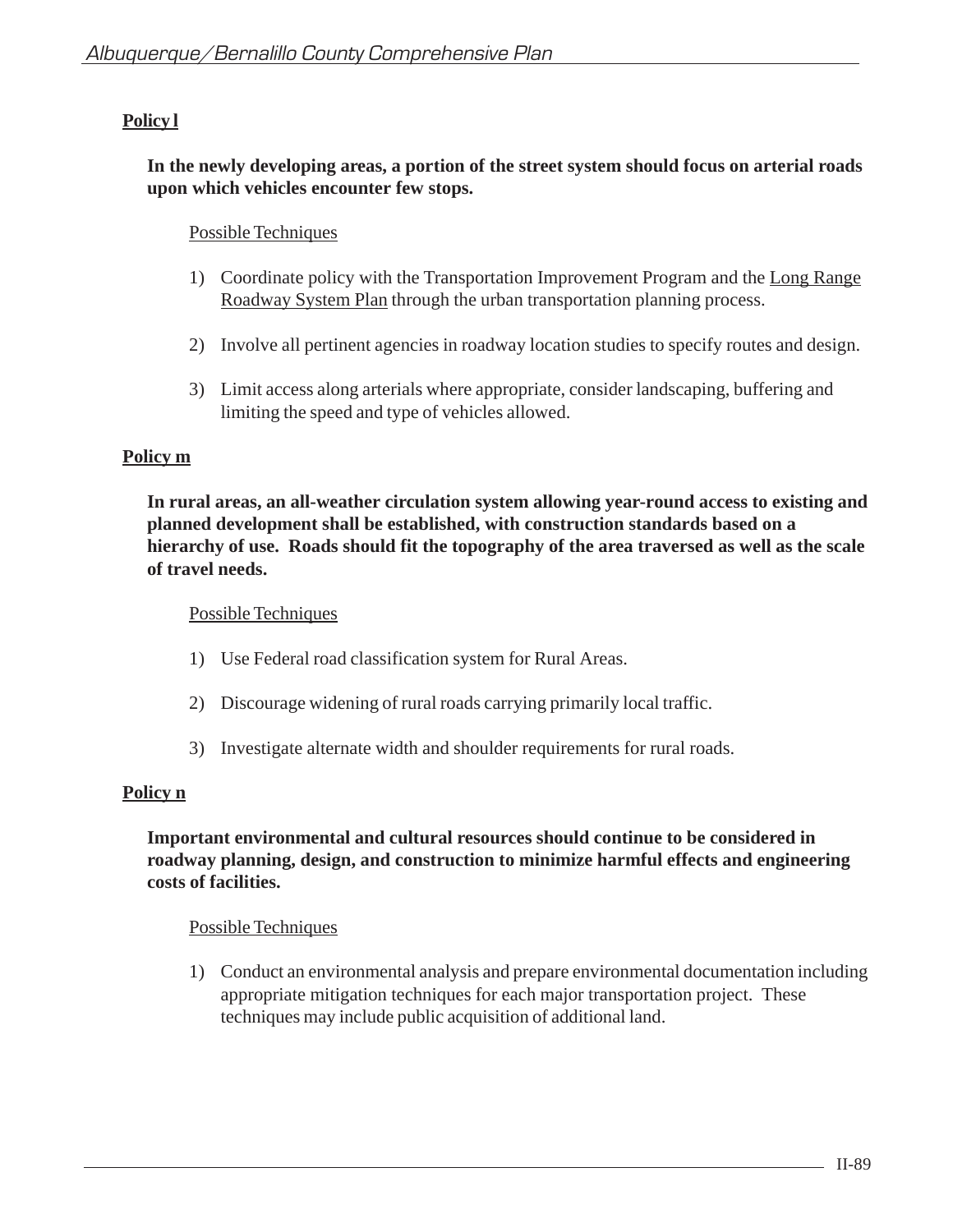**Policy l**

**In the newly developing areas, a portion of the street system should focus on arterial roads upon which vehicles encounter few stops.**

Possible Techniques

1) Coordinate policy with the Transportation Improvement Program and the Long Range Roadway System Plan through the urban transportation planning process.

2) Involve all pertinent agencies in roadway location studies to specify routes and design.

3) Limit access along arterials where appropriate, consider landscaping, buffering and limiting the speed and type of vehicles allowed.

**Policy m**

**In rural areas, an all-weather circulation system allowing year-round access to existing and planned development shall be established, with construction standards based on a hierarchy of use. Roads should fit the topography of the area traversed as well as the scale of travel needs.**

Possible Techniques

1) Use Federal road classification system for Rural Areas.

2) Discourage widening of rural roads carrying primarily local traffic.

3) Investigate alternate width and shoulder requirements for rural roads.

**Policy n**

**Important environmental and cultural resources should continue to be considered in roadway planning, design, and construction to minimize harmful effects and engineering costs of facilities.**

Possible Techniques

1) Conduct an environmental analysis and prepare environmental documentation including appropriate mitigation techniques for each major transportation project. These techniques may include public acquisition of additional land.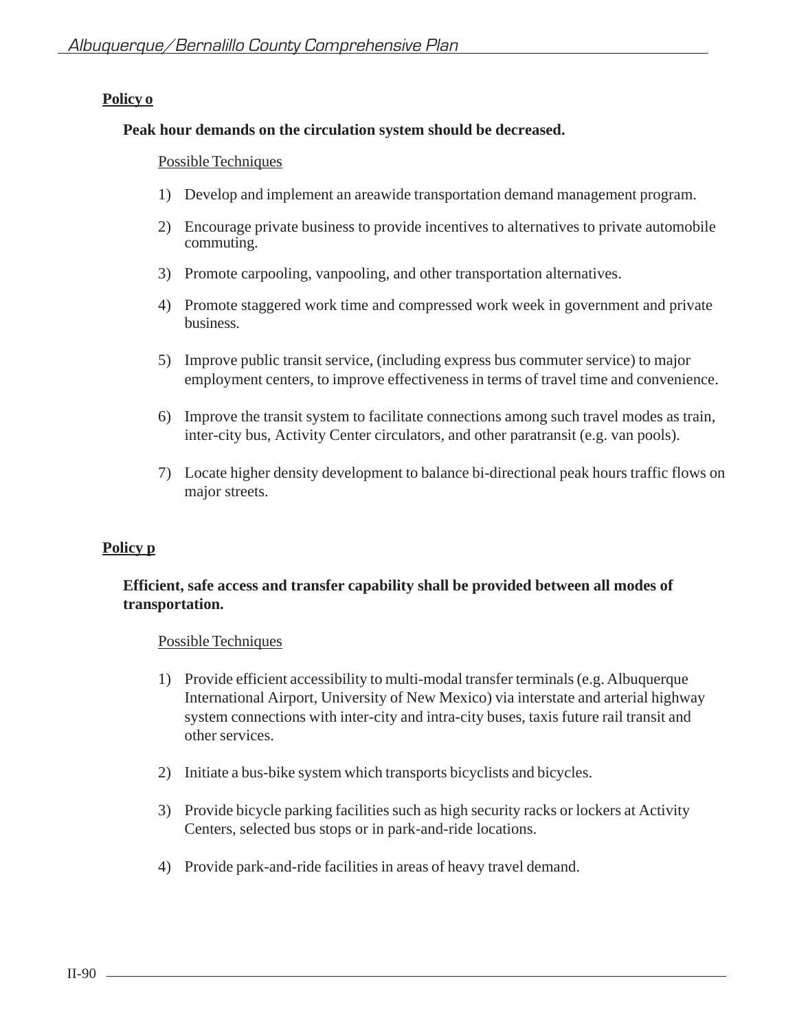**Policy o**

**Peak hour demands on the circulation system should be decreased.**

Possible Techniques

1) Develop and implement an areawide transportation demand management program.
2) Encourage private business to provide incentives to alternatives to private automobile commuting.
3) Promote carpooling, vanpooling, and other transportation alternatives.
4) Promote staggered work time and compressed work week in government and private business.
5) Improve public transit service, (including express bus commuter service) to major employment centers, to improve effectiveness in terms of travel time and convenience.
6) Improve the transit system to facilitate connections among such travel modes as train, inter-city bus, Activity Center circulators, and other paratransit (e.g. van pools).
7) Locate higher density development to balance bi-directional peak hours traffic flows on major streets.

**Policy p**

**Efficient, safe access and transfer capability shall be provided between all modes of transportation.**

Possible Techniques

1) Provide efficient accessibility to multi-modal transfer terminals (e.g. Albuquerque International Airport, University of New Mexico) via interstate and arterial highway system connections with inter-city and intra-city buses, taxis future rail transit and other services.
2) Initiate a bus-bike system which transports bicyclists and bicycles.
3) Provide bicycle parking facilities such as high security racks or lockers at Activity Centers, selected bus stops or in park-and-ride locations.
4) Provide park-and-ride facilities in areas of heavy travel demand.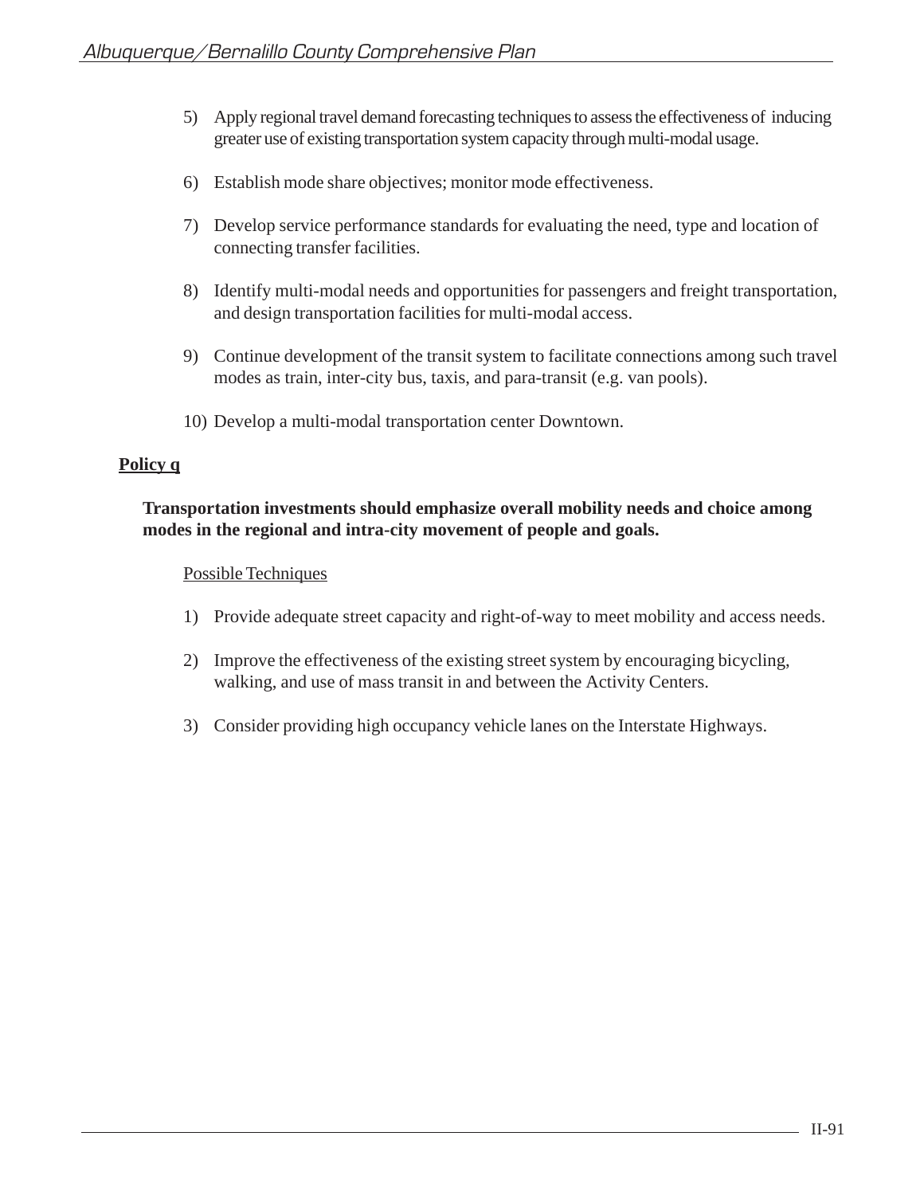5) Apply regional travel demand forecasting techniques to assess the effectiveness of inducing greater use of existing transportation system capacity through multi-modal usage.

6) Establish mode share objectives; monitor mode effectiveness.

7) Develop service performance standards for evaluating the need, type and location of connecting transfer facilities.

8) Identify multi-modal needs and opportunities for passengers and freight transportation, and design transportation facilities for multi-modal access.

9) Continue development of the transit system to facilitate connections among such travel modes as train, inter-city bus, taxis, and para-transit (e.g. van pools).

10) Develop a multi-modal transportation center Downtown.

**Policy q**

**Transportation investments should emphasize overall mobility needs and choice among modes in the regional and intra-city movement of people and goals.**

Possible Techniques

1) Provide adequate street capacity and right-of-way to meet mobility and access needs.

2) Improve the effectiveness of the existing street system by encouraging bicycling, walking, and use of mass transit in and between the Activity Centers.

3) Consider providing high occupancy vehicle lanes on the Interstate Highways.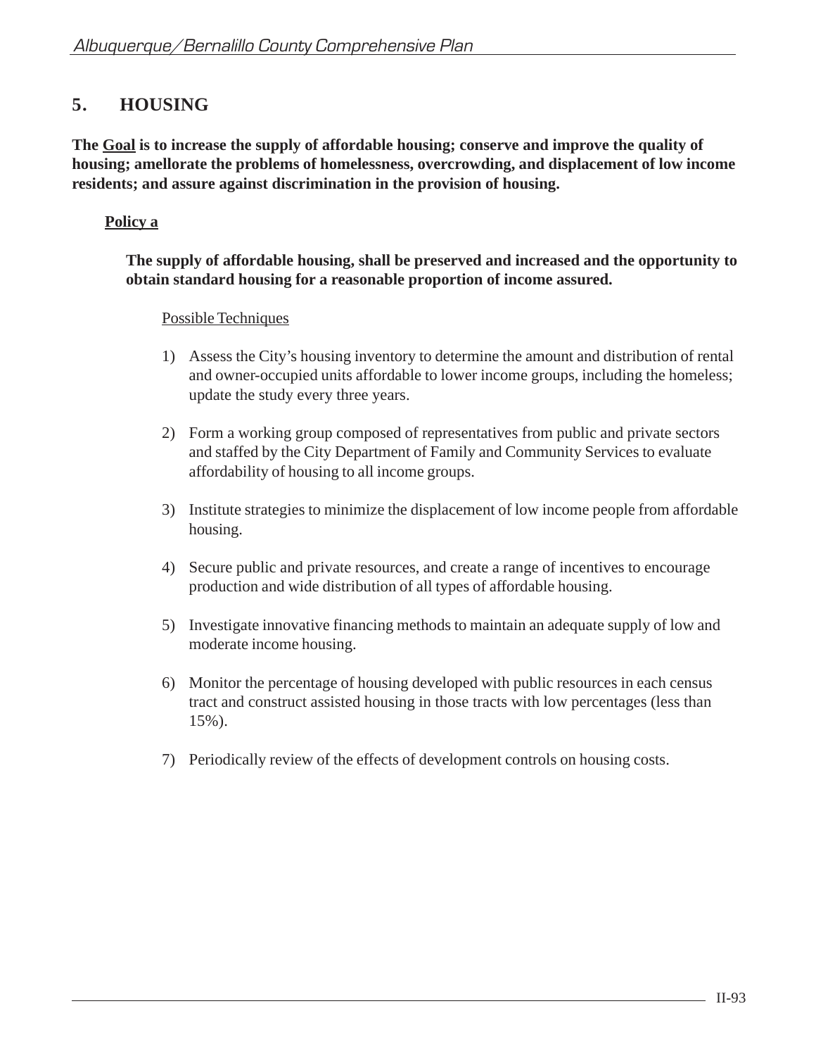## 5. HOUSING

**The <u>Goal</u> is to increase the supply of affordable housing; conserve and improve the quality of housing; amellorate the problems of homelessness, overcrowding, and displacement of low income residents; and assure against discrimination in the provision of housing.**

### <u>Policy a</u>

**The supply of affordable housing, shall be preserved and increased and the opportunity to obtain standard housing for a reasonable proportion of income assured.**

<u>Possible Techniques</u>

1) Assess the City's housing inventory to determine the amount and distribution of rental and owner-occupied units affordable to lower income groups, including the homeless; update the study every three years.

2) Form a working group composed of representatives from public and private sectors and staffed by the City Department of Family and Community Services to evaluate affordability of housing to all income groups.

3) Institute strategies to minimize the displacement of low income people from affordable housing.

4) Secure public and private resources, and create a range of incentives to encourage production and wide distribution of all types of affordable housing.

5) Investigate innovative financing methods to maintain an adequate supply of low and moderate income housing.

6) Monitor the percentage of housing developed with public resources in each census tract and construct assisted housing in those tracts with low percentages (less than 15%).

7) Periodically review of the effects of development controls on housing costs.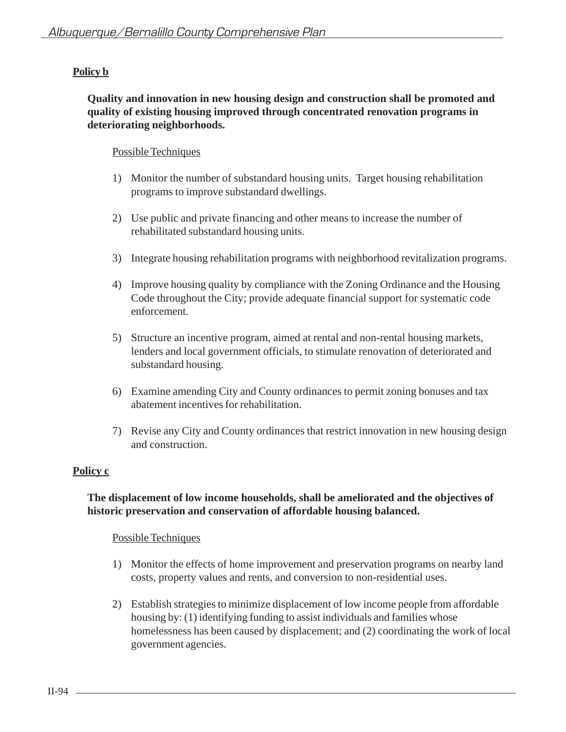**Policy b**

**Quality and innovation in new housing design and construction shall be promoted and quality of existing housing improved through concentrated renovation programs in deteriorating neighborhoods.**

Possible Techniques

1) Monitor the number of substandard housing units. Target housing rehabilitation programs to improve substandard dwellings.

2) Use public and private financing and other means to increase the number of rehabilitated substandard housing units.

3) Integrate housing rehabilitation programs with neighborhood revitalization programs.

4) Improve housing quality by compliance with the Zoning Ordinance and the Housing Code throughout the City; provide adequate financial support for systematic code enforcement.

5) Structure an incentive program, aimed at rental and non-rental housing markets, lenders and local government officials, to stimulate renovation of deteriorated and substandard housing.

6) Examine amending City and County ordinances to permit zoning bonuses and tax abatement incentives for rehabilitation.

7) Revise any City and County ordinances that restrict innovation in new housing design and construction.

**Policy c**

**The displacement of low income households, shall be ameliorated and the objectives of historic preservation and conservation of affordable housing balanced.**

Possible Techniques

1) Monitor the effects of home improvement and preservation programs on nearby land costs, property values and rents, and conversion to non-residential uses.

2) Establish strategies to minimize displacement of low income people from affordable housing by: (1) identifying funding to assist individuals and families whose homelessness has been caused by displacement; and (2) coordinating the work of local government agencies.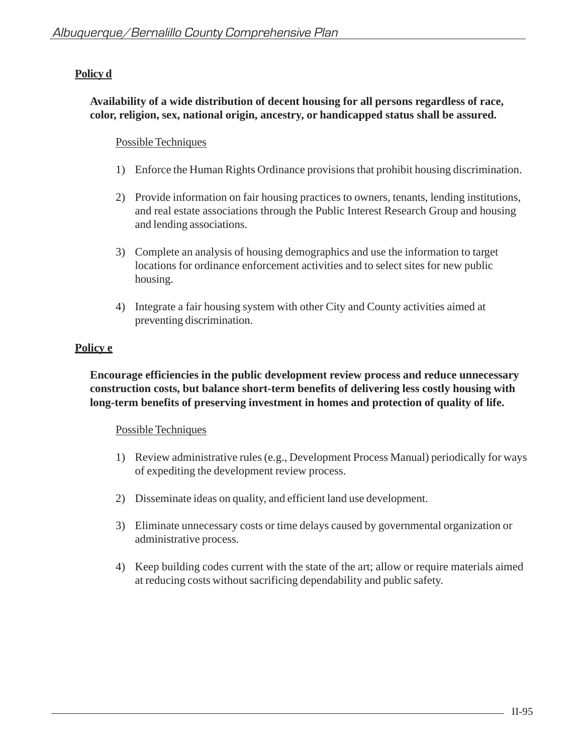**Policy d**

**Availability of a wide distribution of decent housing for all persons regardless of race, color, religion, sex, national origin, ancestry, or handicapped status shall be assured.**

Possible Techniques

1) Enforce the Human Rights Ordinance provisions that prohibit housing discrimination.

2) Provide information on fair housing practices to owners, tenants, lending institutions, and real estate associations through the Public Interest Research Group and housing and lending associations.

3) Complete an analysis of housing demographics and use the information to target locations for ordinance enforcement activities and to select sites for new public housing.

4) Integrate a fair housing system with other City and County activities aimed at preventing discrimination.

**Policy e**

**Encourage efficiencies in the public development review process and reduce unnecessary construction costs, but balance short-term benefits of delivering less costly housing with long-term benefits of preserving investment in homes and protection of quality of life.**

Possible Techniques

1) Review administrative rules (e.g., Development Process Manual) periodically for ways of expediting the development review process.

2) Disseminate ideas on quality, and efficient land use development.

3) Eliminate unnecessary costs or time delays caused by governmental organization or administrative process.

4) Keep building codes current with the state of the art; allow or require materials aimed at reducing costs without sacrificing dependability and public safety.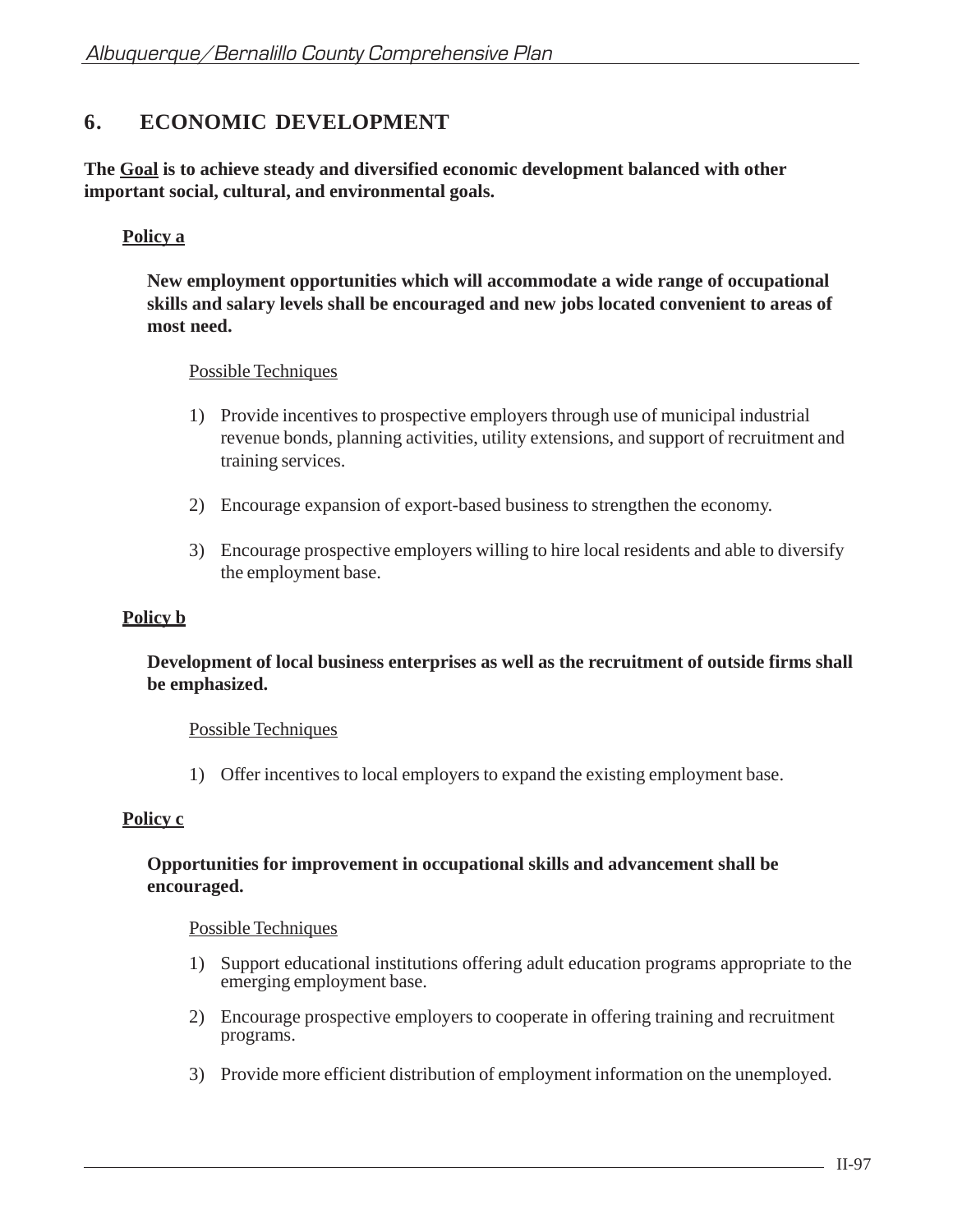## 6. ECONOMIC DEVELOPMENT

**The Goal is to achieve steady and diversified economic development balanced with other important social, cultural, and environmental goals.**

**Policy a**

**New employment opportunities which will accommodate a wide range of occupational skills and salary levels shall be encouraged and new jobs located convenient to areas of most need.**

Possible Techniques

1) Provide incentives to prospective employers through use of municipal industrial revenue bonds, planning activities, utility extensions, and support of recruitment and training services.

2) Encourage expansion of export-based business to strengthen the economy.

3) Encourage prospective employers willing to hire local residents and able to diversify the employment base.

**Policy b**

**Development of local business enterprises as well as the recruitment of outside firms shall be emphasized.**

Possible Techniques

1) Offer incentives to local employers to expand the existing employment base.

**Policy c**

**Opportunities for improvement in occupational skills and advancement shall be encouraged.**

Possible Techniques

1) Support educational institutions offering adult education programs appropriate to the emerging employment base.

2) Encourage prospective employers to cooperate in offering training and recruitment programs.

3) Provide more efficient distribution of employment information on the unemployed.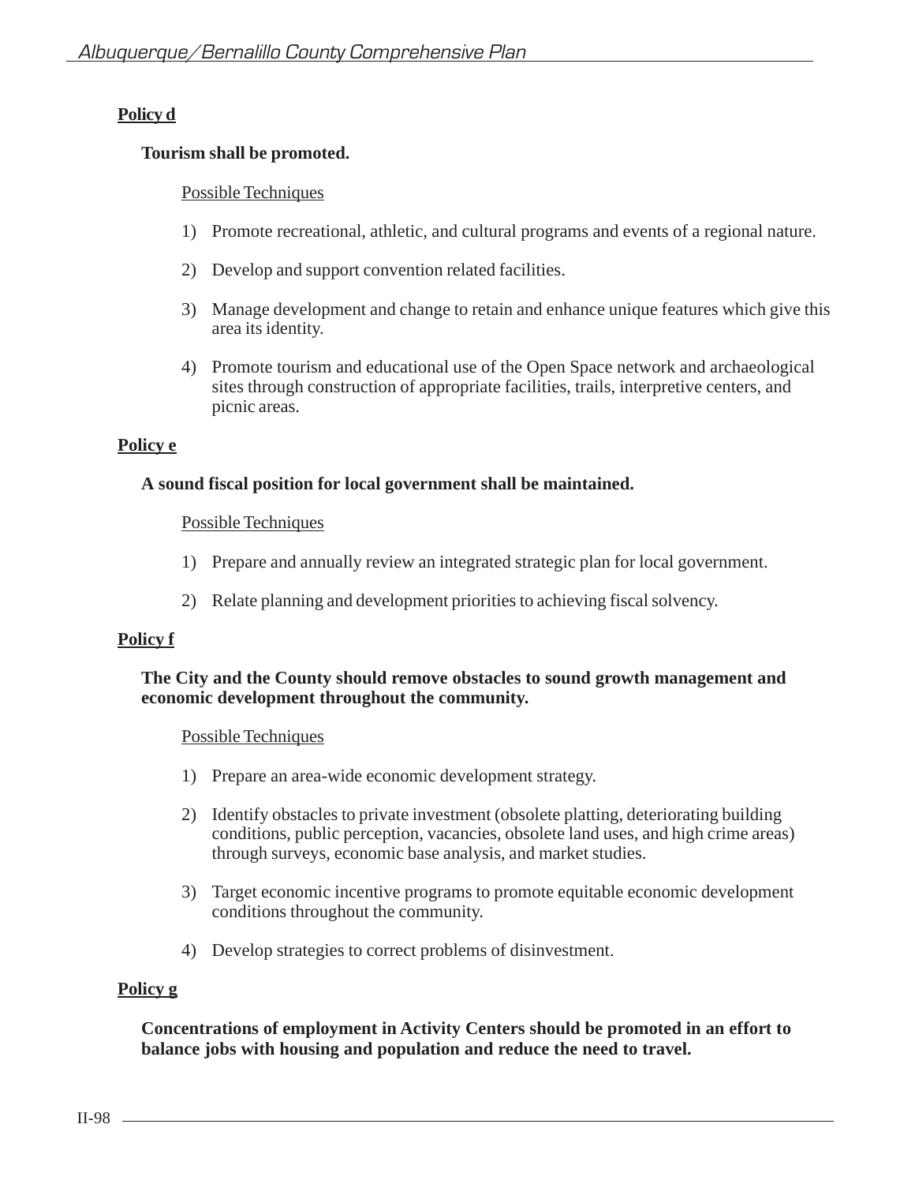**Policy d**

**Tourism shall be promoted.**

Possible Techniques

1) Promote recreational, athletic, and cultural programs and events of a regional nature.

2) Develop and support convention related facilities.

3) Manage development and change to retain and enhance unique features which give this area its identity.

4) Promote tourism and educational use of the Open Space network and archaeological sites through construction of appropriate facilities, trails, interpretive centers, and picnic areas.

**Policy e**

**A sound fiscal position for local government shall be maintained.**

Possible Techniques

1) Prepare and annually review an integrated strategic plan for local government.

2) Relate planning and development priorities to achieving fiscal solvency.

**Policy f**

**The City and the County should remove obstacles to sound growth management and economic development throughout the community.**

Possible Techniques

1) Prepare an area-wide economic development strategy.

2) Identify obstacles to private investment (obsolete platting, deteriorating building conditions, public perception, vacancies, obsolete land uses, and high crime areas) through surveys, economic base analysis, and market studies.

3) Target economic incentive programs to promote equitable economic development conditions throughout the community.

4) Develop strategies to correct problems of disinvestment.

**Policy g**

**Concentrations of employment in Activity Centers should be promoted in an effort to balance jobs with housing and population and reduce the need to travel.**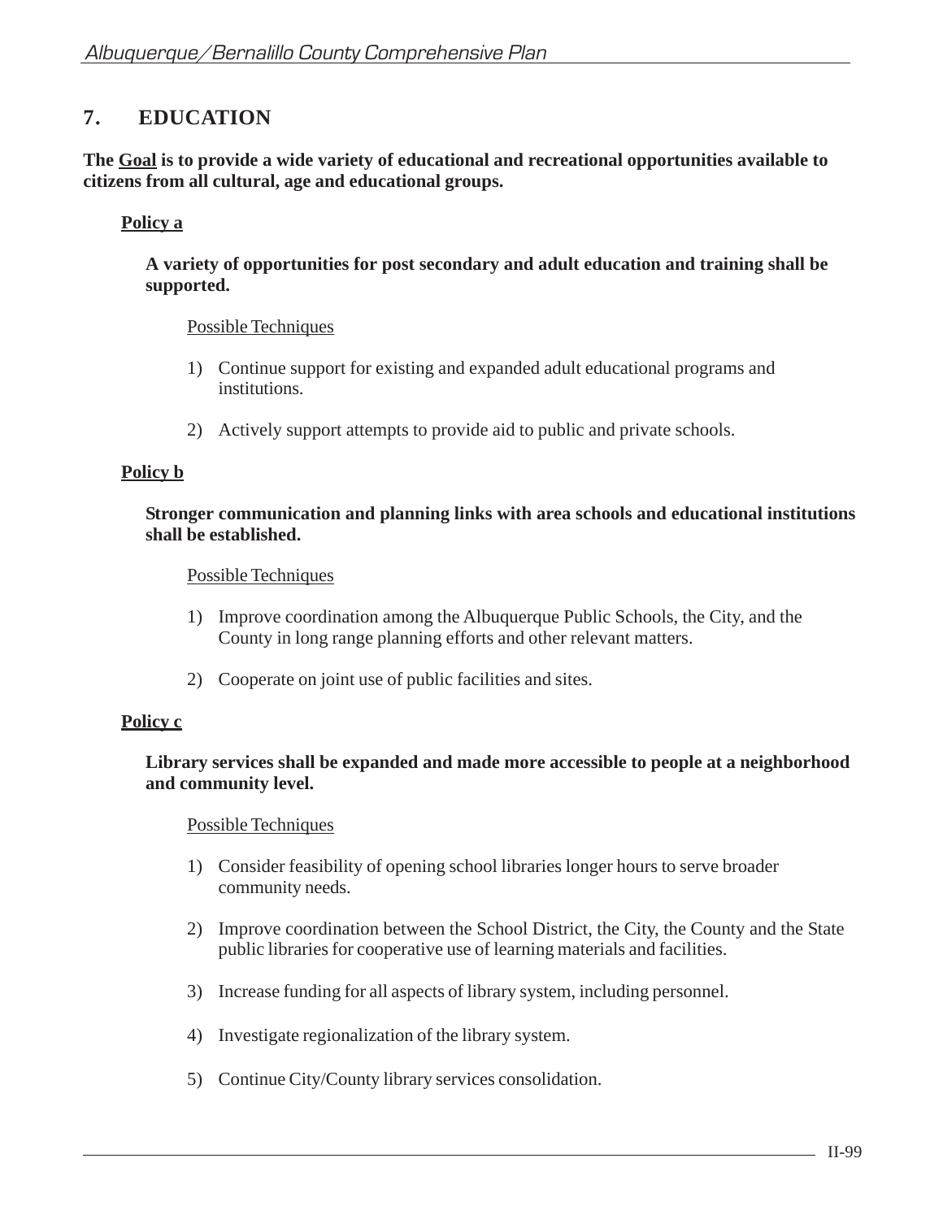## 7. EDUCATION

**The <u>Goal</u> is to provide a wide variety of educational and recreational opportunities available to citizens from all cultural, age and educational groups.**

**<u>Policy a</u>**

**A variety of opportunities for post secondary and adult education and training shall be supported.**

<u>Possible Techniques</u>

1) Continue support for existing and expanded adult educational programs and institutions.

2) Actively support attempts to provide aid to public and private schools.

**<u>Policy b</u>**

**Stronger communication and planning links with area schools and educational institutions shall be established.**

<u>Possible Techniques</u>

1) Improve coordination among the Albuquerque Public Schools, the City, and the County in long range planning efforts and other relevant matters.

2) Cooperate on joint use of public facilities and sites.

**<u>Policy c</u>**

**Library services shall be expanded and made more accessible to people at a neighborhood and community level.**

<u>Possible Techniques</u>

1) Consider feasibility of opening school libraries longer hours to serve broader community needs.

2) Improve coordination between the School District, the City, the County and the State public libraries for cooperative use of learning materials and facilities.

3) Increase funding for all aspects of library system, including personnel.

4) Investigate regionalization of the library system.

5) Continue City/County library services consolidation.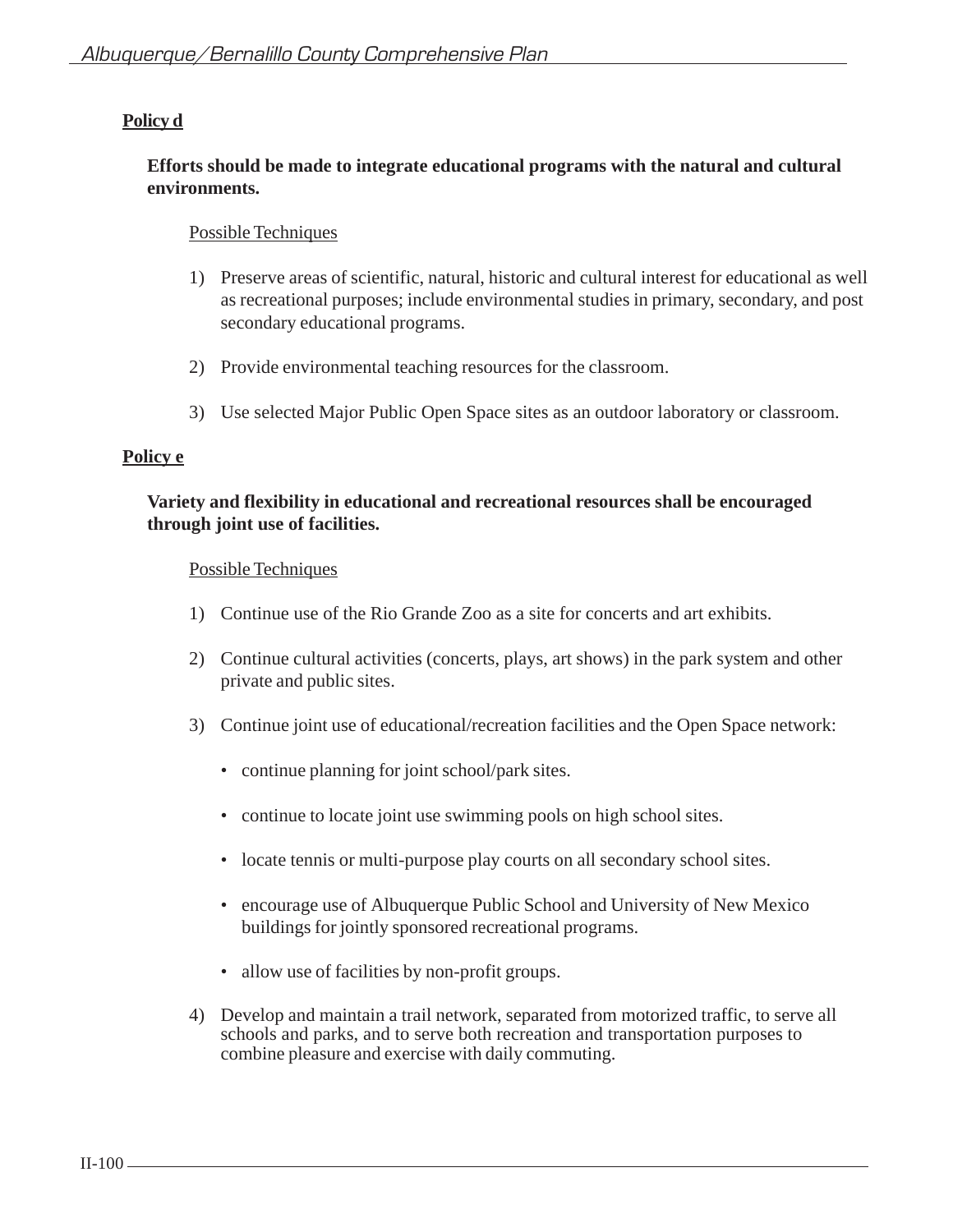**Policy d**

**Efforts should be made to integrate educational programs with the natural and cultural environments.**

Possible Techniques

1) Preserve areas of scientific, natural, historic and cultural interest for educational as well as recreational purposes; include environmental studies in primary, secondary, and post secondary educational programs.

2) Provide environmental teaching resources for the classroom.

3) Use selected Major Public Open Space sites as an outdoor laboratory or classroom.

**Policy e**

**Variety and flexibility in educational and recreational resources shall be encouraged through joint use of facilities.**

Possible Techniques

1) Continue use of the Rio Grande Zoo as a site for concerts and art exhibits.

2) Continue cultural activities (concerts, plays, art shows) in the park system and other private and public sites.

3) Continue joint use of educational/recreation facilities and the Open Space network:

   - continue planning for joint school/park sites.

   - continue to locate joint use swimming pools on high school sites.

   - locate tennis or multi-purpose play courts on all secondary school sites.

   - encourage use of Albuquerque Public School and University of New Mexico buildings for jointly sponsored recreational programs.

   - allow use of facilities by non-profit groups.

4) Develop and maintain a trail network, separated from motorized traffic, to serve all schools and parks, and to serve both recreation and transportation purposes to combine pleasure and exercise with daily commuting.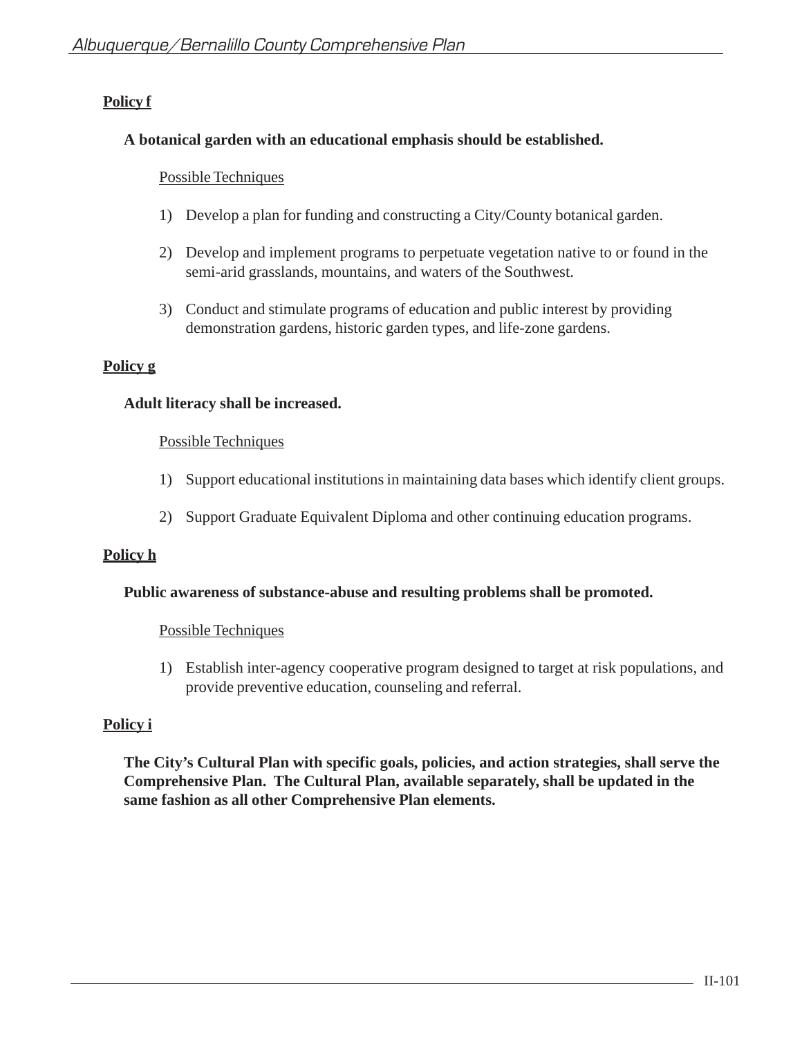**Policy f**

**A botanical garden with an educational emphasis should be established.**

Possible Techniques

1) Develop a plan for funding and constructing a City/County botanical garden.

2) Develop and implement programs to perpetuate vegetation native to or found in the semi-arid grasslands, mountains, and waters of the Southwest.

3) Conduct and stimulate programs of education and public interest by providing demonstration gardens, historic garden types, and life-zone gardens.

**Policy g**

**Adult literacy shall be increased.**

Possible Techniques

1) Support educational institutions in maintaining data bases which identify client groups.

2) Support Graduate Equivalent Diploma and other continuing education programs.

**Policy h**

**Public awareness of substance-abuse and resulting problems shall be promoted.**

Possible Techniques

1) Establish inter-agency cooperative program designed to target at risk populations, and provide preventive education, counseling and referral.

**Policy i**

**The City's Cultural Plan with specific goals, policies, and action strategies, shall serve the Comprehensive Plan. The Cultural Plan, available separately, shall be updated in the same fashion as all other Comprehensive Plan elements.**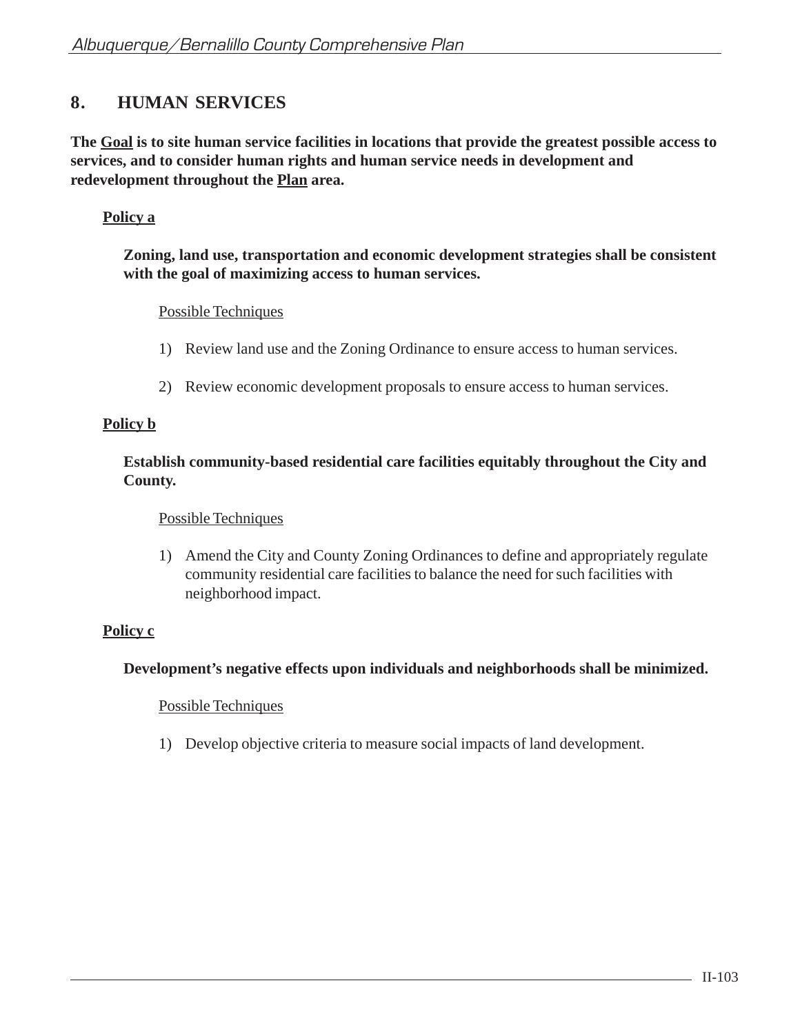## 8. HUMAN SERVICES

**The Goal is to site human service facilities in locations that provide the greatest possible access to services, and to consider human rights and human service needs in development and redevelopment throughout the Plan area.**

**Policy a**

**Zoning, land use, transportation and economic development strategies shall be consistent with the goal of maximizing access to human services.**

Possible Techniques

1) Review land use and the Zoning Ordinance to ensure access to human services.

2) Review economic development proposals to ensure access to human services.

**Policy b**

**Establish community-based residential care facilities equitably throughout the City and County.**

Possible Techniques

1) Amend the City and County Zoning Ordinances to define and appropriately regulate community residential care facilities to balance the need for such facilities with neighborhood impact.

**Policy c**

**Development's negative effects upon individuals and neighborhoods shall be minimized.**

Possible Techniques

1) Develop objective criteria to measure social impacts of land development.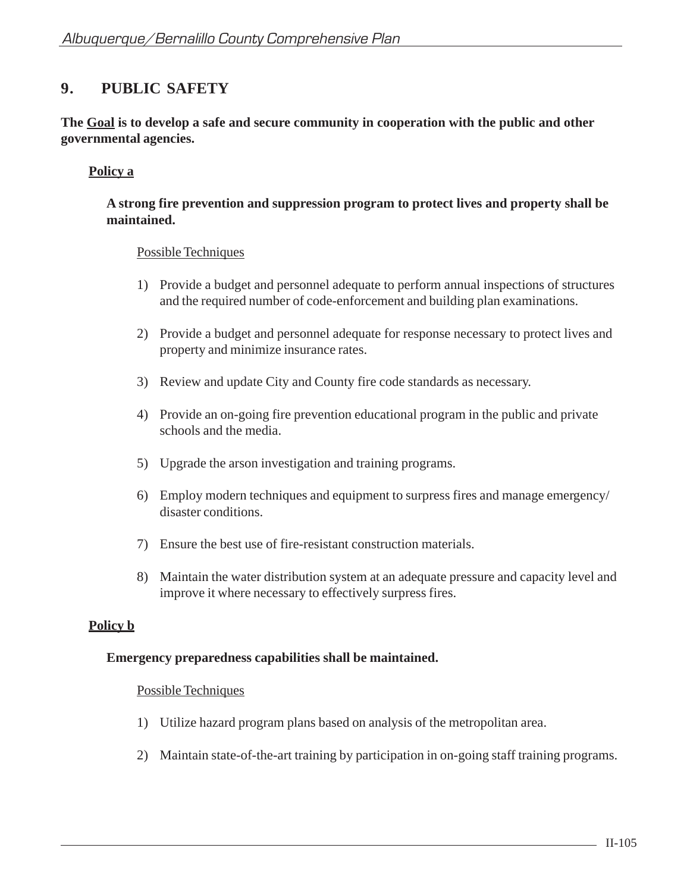## 9. PUBLIC SAFETY

**The <u>Goal</u> is to develop a safe and secure community in cooperation with the public and other governmental agencies.**

**<u>Policy a</u>**

**A strong fire prevention and suppression program to protect lives and property shall be maintained.**

<u>Possible Techniques</u>

1) Provide a budget and personnel adequate to perform annual inspections of structures and the required number of code-enforcement and building plan examinations.

2) Provide a budget and personnel adequate for response necessary to protect lives and property and minimize insurance rates.

3) Review and update City and County fire code standards as necessary.

4) Provide an on-going fire prevention educational program in the public and private schools and the media.

5) Upgrade the arson investigation and training programs.

6) Employ modern techniques and equipment to surpress fires and manage emergency/ disaster conditions.

7) Ensure the best use of fire-resistant construction materials.

8) Maintain the water distribution system at an adequate pressure and capacity level and improve it where necessary to effectively surpress fires.

**<u>Policy b</u>**

**Emergency preparedness capabilities shall be maintained.**

<u>Possible Techniques</u>

1) Utilize hazard program plans based on analysis of the metropolitan area.

2) Maintain state-of-the-art training by participation in on-going staff training programs.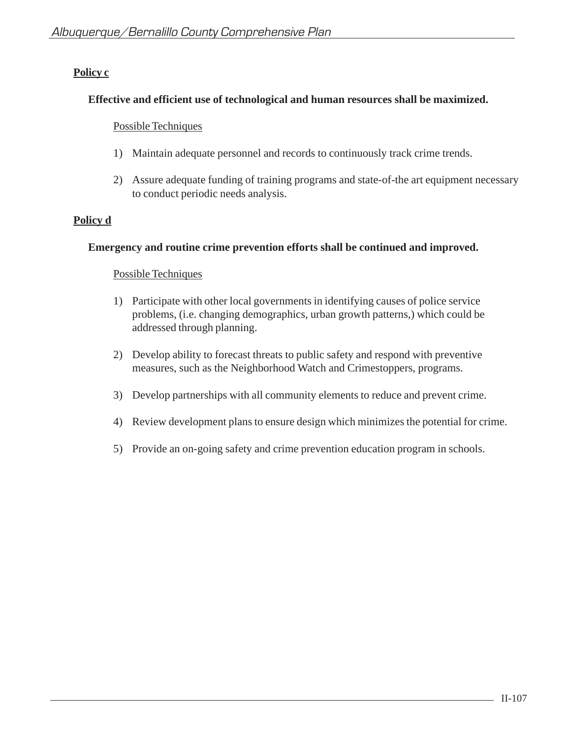**Policy c**

**Effective and efficient use of technological and human resources shall be maximized.**

Possible Techniques

1) Maintain adequate personnel and records to continuously track crime trends.

2) Assure adequate funding of training programs and state-of-the art equipment necessary to conduct periodic needs analysis.

**Policy d**

**Emergency and routine crime prevention efforts shall be continued and improved.**

Possible Techniques

1) Participate with other local governments in identifying causes of police service problems, (i.e. changing demographics, urban growth patterns,) which could be addressed through planning.

2) Develop ability to forecast threats to public safety and respond with preventive measures, such as the Neighborhood Watch and Crimestoppers, programs.

3) Develop partnerships with all community elements to reduce and prevent crime.

4) Review development plans to ensure design which minimizes the potential for crime.

5) Provide an on-going safety and crime prevention education program in schools.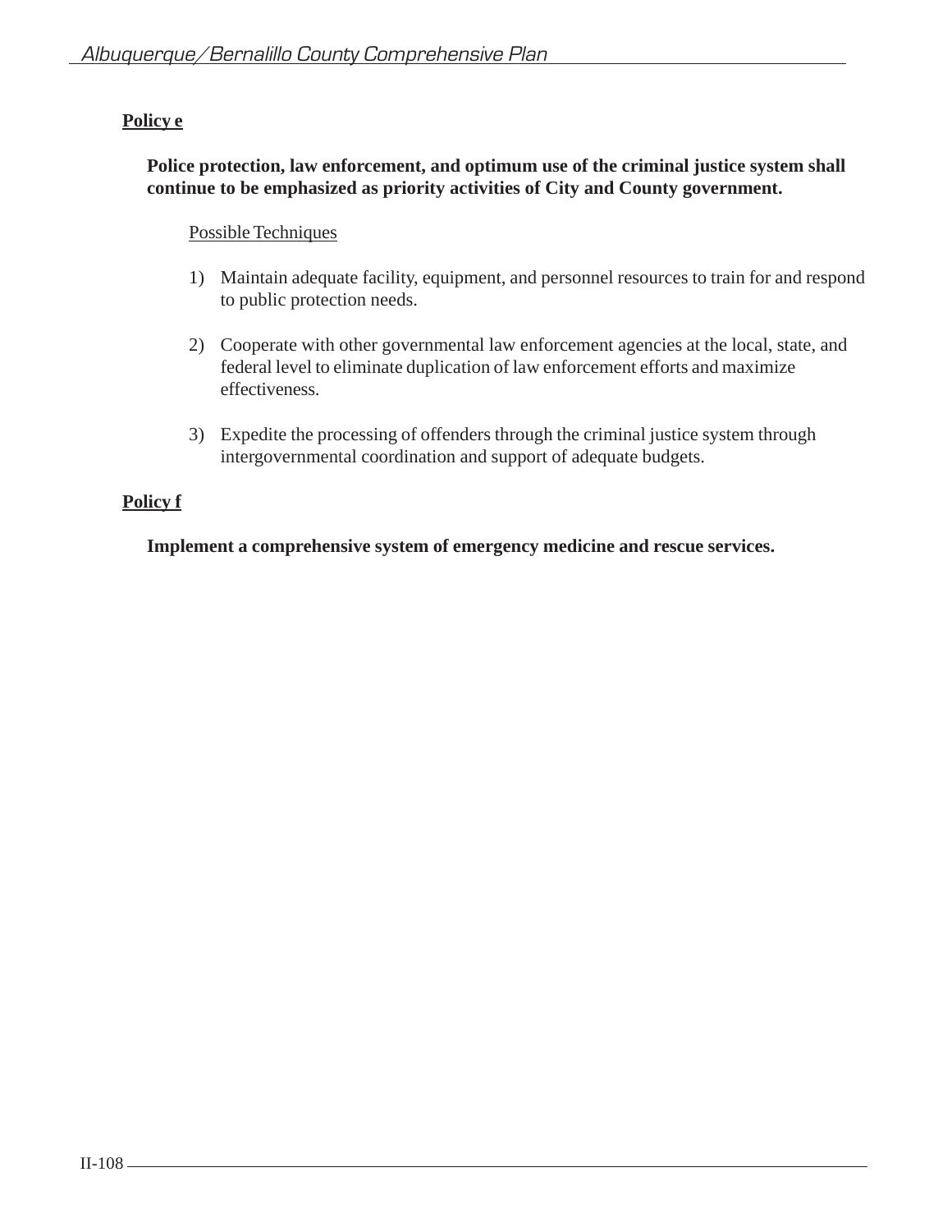**Policy e**

**Police protection, law enforcement, and optimum use of the criminal justice system shall continue to be emphasized as priority activities of City and County government.**

Possible Techniques

1) Maintain adequate facility, equipment, and personnel resources to train for and respond to public protection needs.

2) Cooperate with other governmental law enforcement agencies at the local, state, and federal level to eliminate duplication of law enforcement efforts and maximize effectiveness.

3) Expedite the processing of offenders through the criminal justice system through intergovernmental coordination and support of adequate budgets.

**Policy f**

**Implement a comprehensive system of emergency medicine and rescue services.**